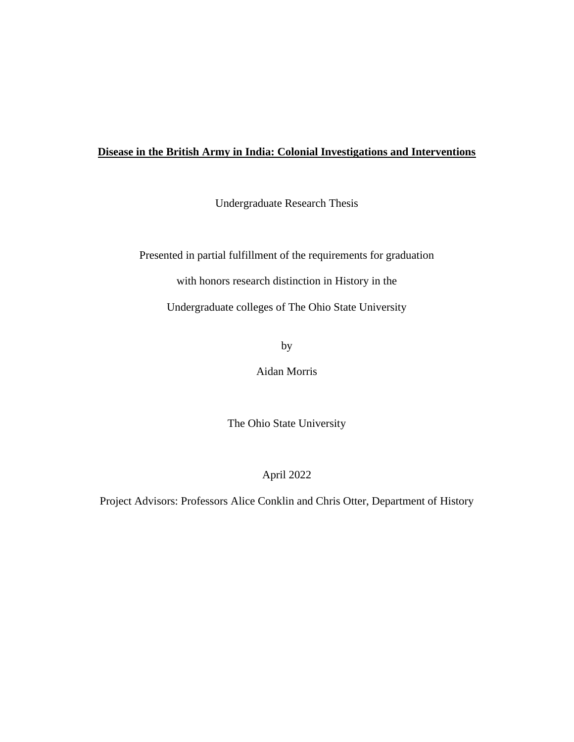# **Disease in the British Army in India: Colonial Investigations and Interventions**

Undergraduate Research Thesis

Presented in partial fulfillment of the requirements for graduation

with honors research distinction in History in the

Undergraduate colleges of The Ohio State University

by

Aidan Morris

The Ohio State University

April 2022

Project Advisors: Professors Alice Conklin and Chris Otter, Department of History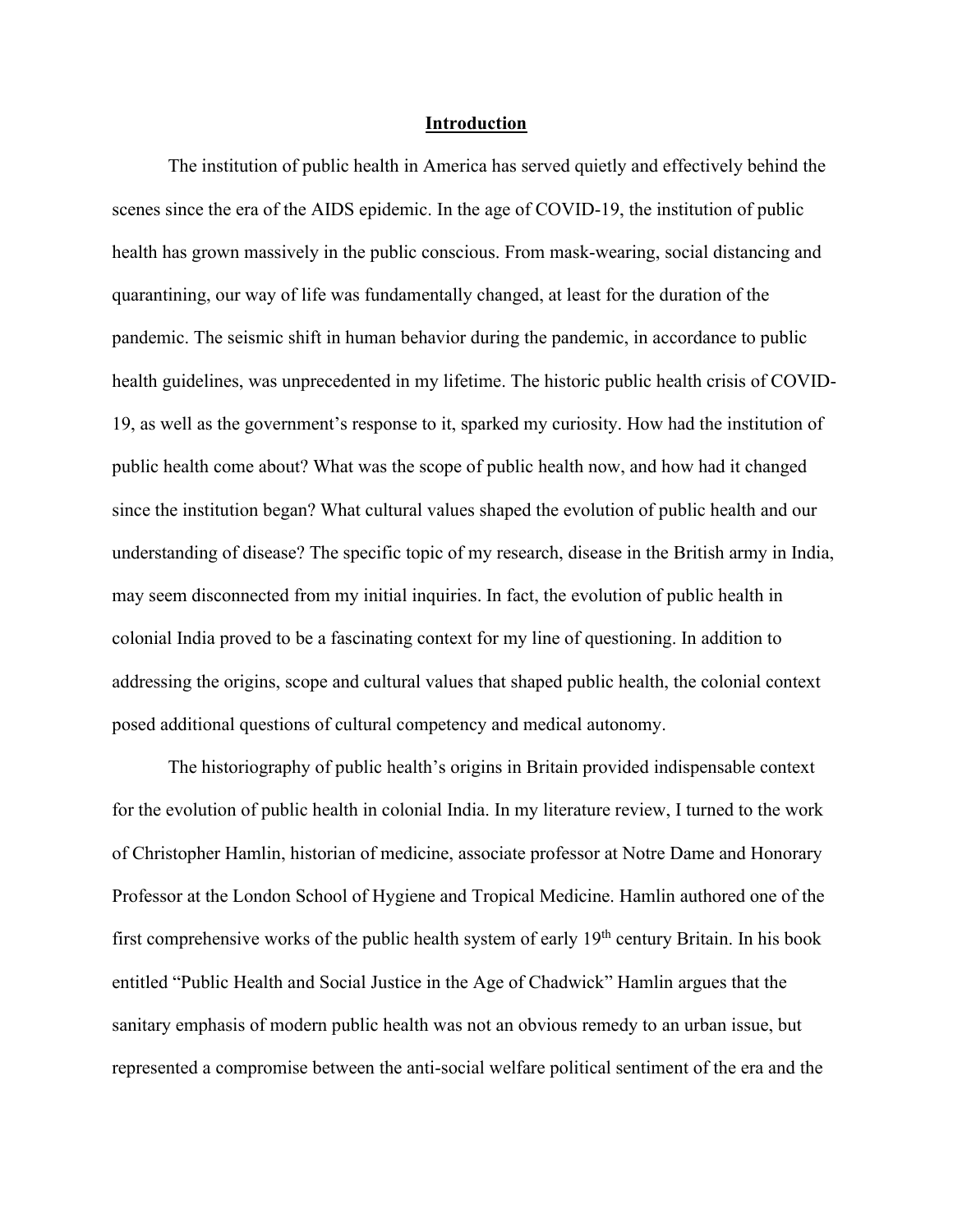## Introduction

The institution of public health in America has served quietly and effectively behind the scenes since the era of the AIDS epidemic. In the age of COVID-19, the institution of public health has grown massively in the public conscious. From mask-wearing, social distancing and quarantining, our way of life was fundamentally changed, at least for the duration of the pandemic. The seismic shift in human behavior during the pandemic, in accordance to public health guidelines, was unprecedented in my lifetime. The historic public health crisis of COVID-19, as well as the government's response to it, sparked my curiosity. How had the institution of public health come about? What was the scope of public health now, and how had it changed since the institution began? What cultural values shaped the evolution of public health and our understanding of disease? The specific topic of my research, disease in the British army in India, may seem disconnected from my initial inquiries. In fact, the evolution of public health in colonial India proved to be a fascinating context for my line of questioning. In addition to addressing the origins, scope and cultural values that shaped public health, the colonial context posed additional questions of cultural competency and medical autonomy.

The historiography of public health's origins in Britain provided indispensable context for the evolution of public health in colonial India. In my literature review, I turned to the work of Christopher Hamlin, historian of medicine, associate professor at Notre Dame and Honorary Professor at the London School of Hygiene and Tropical Medicine. Hamlin authored one of the first comprehensive works of the public health system of early 19th century Britain. In his book entitled "Public Health and Social Justice in the Age of Chadwick" Hamlin argues that the sanitary emphasis of modern public health was not an obvious remedy to an urban issue, but represented a compromise between the anti-social welfare political sentiment of the era and the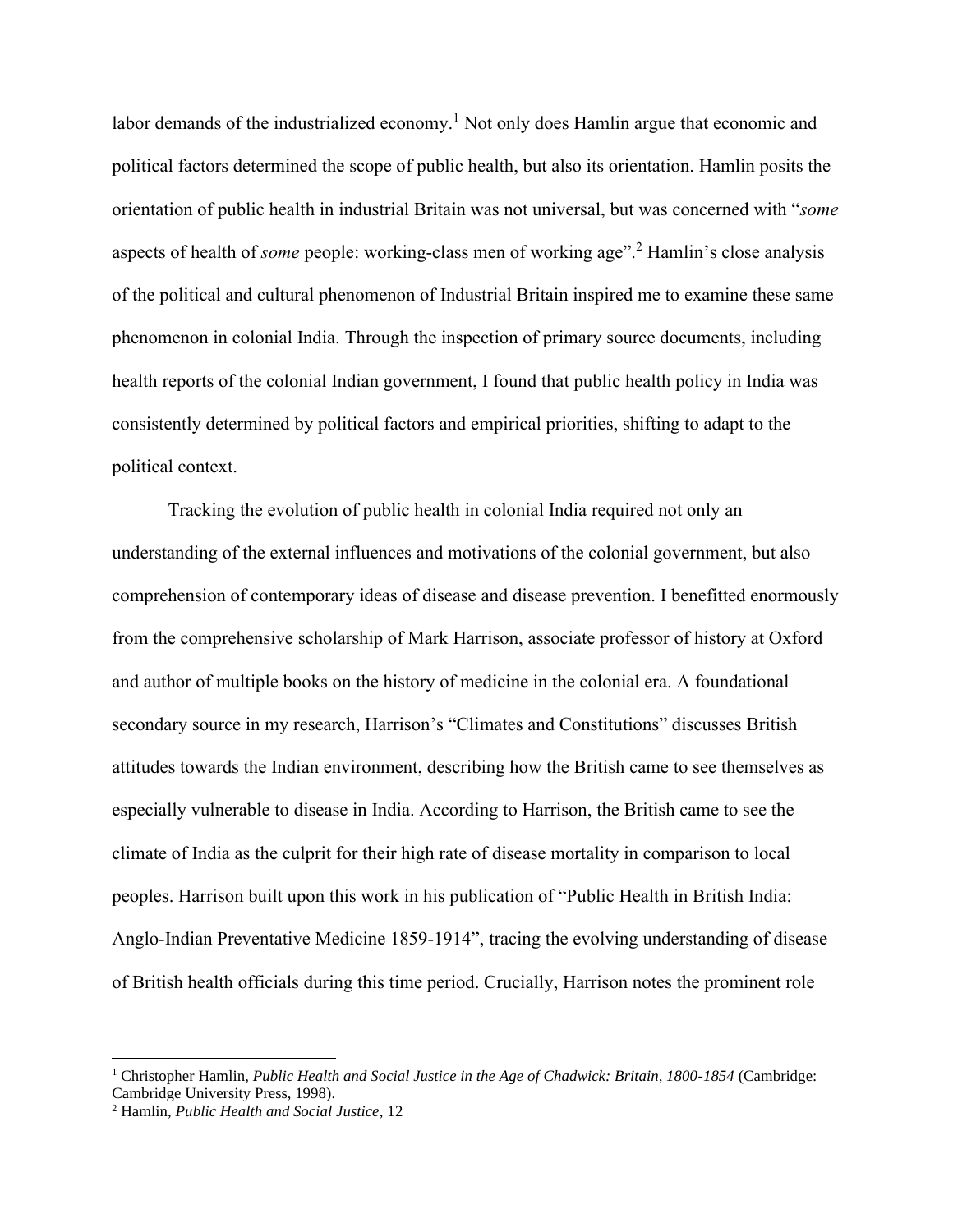labor demands of the industrialized economy.[1] Not only does Hamlin argue that economic and political factors determined the scope of public health, but also its orientation. Hamlin posits the orientation of public health in industrial Britain was not universal, but was concerned with "*some* aspects of health of *some* people: working-class men of working age".[2] Hamlin's close analysis of the political and cultural phenomenon of Industrial Britain inspired me to examine these same phenomenon in colonial India. Through the inspection of primary source documents, including health reports of the colonial Indian government, I found that public health policy in India was consistently determined by political factors and empirical priorities, shifting to adapt to the political context.

Tracking the evolution of public health in colonial India required not only an understanding of the external influences and motivations of the colonial government, but also comprehension of contemporary ideas of disease and disease prevention. I benefitted enormously from the comprehensive scholarship of Mark Harrison, associate professor of history at Oxford and author of multiple books on the history of medicine in the colonial era. A foundational secondary source in my research, Harrison's "Climates and Constitutions" discusses British attitudes towards the Indian environment, describing how the British came to see themselves as especially vulnerable to disease in India. According to Harrison, the British came to see the climate of India as the culprit for their high rate of disease mortality in comparison to local peoples. Harrison built upon this work in his publication of "Public Health in British India: Anglo-Indian Preventative Medicine 1859-1914", tracing the evolving understanding of disease of British health officials during this time period. Crucially, Harrison notes the prominent role

---

[1] Christopher Hamlin, *Public Health and Social Justice in the Age of Chadwick: Britain, 1800-1854* (Cambridge: Cambridge University Press, 1998).

[2] Hamlin, *Public Health and Social Justice*, 12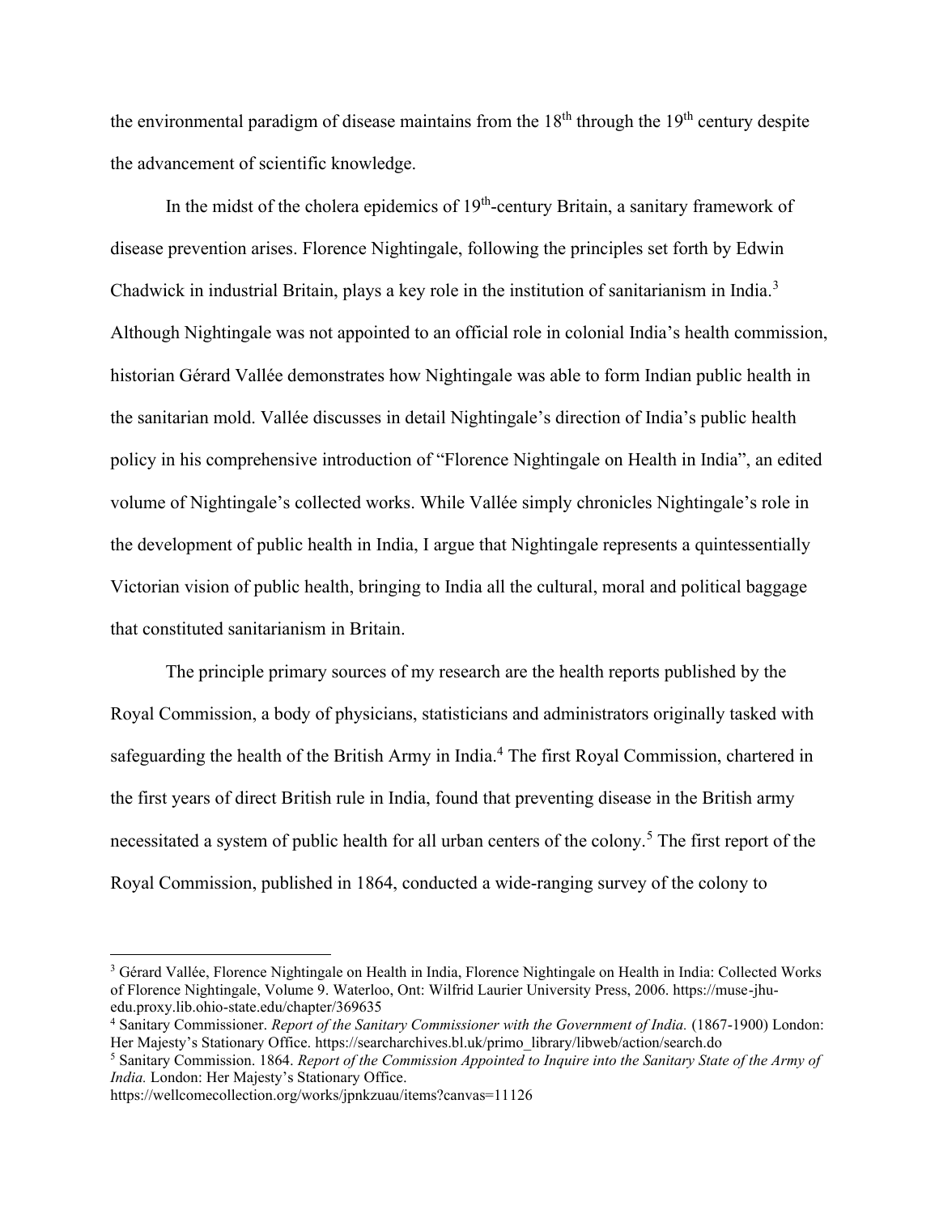the environmental paradigm of disease maintains from the 18th through the 19th century despite the advancement of scientific knowledge.

In the midst of the cholera epidemics of 19th-century Britain, a sanitary framework of disease prevention arises. Florence Nightingale, following the principles set forth by Edwin Chadwick in industrial Britain, plays a key role in the institution of sanitarianism in India.[3] Although Nightingale was not appointed to an official role in colonial India's health commission, historian Gérard Vallée demonstrates how Nightingale was able to form Indian public health in the sanitarian mold. Vallée discusses in detail Nightingale's direction of India's public health policy in his comprehensive introduction of "Florence Nightingale on Health in India", an edited volume of Nightingale's collected works. While Vallée simply chronicles Nightingale's role in the development of public health in India, I argue that Nightingale represents a quintessentially Victorian vision of public health, bringing to India all the cultural, moral and political baggage that constituted sanitarianism in Britain.

The principle primary sources of my research are the health reports published by the Royal Commission, a body of physicians, statisticians and administrators originally tasked with safeguarding the health of the British Army in India.[4] The first Royal Commission, chartered in the first years of direct British rule in India, found that preventing disease in the British army necessitated a system of public health for all urban centers of the colony.[5] The first report of the Royal Commission, published in 1864, conducted a wide-ranging survey of the colony to

---

[3] Gérard Vallée, Florence Nightingale on Health in India, Florence Nightingale on Health in India: Collected Works of Florence Nightingale, Volume 9. Waterloo, Ont: Wilfrid Laurier University Press, 2006. https://muse-jhu-edu.proxy.lib.ohio-state.edu/chapter/369635

[4] Sanitary Commissioner. *Report of the Sanitary Commissioner with the Government of India.* (1867-1900) London: Her Majesty's Stationary Office. https://searcharchives.bl.uk/primo_library/libweb/action/search.do

[5] Sanitary Commission. 1864. *Report of the Commission Appointed to Inquire into the Sanitary State of the Army of India.* London: Her Majesty's Stationary Office. https://wellcomecollection.org/works/jpnkzuau/items?canvas=11126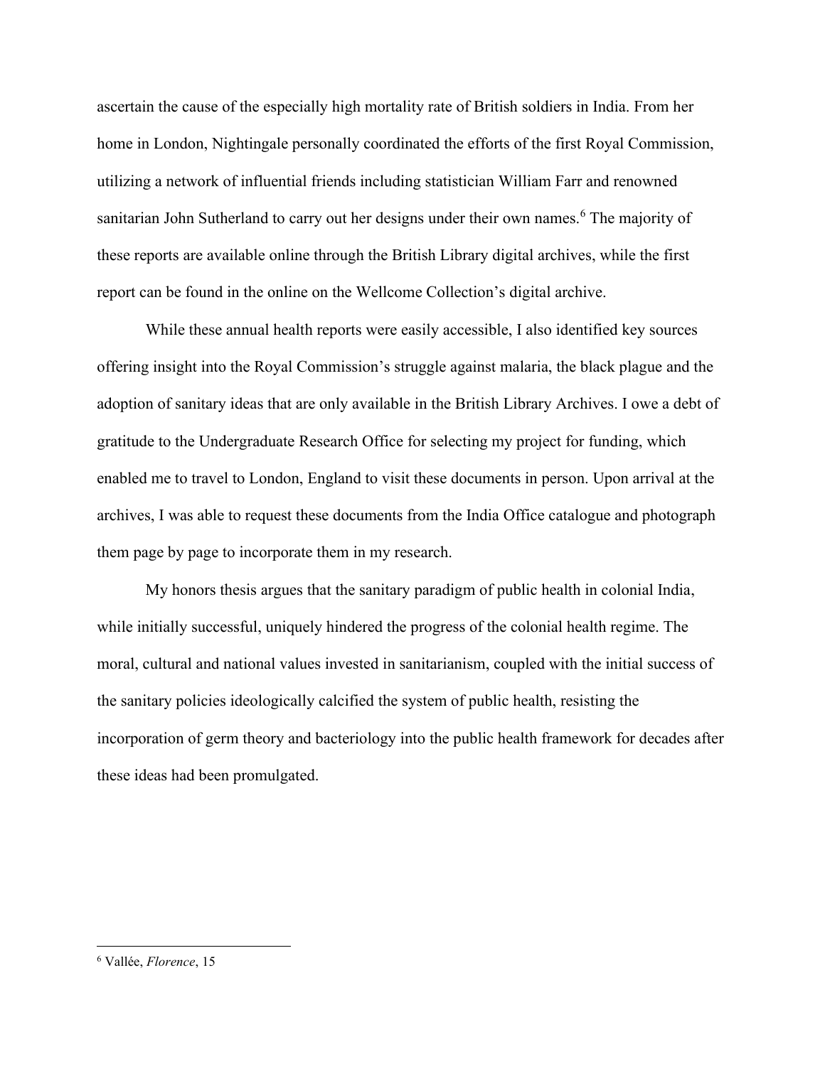ascertain the cause of the especially high mortality rate of British soldiers in India. From her home in London, Nightingale personally coordinated the efforts of the first Royal Commission, utilizing a network of influential friends including statistician William Farr and renowned sanitarian John Sutherland to carry out her designs under their own names.[6] The majority of these reports are available online through the British Library digital archives, while the first report can be found in the online on the Wellcome Collection's digital archive.

While these annual health reports were easily accessible, I also identified key sources offering insight into the Royal Commission's struggle against malaria, the black plague and the adoption of sanitary ideas that are only available in the British Library Archives. I owe a debt of gratitude to the Undergraduate Research Office for selecting my project for funding, which enabled me to travel to London, England to visit these documents in person. Upon arrival at the archives, I was able to request these documents from the India Office catalogue and photograph them page by page to incorporate them in my research.

My honors thesis argues that the sanitary paradigm of public health in colonial India, while initially successful, uniquely hindered the progress of the colonial health regime. The moral, cultural and national values invested in sanitarianism, coupled with the initial success of the sanitary policies ideologically calcified the system of public health, resisting the incorporation of germ theory and bacteriology into the public health framework for decades after these ideas had been promulgated.

---

[6] Vallée, *Florence*, 15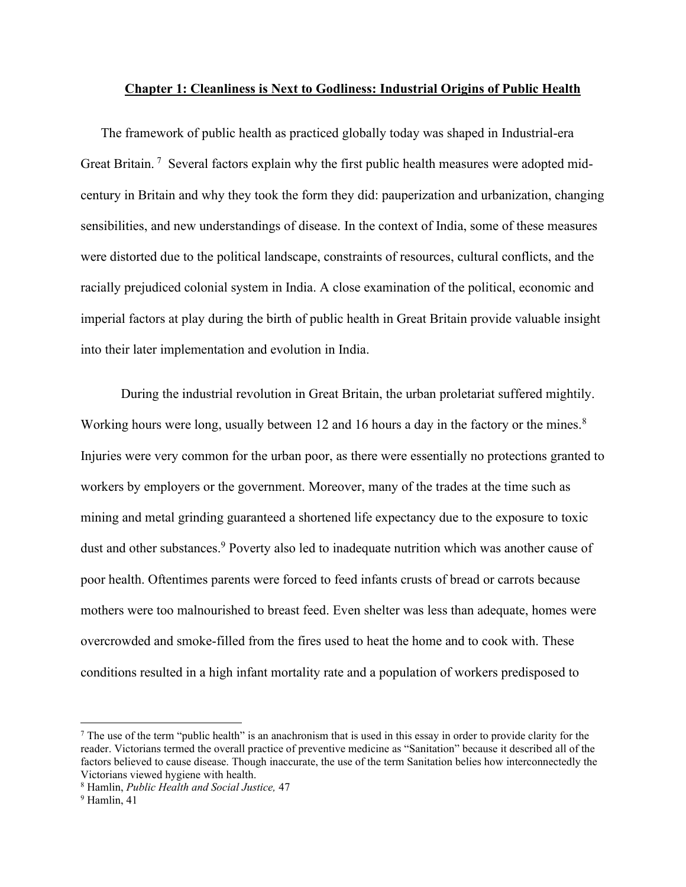## Chapter 1: Cleanliness is Next to Godliness: Industrial Origins of Public Health

The framework of public health as practiced globally today was shaped in Industrial-era Great Britain. [7] Several factors explain why the first public health measures were adopted mid-century in Britain and why they took the form they did: pauperization and urbanization, changing sensibilities, and new understandings of disease. In the context of India, some of these measures were distorted due to the political landscape, constraints of resources, cultural conflicts, and the racially prejudiced colonial system in India. A close examination of the political, economic and imperial factors at play during the birth of public health in Great Britain provide valuable insight into their later implementation and evolution in India.

During the industrial revolution in Great Britain, the urban proletariat suffered mightily. Working hours were long, usually between 12 and 16 hours a day in the factory or the mines.[8] Injuries were very common for the urban poor, as there were essentially no protections granted to workers by employers or the government. Moreover, many of the trades at the time such as mining and metal grinding guaranteed a shortened life expectancy due to the exposure to toxic dust and other substances.[9] Poverty also led to inadequate nutrition which was another cause of poor health. Oftentimes parents were forced to feed infants crusts of bread or carrots because mothers were too malnourished to breast feed. Even shelter was less than adequate, homes were overcrowded and smoke-filled from the fires used to heat the home and to cook with. These conditions resulted in a high infant mortality rate and a population of workers predisposed to

---

[7] The use of the term "public health" is an anachronism that is used in this essay in order to provide clarity for the reader. Victorians termed the overall practice of preventive medicine as "Sanitation" because it described all of the factors believed to cause disease. Though inaccurate, the use of the term Sanitation belies how interconnectedly the Victorians viewed hygiene with health.

[8] Hamlin, *Public Health and Social Justice,* 47

[9] Hamlin, 41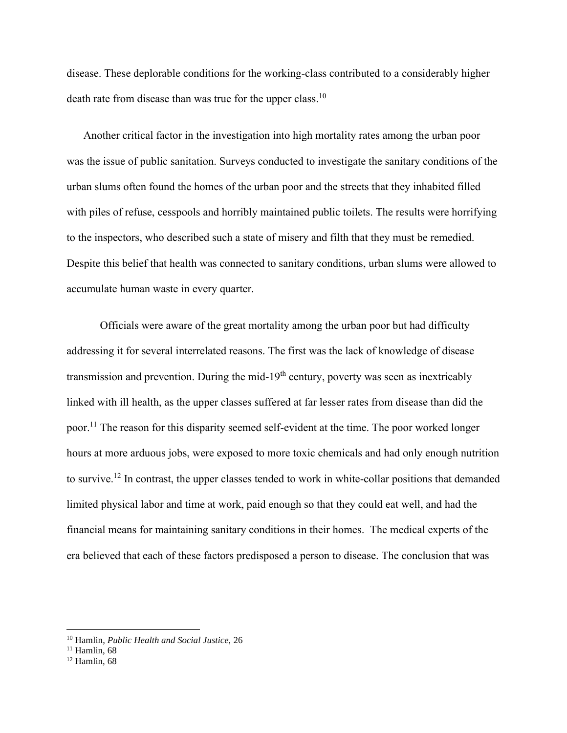disease. These deplorable conditions for the working-class contributed to a considerably higher death rate from disease than was true for the upper class.[10]

Another critical factor in the investigation into high mortality rates among the urban poor was the issue of public sanitation. Surveys conducted to investigate the sanitary conditions of the urban slums often found the homes of the urban poor and the streets that they inhabited filled with piles of refuse, cesspools and horribly maintained public toilets. The results were horrifying to the inspectors, who described such a state of misery and filth that they must be remedied. Despite this belief that health was connected to sanitary conditions, urban slums were allowed to accumulate human waste in every quarter.

Officials were aware of the great mortality among the urban poor but had difficulty addressing it for several interrelated reasons. The first was the lack of knowledge of disease transmission and prevention. During the mid-19th century, poverty was seen as inextricably linked with ill health, as the upper classes suffered at far lesser rates from disease than did the poor.[11] The reason for this disparity seemed self-evident at the time. The poor worked longer hours at more arduous jobs, were exposed to more toxic chemicals and had only enough nutrition to survive.[12] In contrast, the upper classes tended to work in white-collar positions that demanded limited physical labor and time at work, paid enough so that they could eat well, and had the financial means for maintaining sanitary conditions in their homes. The medical experts of the era believed that each of these factors predisposed a person to disease. The conclusion that was

---

[10] Hamlin, *Public Health and Social Justice,* 26

[11] Hamlin, 68

[12] Hamlin, 68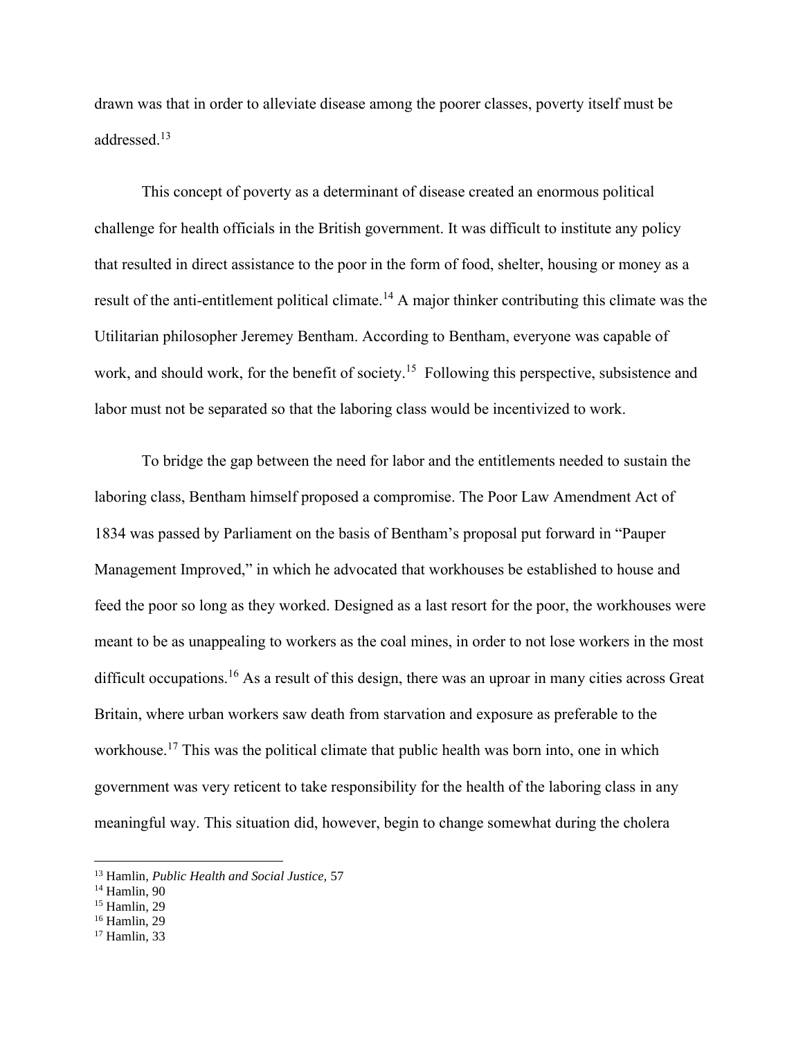drawn was that in order to alleviate disease among the poorer classes, poverty itself must be addressed.[13]

This concept of poverty as a determinant of disease created an enormous political challenge for health officials in the British government. It was difficult to institute any policy that resulted in direct assistance to the poor in the form of food, shelter, housing or money as a result of the anti-entitlement political climate.[14] A major thinker contributing this climate was the Utilitarian philosopher Jeremey Bentham. According to Bentham, everyone was capable of work, and should work, for the benefit of society.[15] Following this perspective, subsistence and labor must not be separated so that the laboring class would be incentivized to work.

To bridge the gap between the need for labor and the entitlements needed to sustain the laboring class, Bentham himself proposed a compromise. The Poor Law Amendment Act of 1834 was passed by Parliament on the basis of Bentham's proposal put forward in "Pauper Management Improved," in which he advocated that workhouses be established to house and feed the poor so long as they worked. Designed as a last resort for the poor, the workhouses were meant to be as unappealing to workers as the coal mines, in order to not lose workers in the most difficult occupations.[16] As a result of this design, there was an uproar in many cities across Great Britain, where urban workers saw death from starvation and exposure as preferable to the workhouse.[17] This was the political climate that public health was born into, one in which government was very reticent to take responsibility for the health of the laboring class in any meaningful way. This situation did, however, begin to change somewhat during the cholera

[13] Hamlin, *Public Health and Social Justice,* 57
[14] Hamlin, 90
[15] Hamlin, 29
[16] Hamlin, 29
[17] Hamlin, 33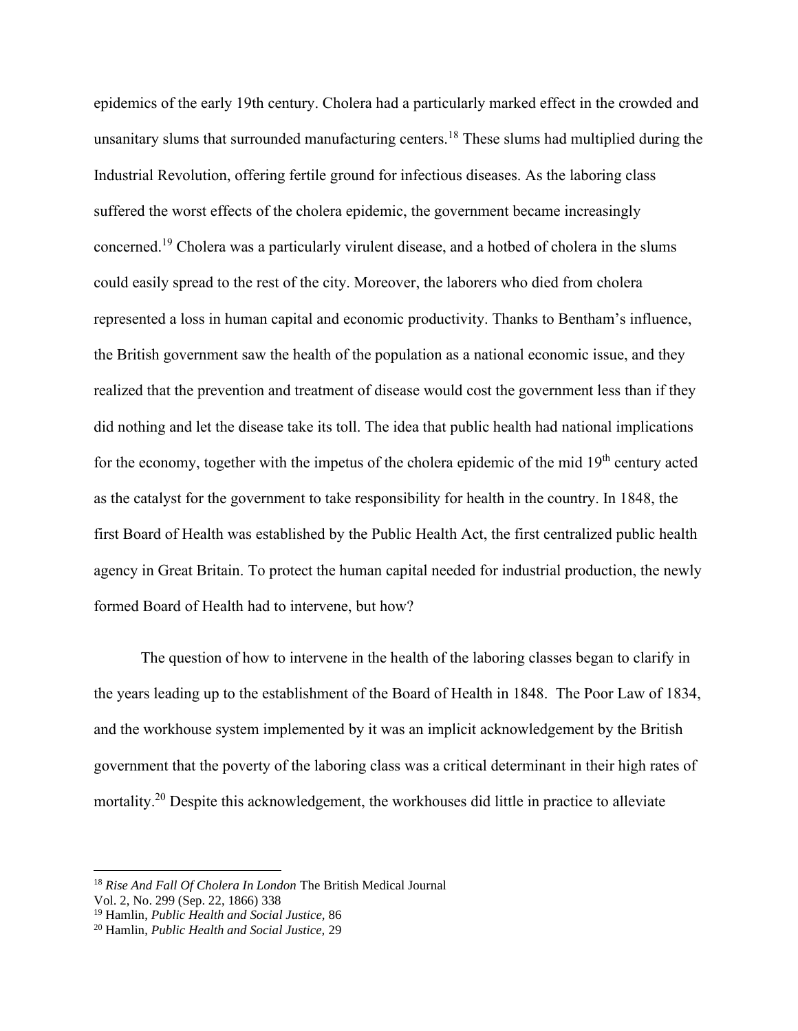epidemics of the early 19th century. Cholera had a particularly marked effect in the crowded and unsanitary slums that surrounded manufacturing centers.[18] These slums had multiplied during the Industrial Revolution, offering fertile ground for infectious diseases. As the laboring class suffered the worst effects of the cholera epidemic, the government became increasingly concerned.[19] Cholera was a particularly virulent disease, and a hotbed of cholera in the slums could easily spread to the rest of the city. Moreover, the laborers who died from cholera represented a loss in human capital and economic productivity. Thanks to Bentham's influence, the British government saw the health of the population as a national economic issue, and they realized that the prevention and treatment of disease would cost the government less than if they did nothing and let the disease take its toll. The idea that public health had national implications for the economy, together with the impetus of the cholera epidemic of the mid 19th century acted as the catalyst for the government to take responsibility for health in the country. In 1848, the first Board of Health was established by the Public Health Act, the first centralized public health agency in Great Britain. To protect the human capital needed for industrial production, the newly formed Board of Health had to intervene, but how?

The question of how to intervene in the health of the laboring classes began to clarify in the years leading up to the establishment of the Board of Health in 1848. The Poor Law of 1834, and the workhouse system implemented by it was an implicit acknowledgement by the British government that the poverty of the laboring class was a critical determinant in their high rates of mortality.[20] Despite this acknowledgement, the workhouses did little in practice to alleviate

---

[18] *Rise And Fall Of Cholera In London* The British Medical Journal Vol. 2, No. 299 (Sep. 22, 1866) 338

[19] Hamlin, *Public Health and Social Justice,* 86

[20] Hamlin, *Public Health and Social Justice,* 29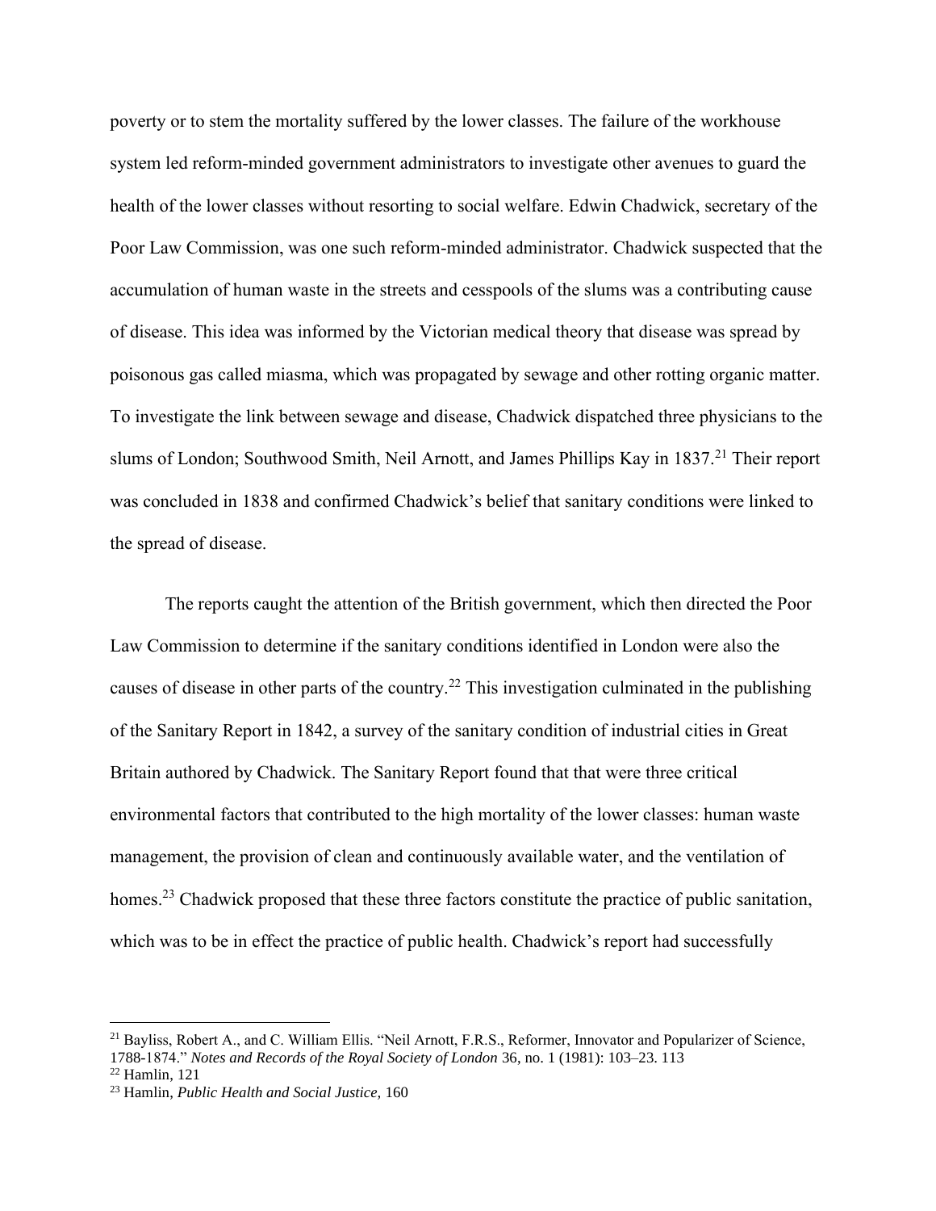poverty or to stem the mortality suffered by the lower classes. The failure of the workhouse system led reform-minded government administrators to investigate other avenues to guard the health of the lower classes without resorting to social welfare. Edwin Chadwick, secretary of the Poor Law Commission, was one such reform-minded administrator. Chadwick suspected that the accumulation of human waste in the streets and cesspools of the slums was a contributing cause of disease. This idea was informed by the Victorian medical theory that disease was spread by poisonous gas called miasma, which was propagated by sewage and other rotting organic matter. To investigate the link between sewage and disease, Chadwick dispatched three physicians to the slums of London; Southwood Smith, Neil Arnott, and James Phillips Kay in 1837.[21] Their report was concluded in 1838 and confirmed Chadwick's belief that sanitary conditions were linked to the spread of disease.

The reports caught the attention of the British government, which then directed the Poor Law Commission to determine if the sanitary conditions identified in London were also the causes of disease in other parts of the country.[22] This investigation culminated in the publishing of the Sanitary Report in 1842, a survey of the sanitary condition of industrial cities in Great Britain authored by Chadwick. The Sanitary Report found that that were three critical environmental factors that contributed to the high mortality of the lower classes: human waste management, the provision of clean and continuously available water, and the ventilation of homes.[23] Chadwick proposed that these three factors constitute the practice of public sanitation, which was to be in effect the practice of public health. Chadwick's report had successfully

---

[21] Bayliss, Robert A., and C. William Ellis. "Neil Arnott, F.R.S., Reformer, Innovator and Popularizer of Science, 1788-1874." *Notes and Records of the Royal Society of London* 36, no. 1 (1981): 103–23. 113

[22] Hamlin, 121

[23] Hamlin, *Public Health and Social Justice,* 160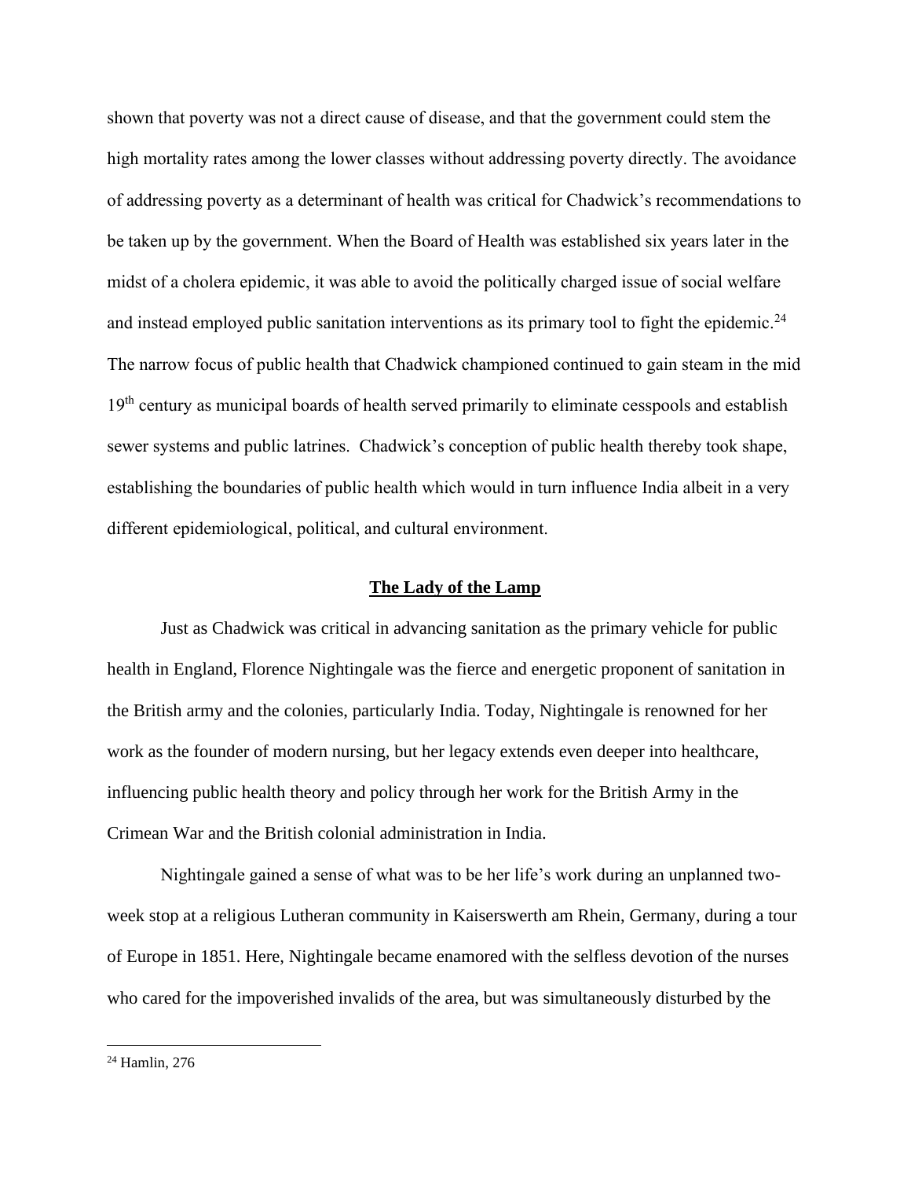shown that poverty was not a direct cause of disease, and that the government could stem the high mortality rates among the lower classes without addressing poverty directly. The avoidance of addressing poverty as a determinant of health was critical for Chadwick's recommendations to be taken up by the government. When the Board of Health was established six years later in the midst of a cholera epidemic, it was able to avoid the politically charged issue of social welfare and instead employed public sanitation interventions as its primary tool to fight the epidemic.[24] The narrow focus of public health that Chadwick championed continued to gain steam in the mid 19th century as municipal boards of health served primarily to eliminate cesspools and establish sewer systems and public latrines. Chadwick's conception of public health thereby took shape, establishing the boundaries of public health which would in turn influence India albeit in a very different epidemiological, political, and cultural environment.

## The Lady of the Lamp

Just as Chadwick was critical in advancing sanitation as the primary vehicle for public health in England, Florence Nightingale was the fierce and energetic proponent of sanitation in the British army and the colonies, particularly India. Today, Nightingale is renowned for her work as the founder of modern nursing, but her legacy extends even deeper into healthcare, influencing public health theory and policy through her work for the British Army in the Crimean War and the British colonial administration in India.

Nightingale gained a sense of what was to be her life's work during an unplanned two-week stop at a religious Lutheran community in Kaiserswerth am Rhein, Germany, during a tour of Europe in 1851. Here, Nightingale became enamored with the selfless devotion of the nurses who cared for the impoverished invalids of the area, but was simultaneously disturbed by the

[24] Hamlin, 276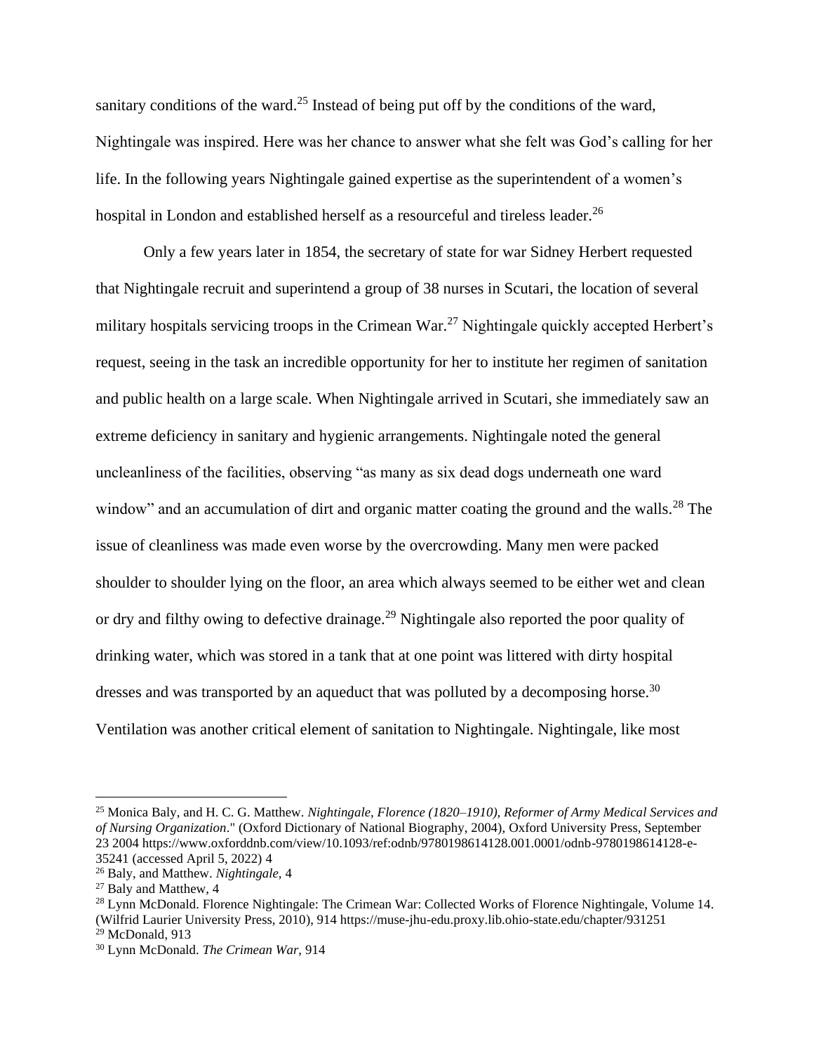sanitary conditions of the ward.[25] Instead of being put off by the conditions of the ward, Nightingale was inspired. Here was her chance to answer what she felt was God's calling for her life. In the following years Nightingale gained expertise as the superintendent of a women's hospital in London and established herself as a resourceful and tireless leader.[26]

Only a few years later in 1854, the secretary of state for war Sidney Herbert requested that Nightingale recruit and superintend a group of 38 nurses in Scutari, the location of several military hospitals servicing troops in the Crimean War.[27] Nightingale quickly accepted Herbert's request, seeing in the task an incredible opportunity for her to institute her regimen of sanitation and public health on a large scale. When Nightingale arrived in Scutari, she immediately saw an extreme deficiency in sanitary and hygienic arrangements. Nightingale noted the general uncleanliness of the facilities, observing "as many as six dead dogs underneath one ward window" and an accumulation of dirt and organic matter coating the ground and the walls.[28] The issue of cleanliness was made even worse by the overcrowding. Many men were packed shoulder to shoulder lying on the floor, an area which always seemed to be either wet and clean or dry and filthy owing to defective drainage.[29] Nightingale also reported the poor quality of drinking water, which was stored in a tank that at one point was littered with dirty hospital dresses and was transported by an aqueduct that was polluted by a decomposing horse.[30] Ventilation was another critical element of sanitation to Nightingale. Nightingale, like most

---

[25] Monica Baly, and H. C. G. Matthew. *Nightingale, Florence (1820–1910), Reformer of Army Medical Services and of Nursing Organization*." (Oxford Dictionary of National Biography, 2004), Oxford University Press, September 23 2004 https://www.oxforddnb.com/view/10.1093/ref:odnb/9780198614128.001.0001/odnb-9780198614128-e-35241 (accessed April 5, 2022) 4

[26] Baly, and Matthew. *Nightingale,* 4

[27] Baly and Matthew, 4

[28] Lynn McDonald. Florence Nightingale: The Crimean War: Collected Works of Florence Nightingale, Volume 14. (Wilfrid Laurier University Press, 2010), 914 https://muse-jhu-edu.proxy.lib.ohio-state.edu/chapter/931251

[29] McDonald, 913

[30] Lynn McDonald. *The Crimean War,* 914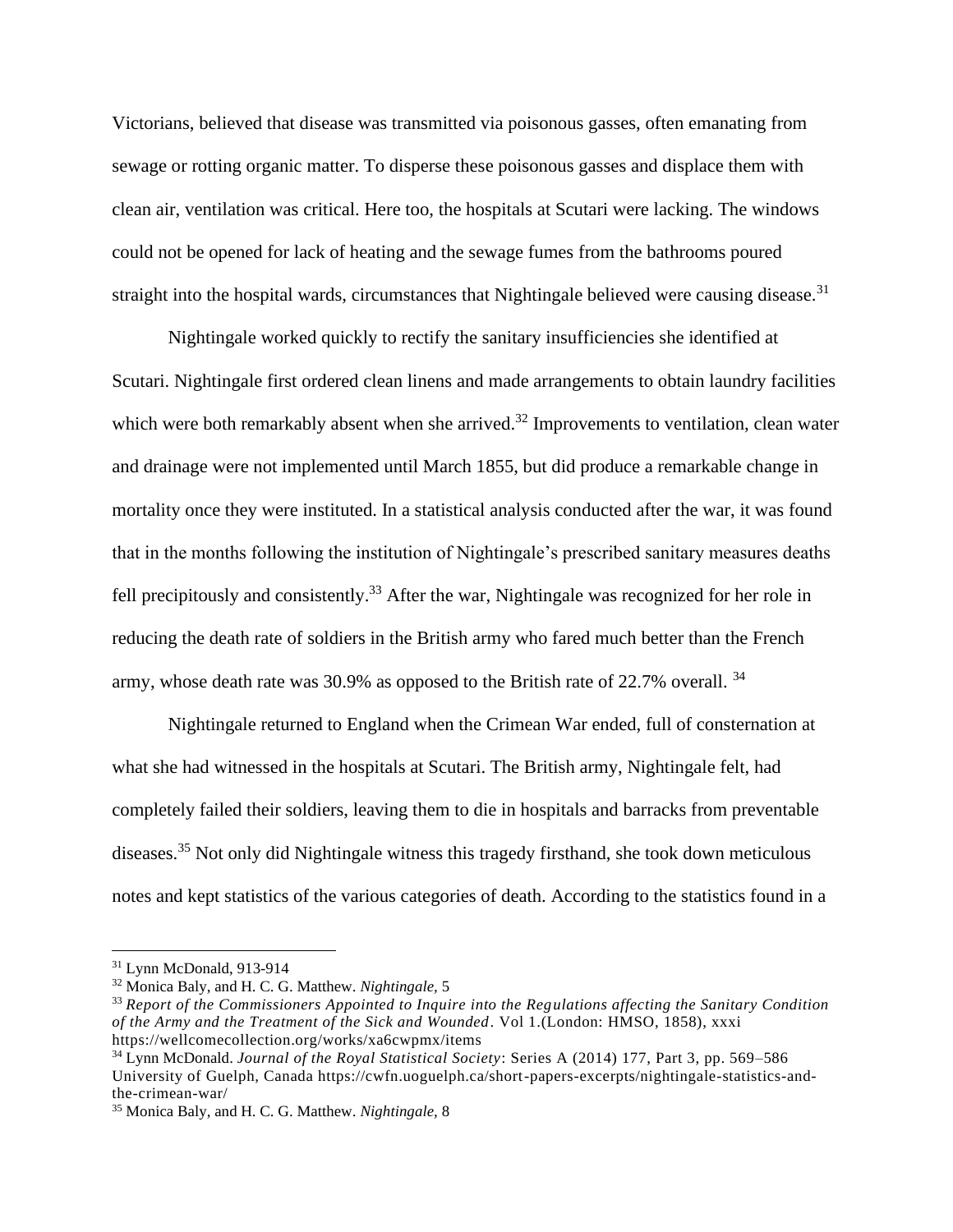Victorians, believed that disease was transmitted via poisonous gasses, often emanating from sewage or rotting organic matter. To disperse these poisonous gasses and displace them with clean air, ventilation was critical. Here too, the hospitals at Scutari were lacking. The windows could not be opened for lack of heating and the sewage fumes from the bathrooms poured straight into the hospital wards, circumstances that Nightingale believed were causing disease.[31]

Nightingale worked quickly to rectify the sanitary insufficiencies she identified at Scutari. Nightingale first ordered clean linens and made arrangements to obtain laundry facilities which were both remarkably absent when she arrived.[32] Improvements to ventilation, clean water and drainage were not implemented until March 1855, but did produce a remarkable change in mortality once they were instituted. In a statistical analysis conducted after the war, it was found that in the months following the institution of Nightingale's prescribed sanitary measures deaths fell precipitously and consistently.[33] After the war, Nightingale was recognized for her role in reducing the death rate of soldiers in the British army who fared much better than the French army, whose death rate was 30.9% as opposed to the British rate of 22.7% overall. [34]

Nightingale returned to England when the Crimean War ended, full of consternation at what she had witnessed in the hospitals at Scutari. The British army, Nightingale felt, had completely failed their soldiers, leaving them to die in hospitals and barracks from preventable diseases.[35] Not only did Nightingale witness this tragedy firsthand, she took down meticulous notes and kept statistics of the various categories of death. According to the statistics found in a

---

[31] Lynn McDonald, 913-914

[32] Monica Baly, and H. C. G. Matthew. *Nightingale,* 5

[33] *Report of the Commissioners Appointed to Inquire into the Regulations affecting the Sanitary Condition of the Army and the Treatment of the Sick and Wounded*. Vol 1.(London: HMSO, 1858), xxxi https://wellcomecollection.org/works/xa6cwpmx/items

[34] Lynn McDonald. *Journal of the Royal Statistical Society*: Series A (2014) 177, Part 3, pp. 569–586 University of Guelph, Canada https://cwfn.uoguelph.ca/short-papers-excerpts/nightingale-statistics-and-the-crimean-war/

[35] Monica Baly, and H. C. G. Matthew. *Nightingale,* 8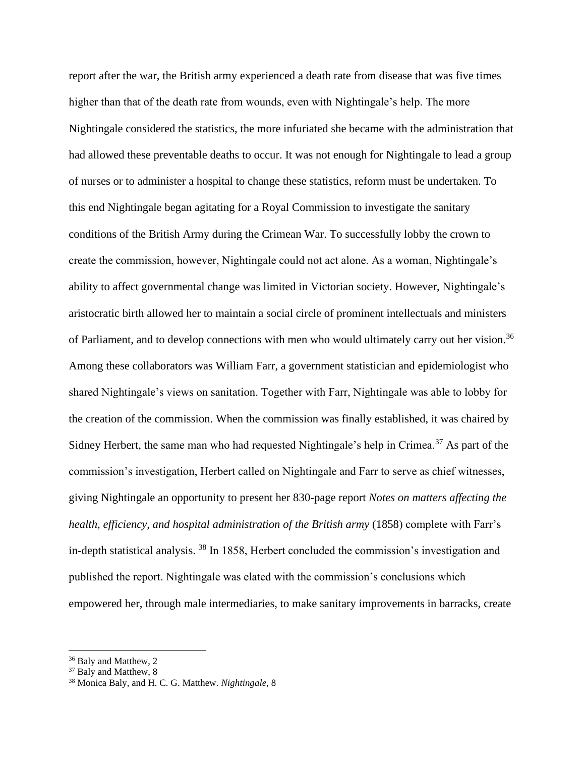report after the war, the British army experienced a death rate from disease that was five times higher than that of the death rate from wounds, even with Nightingale's help. The more Nightingale considered the statistics, the more infuriated she became with the administration that had allowed these preventable deaths to occur. It was not enough for Nightingale to lead a group of nurses or to administer a hospital to change these statistics, reform must be undertaken. To this end Nightingale began agitating for a Royal Commission to investigate the sanitary conditions of the British Army during the Crimean War. To successfully lobby the crown to create the commission, however, Nightingale could not act alone. As a woman, Nightingale's ability to affect governmental change was limited in Victorian society. However, Nightingale's aristocratic birth allowed her to maintain a social circle of prominent intellectuals and ministers of Parliament, and to develop connections with men who would ultimately carry out her vision.[36] Among these collaborators was William Farr, a government statistician and epidemiologist who shared Nightingale's views on sanitation. Together with Farr, Nightingale was able to lobby for the creation of the commission. When the commission was finally established, it was chaired by Sidney Herbert, the same man who had requested Nightingale's help in Crimea.[37] As part of the commission's investigation, Herbert called on Nightingale and Farr to serve as chief witnesses, giving Nightingale an opportunity to present her 830-page report *Notes on matters affecting the health, efficiency, and hospital administration of the British army* (1858) complete with Farr's in-depth statistical analysis. [38] In 1858, Herbert concluded the commission's investigation and published the report. Nightingale was elated with the commission's conclusions which empowered her, through male intermediaries, to make sanitary improvements in barracks, create

---

[36] Baly and Matthew, 2

[37] Baly and Matthew, 8

[38] Monica Baly, and H. C. G. Matthew. *Nightingale,* 8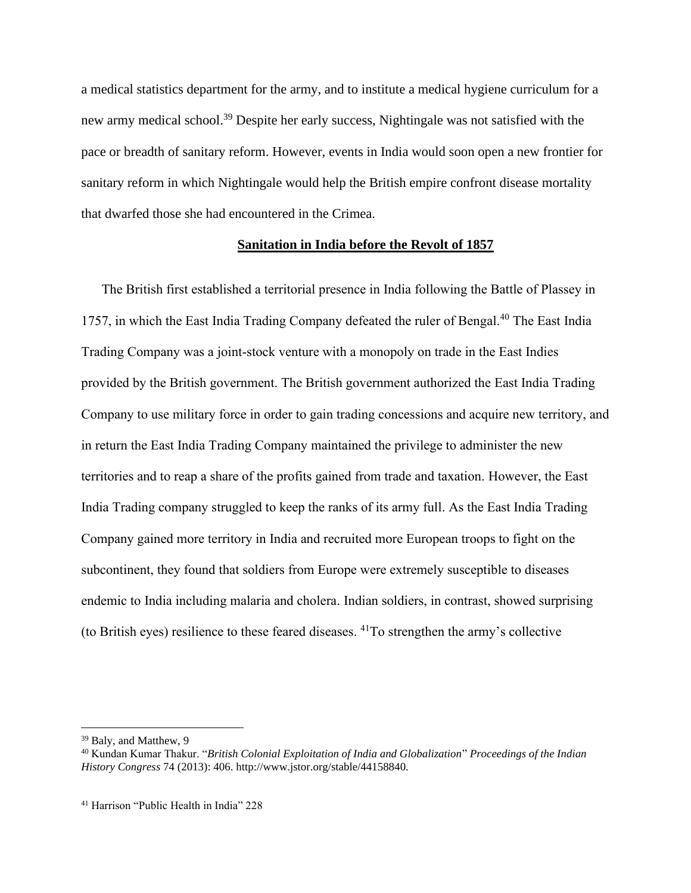a medical statistics department for the army, and to institute a medical hygiene curriculum for a new army medical school.[39] Despite her early success, Nightingale was not satisfied with the pace or breadth of sanitary reform. However, events in India would soon open a new frontier for sanitary reform in which Nightingale would help the British empire confront disease mortality that dwarfed those she had encountered in the Crimea.

## Sanitation in India before the Revolt of 1857

The British first established a territorial presence in India following the Battle of Plassey in 1757, in which the East India Trading Company defeated the ruler of Bengal.[40] The East India Trading Company was a joint-stock venture with a monopoly on trade in the East Indies provided by the British government. The British government authorized the East India Trading Company to use military force in order to gain trading concessions and acquire new territory, and in return the East India Trading Company maintained the privilege to administer the new territories and to reap a share of the profits gained from trade and taxation. However, the East India Trading company struggled to keep the ranks of its army full. As the East India Trading Company gained more territory in India and recruited more European troops to fight on the subcontinent, they found that soldiers from Europe were extremely susceptible to diseases endemic to India including malaria and cholera. Indian soldiers, in contrast, showed surprising (to British eyes) resilience to these feared diseases. [41]To strengthen the army's collective

---

[39] Baly, and Matthew, 9

[40] Kundan Kumar Thakur. "*British Colonial Exploitation of India and Globalization*" *Proceedings of the Indian History Congress* 74 (2013): 406. http://www.jstor.org/stable/44158840.

[41] Harrison "Public Health in India" 228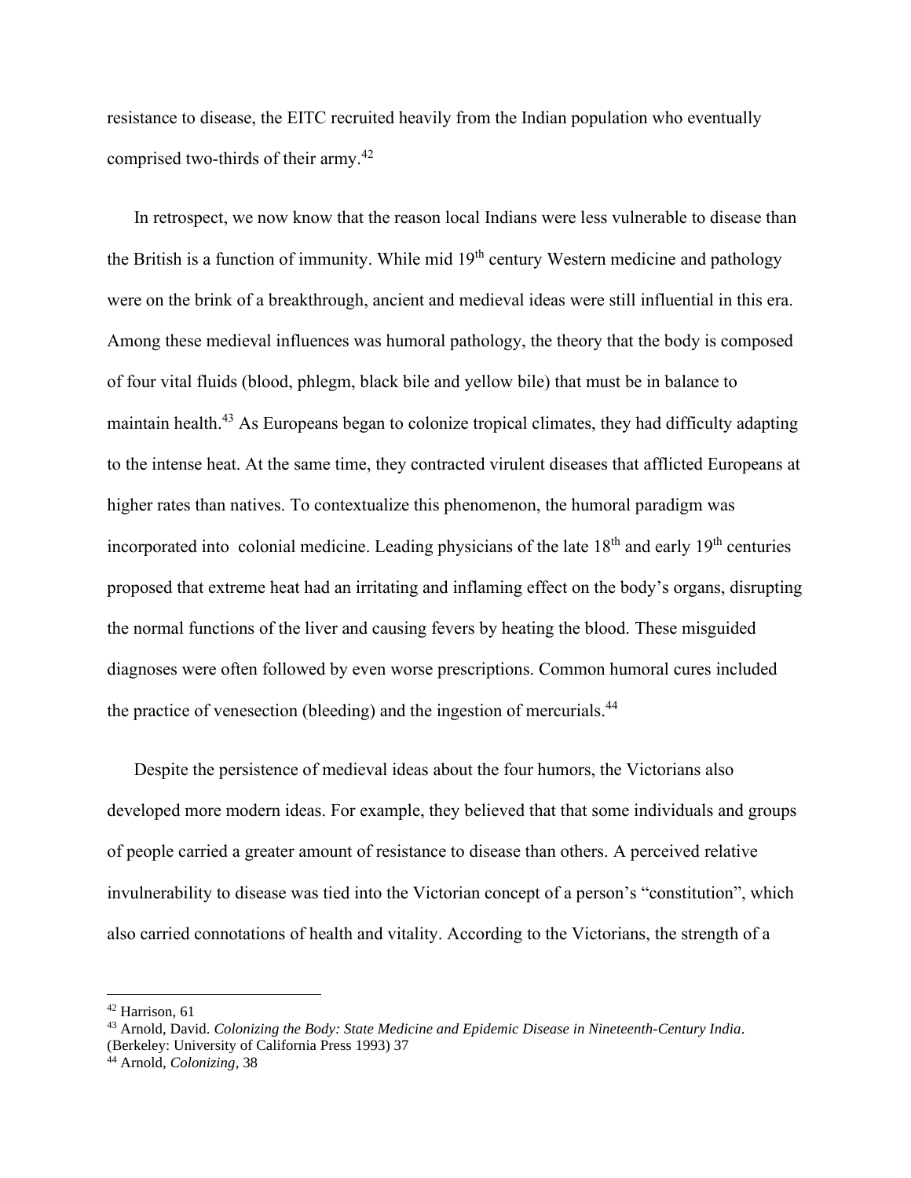resistance to disease, the EITC recruited heavily from the Indian population who eventually comprised two-thirds of their army.[42]

In retrospect, we now know that the reason local Indians were less vulnerable to disease than the British is a function of immunity. While mid 19th century Western medicine and pathology were on the brink of a breakthrough, ancient and medieval ideas were still influential in this era. Among these medieval influences was humoral pathology, the theory that the body is composed of four vital fluids (blood, phlegm, black bile and yellow bile) that must be in balance to maintain health.[43] As Europeans began to colonize tropical climates, they had difficulty adapting to the intense heat. At the same time, they contracted virulent diseases that afflicted Europeans at higher rates than natives. To contextualize this phenomenon, the humoral paradigm was incorporated into colonial medicine. Leading physicians of the late 18th and early 19th centuries proposed that extreme heat had an irritating and inflaming effect on the body's organs, disrupting the normal functions of the liver and causing fevers by heating the blood. These misguided diagnoses were often followed by even worse prescriptions. Common humoral cures included the practice of venesection (bleeding) and the ingestion of mercurials.[44]

Despite the persistence of medieval ideas about the four humors, the Victorians also developed more modern ideas. For example, they believed that that some individuals and groups of people carried a greater amount of resistance to disease than others. A perceived relative invulnerability to disease was tied into the Victorian concept of a person's "constitution", which also carried connotations of health and vitality. According to the Victorians, the strength of a

---

[42] Harrison, 61

[43] Arnold, David. *Colonizing the Body: State Medicine and Epidemic Disease in Nineteenth-Century India*. (Berkeley: University of California Press 1993) 37

[44] Arnold, *Colonizing,* 38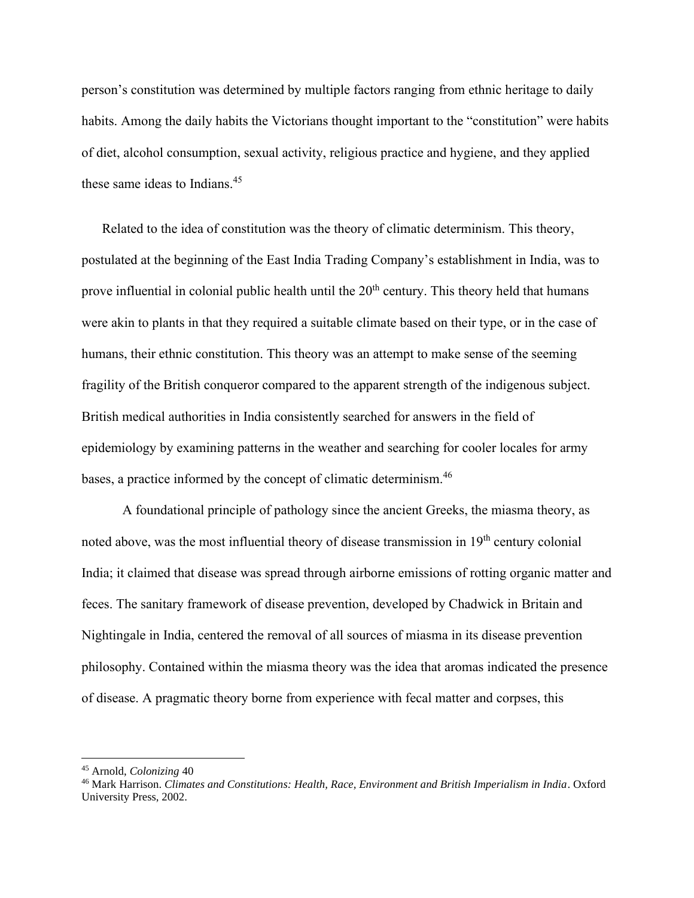person's constitution was determined by multiple factors ranging from ethnic heritage to daily habits. Among the daily habits the Victorians thought important to the "constitution" were habits of diet, alcohol consumption, sexual activity, religious practice and hygiene, and they applied these same ideas to Indians.[45]

Related to the idea of constitution was the theory of climatic determinism. This theory, postulated at the beginning of the East India Trading Company's establishment in India, was to prove influential in colonial public health until the 20th century. This theory held that humans were akin to plants in that they required a suitable climate based on their type, or in the case of humans, their ethnic constitution. This theory was an attempt to make sense of the seeming fragility of the British conqueror compared to the apparent strength of the indigenous subject. British medical authorities in India consistently searched for answers in the field of epidemiology by examining patterns in the weather and searching for cooler locales for army bases, a practice informed by the concept of climatic determinism.[46]

A foundational principle of pathology since the ancient Greeks, the miasma theory, as noted above, was the most influential theory of disease transmission in 19th century colonial India; it claimed that disease was spread through airborne emissions of rotting organic matter and feces. The sanitary framework of disease prevention, developed by Chadwick in Britain and Nightingale in India, centered the removal of all sources of miasma in its disease prevention philosophy. Contained within the miasma theory was the idea that aromas indicated the presence of disease. A pragmatic theory borne from experience with fecal matter and corpses, this

---

[45] Arnold, *Colonizing* 40

[46] Mark Harrison. *Climates and Constitutions: Health, Race, Environment and British Imperialism in India*. Oxford University Press, 2002.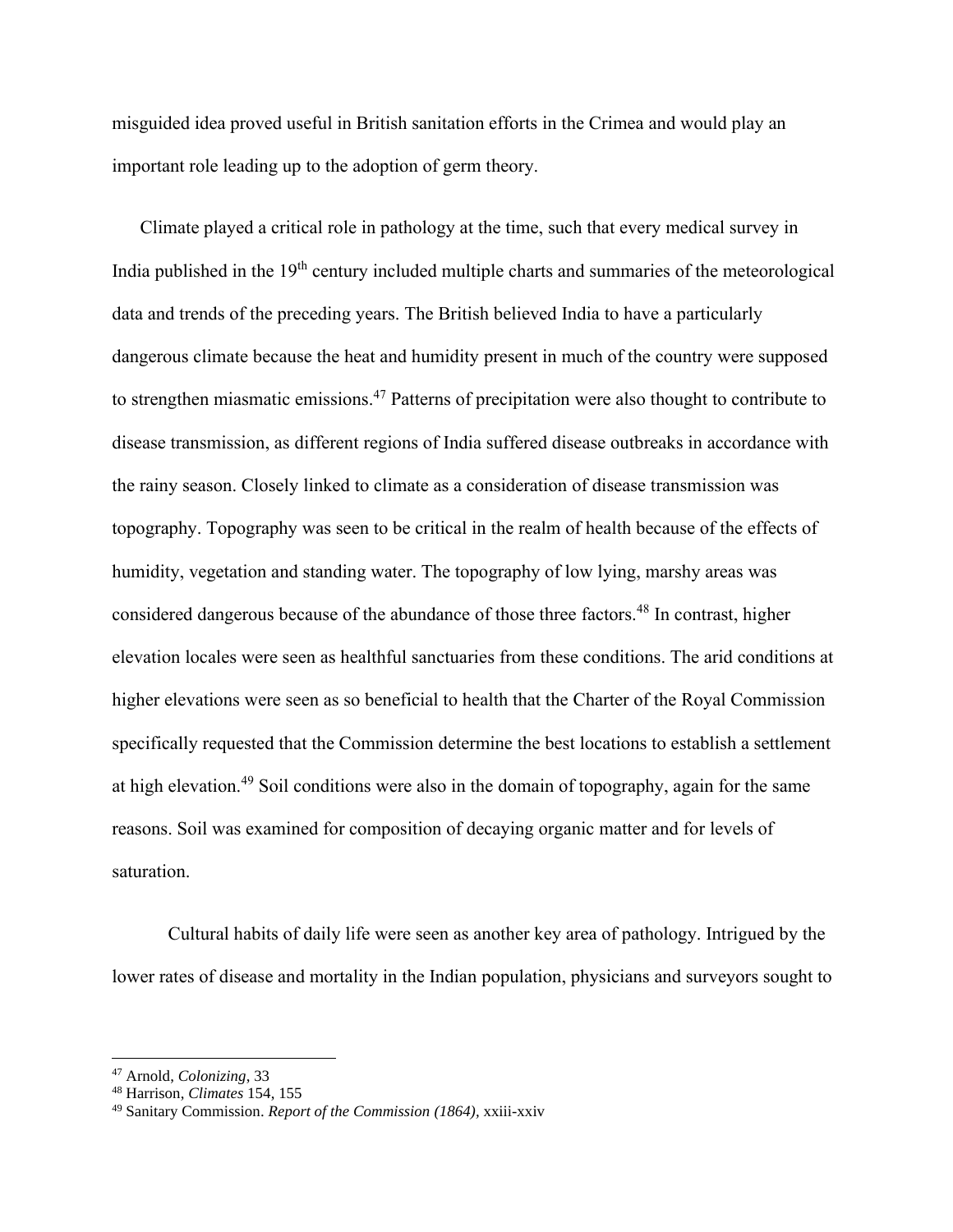misguided idea proved useful in British sanitation efforts in the Crimea and would play an important role leading up to the adoption of germ theory.

Climate played a critical role in pathology at the time, such that every medical survey in India published in the 19th century included multiple charts and summaries of the meteorological data and trends of the preceding years. The British believed India to have a particularly dangerous climate because the heat and humidity present in much of the country were supposed to strengthen miasmatic emissions.[47] Patterns of precipitation were also thought to contribute to disease transmission, as different regions of India suffered disease outbreaks in accordance with the rainy season. Closely linked to climate as a consideration of disease transmission was topography. Topography was seen to be critical in the realm of health because of the effects of humidity, vegetation and standing water. The topography of low lying, marshy areas was considered dangerous because of the abundance of those three factors.[48] In contrast, higher elevation locales were seen as healthful sanctuaries from these conditions. The arid conditions at higher elevations were seen as so beneficial to health that the Charter of the Royal Commission specifically requested that the Commission determine the best locations to establish a settlement at high elevation.[49] Soil conditions were also in the domain of topography, again for the same reasons. Soil was examined for composition of decaying organic matter and for levels of saturation.

Cultural habits of daily life were seen as another key area of pathology. Intrigued by the lower rates of disease and mortality in the Indian population, physicians and surveyors sought to

---

[47] Arnold, *Colonizing,* 33

[48] Harrison, *Climates* 154, 155

[49] Sanitary Commission. *Report of the Commission (1864),* xxiii-xxiv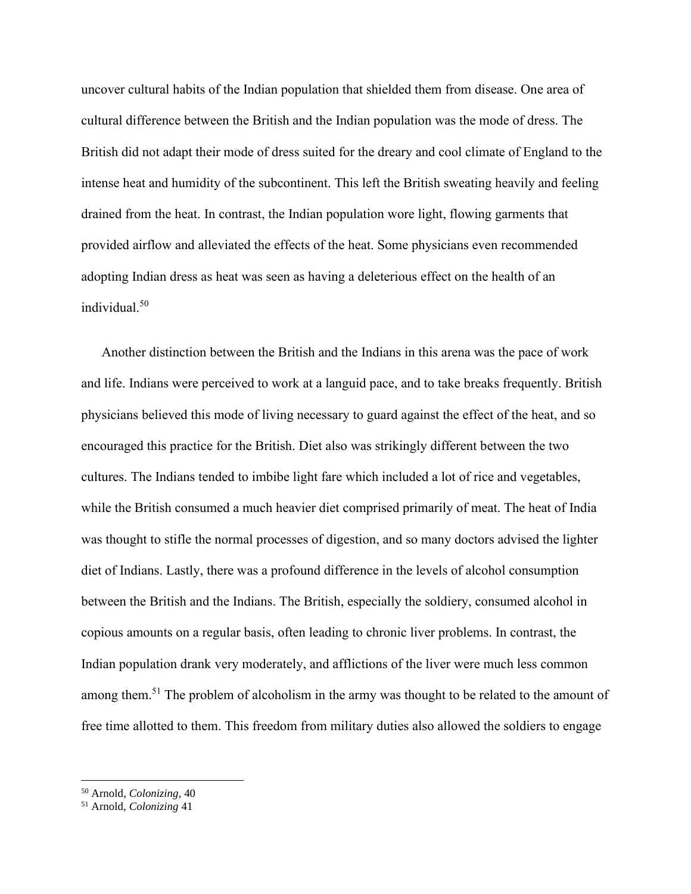uncover cultural habits of the Indian population that shielded them from disease. One area of cultural difference between the British and the Indian population was the mode of dress. The British did not adapt their mode of dress suited for the dreary and cool climate of England to the intense heat and humidity of the subcontinent. This left the British sweating heavily and feeling drained from the heat. In contrast, the Indian population wore light, flowing garments that provided airflow and alleviated the effects of the heat. Some physicians even recommended adopting Indian dress as heat was seen as having a deleterious effect on the health of an individual.[50]

Another distinction between the British and the Indians in this arena was the pace of work and life. Indians were perceived to work at a languid pace, and to take breaks frequently. British physicians believed this mode of living necessary to guard against the effect of the heat, and so encouraged this practice for the British. Diet also was strikingly different between the two cultures. The Indians tended to imbibe light fare which included a lot of rice and vegetables, while the British consumed a much heavier diet comprised primarily of meat. The heat of India was thought to stifle the normal processes of digestion, and so many doctors advised the lighter diet of Indians. Lastly, there was a profound difference in the levels of alcohol consumption between the British and the Indians. The British, especially the soldiery, consumed alcohol in copious amounts on a regular basis, often leading to chronic liver problems. In contrast, the Indian population drank very moderately, and afflictions of the liver were much less common among them.[51] The problem of alcoholism in the army was thought to be related to the amount of free time allotted to them. This freedom from military duties also allowed the soldiers to engage

---

[50] Arnold, *Colonizing*, 40

[51] Arnold, *Colonizing* 41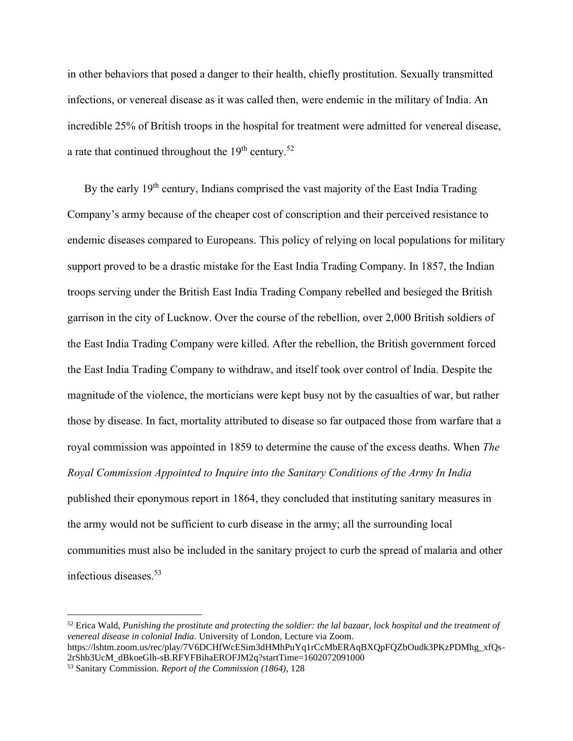in other behaviors that posed a danger to their health, chiefly prostitution. Sexually transmitted infections, or venereal disease as it was called then, were endemic in the military of India. An incredible 25% of British troops in the hospital for treatment were admitted for venereal disease, a rate that continued throughout the 19th century.[52]

By the early 19th century, Indians comprised the vast majority of the East India Trading Company's army because of the cheaper cost of conscription and their perceived resistance to endemic diseases compared to Europeans. This policy of relying on local populations for military support proved to be a drastic mistake for the East India Trading Company. In 1857, the Indian troops serving under the British East India Trading Company rebelled and besieged the British garrison in the city of Lucknow. Over the course of the rebellion, over 2,000 British soldiers of the East India Trading Company were killed. After the rebellion, the British government forced the East India Trading Company to withdraw, and itself took over control of India. Despite the magnitude of the violence, the morticians were kept busy not by the casualties of war, but rather those by disease. In fact, mortality attributed to disease so far outpaced those from warfare that a royal commission was appointed in 1859 to determine the cause of the excess deaths. When *The Royal Commission Appointed to Inquire into the Sanitary Conditions of the Army In India* published their eponymous report in 1864, they concluded that instituting sanitary measures in the army would not be sufficient to curb disease in the army; all the surrounding local communities must also be included in the sanitary project to curb the spread of malaria and other infectious diseases.[53]

---

[52] Erica Wald, *Punishing the prostitute and protecting the soldier: the lal bazaar, lock hospital and the treatment of venereal disease in colonial India.* University of London, Lecture via Zoom. https://lshtm.zoom.us/rec/play/7V6DCHfWcESim3dHMhPuYq1rCcMbERAqBXQpFQZbOudk3PKzPDMhg_xfQs-2rShb3UcM_dBkoeGlh-sB.RFYFBihaEROFJM2q?startTime=1602072091000

[53] Sanitary Commission. *Report of the Commission (1864),* 128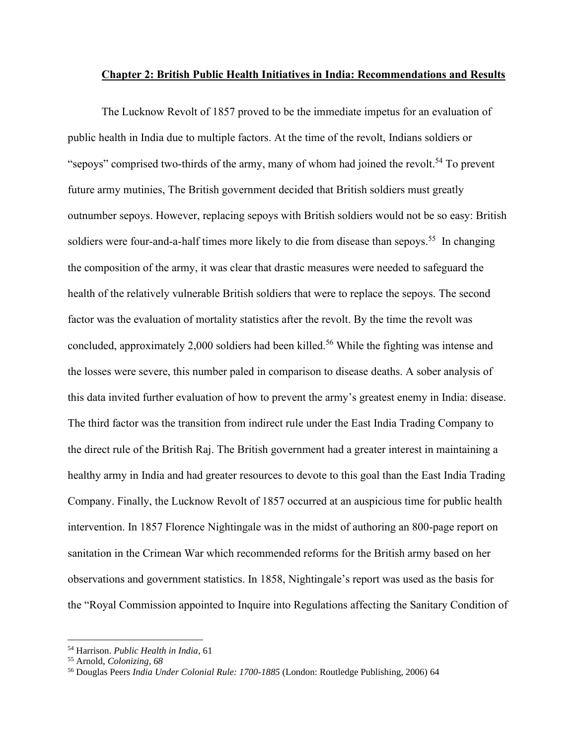## **Chapter 2: British Public Health Initiatives in India: Recommendations and Results**

The Lucknow Revolt of 1857 proved to be the immediate impetus for an evaluation of public health in India due to multiple factors. At the time of the revolt, Indians soldiers or "sepoys" comprised two-thirds of the army, many of whom had joined the revolt.[54] To prevent future army mutinies, The British government decided that British soldiers must greatly outnumber sepoys. However, replacing sepoys with British soldiers would not be so easy: British soldiers were four-and-a-half times more likely to die from disease than sepoys.[55] In changing the composition of the army, it was clear that drastic measures were needed to safeguard the health of the relatively vulnerable British soldiers that were to replace the sepoys. The second factor was the evaluation of mortality statistics after the revolt. By the time the revolt was concluded, approximately 2,000 soldiers had been killed.[56] While the fighting was intense and the losses were severe, this number paled in comparison to disease deaths. A sober analysis of this data invited further evaluation of how to prevent the army's greatest enemy in India: disease. The third factor was the transition from indirect rule under the East India Trading Company to the direct rule of the British Raj. The British government had a greater interest in maintaining a healthy army in India and had greater resources to devote to this goal than the East India Trading Company. Finally, the Lucknow Revolt of 1857 occurred at an auspicious time for public health intervention. In 1857 Florence Nightingale was in the midst of authoring an 800-page report on sanitation in the Crimean War which recommended reforms for the British army based on her observations and government statistics. In 1858, Nightingale's report was used as the basis for the "Royal Commission appointed to Inquire into Regulations affecting the Sanitary Condition of

---

[54] Harrison. *Public Health in India,* 61

[55] Arnold, *Colonizing, 68*

[56] Douglas Peers *India Under Colonial Rule: 1700-1885* (London: Routledge Publishing, 2006) 64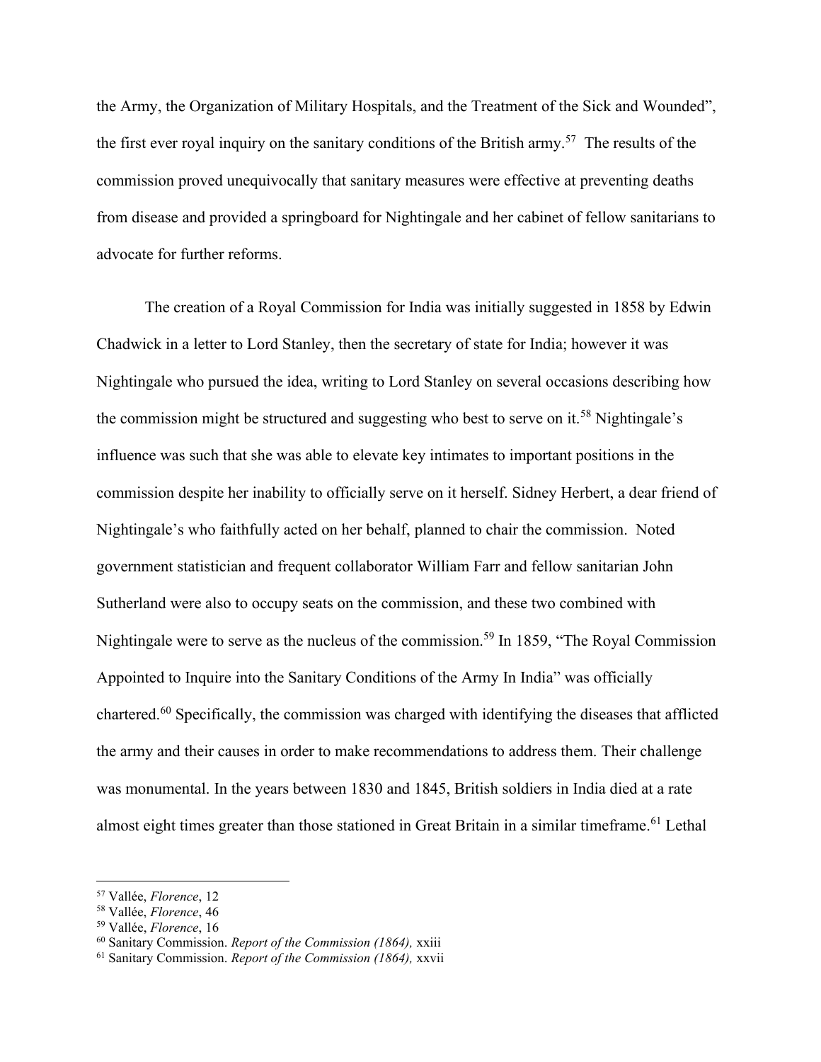the Army, the Organization of Military Hospitals, and the Treatment of the Sick and Wounded", the first ever royal inquiry on the sanitary conditions of the British army.[57] The results of the commission proved unequivocally that sanitary measures were effective at preventing deaths from disease and provided a springboard for Nightingale and her cabinet of fellow sanitarians to advocate for further reforms.

The creation of a Royal Commission for India was initially suggested in 1858 by Edwin Chadwick in a letter to Lord Stanley, then the secretary of state for India; however it was Nightingale who pursued the idea, writing to Lord Stanley on several occasions describing how the commission might be structured and suggesting who best to serve on it.[58] Nightingale's influence was such that she was able to elevate key intimates to important positions in the commission despite her inability to officially serve on it herself. Sidney Herbert, a dear friend of Nightingale's who faithfully acted on her behalf, planned to chair the commission. Noted government statistician and frequent collaborator William Farr and fellow sanitarian John Sutherland were also to occupy seats on the commission, and these two combined with Nightingale were to serve as the nucleus of the commission.[59] In 1859, "The Royal Commission Appointed to Inquire into the Sanitary Conditions of the Army In India" was officially chartered.[60] Specifically, the commission was charged with identifying the diseases that afflicted the army and their causes in order to make recommendations to address them. Their challenge was monumental. In the years between 1830 and 1845, British soldiers in India died at a rate almost eight times greater than those stationed in Great Britain in a similar timeframe.[61] Lethal

---

[57] Vallée, *Florence*, 12

[58] Vallée, *Florence*, 46

[59] Vallée, *Florence*, 16

[60] Sanitary Commission. *Report of the Commission (1864),* xxiii

[61] Sanitary Commission. *Report of the Commission (1864),* xxvii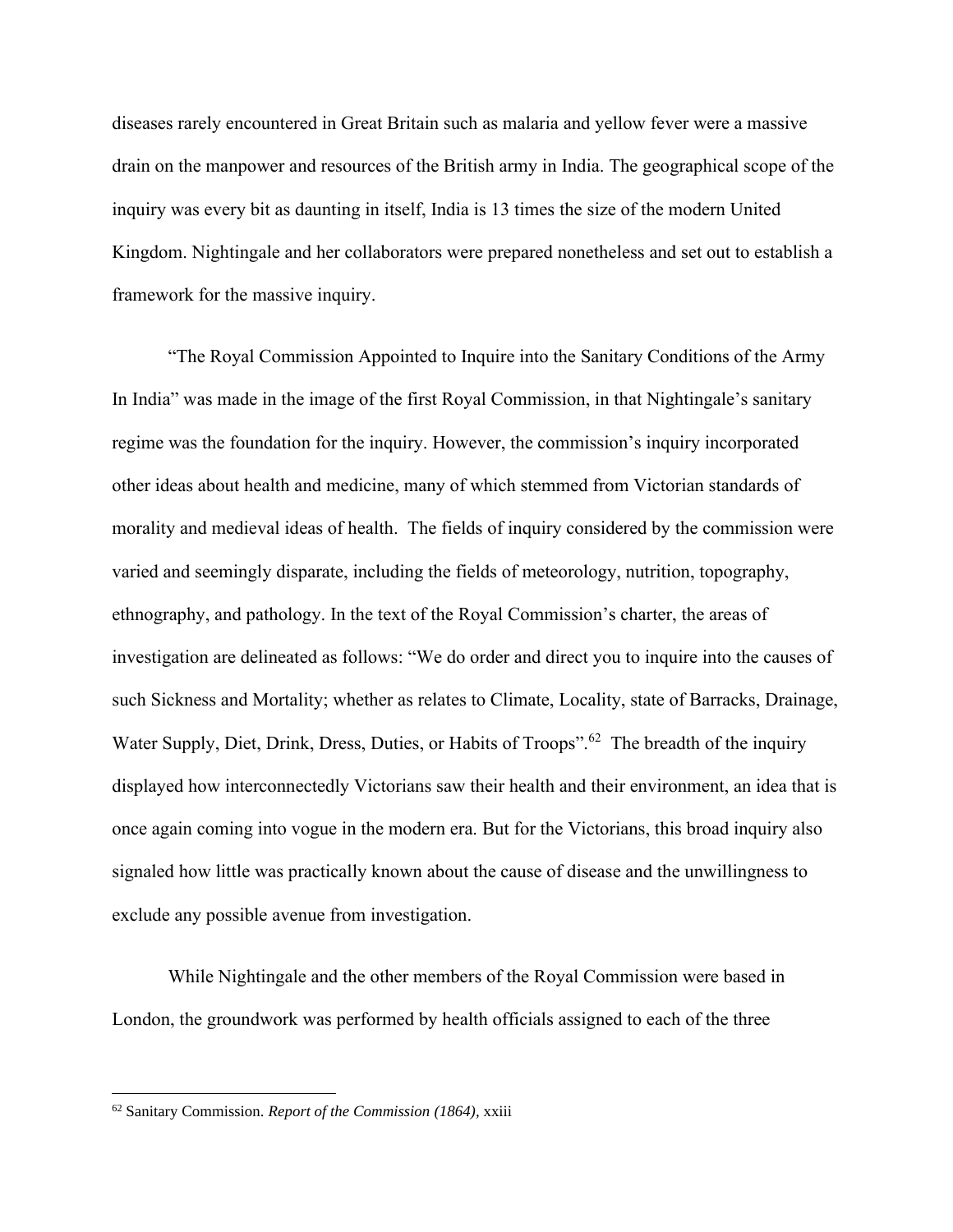diseases rarely encountered in Great Britain such as malaria and yellow fever were a massive drain on the manpower and resources of the British army in India. The geographical scope of the inquiry was every bit as daunting in itself, India is 13 times the size of the modern United Kingdom. Nightingale and her collaborators were prepared nonetheless and set out to establish a framework for the massive inquiry.

"The Royal Commission Appointed to Inquire into the Sanitary Conditions of the Army In India" was made in the image of the first Royal Commission, in that Nightingale's sanitary regime was the foundation for the inquiry. However, the commission's inquiry incorporated other ideas about health and medicine, many of which stemmed from Victorian standards of morality and medieval ideas of health. The fields of inquiry considered by the commission were varied and seemingly disparate, including the fields of meteorology, nutrition, topography, ethnography, and pathology. In the text of the Royal Commission's charter, the areas of investigation are delineated as follows: "We do order and direct you to inquire into the causes of such Sickness and Mortality; whether as relates to Climate, Locality, state of Barracks, Drainage, Water Supply, Diet, Drink, Dress, Duties, or Habits of Troops".[62] The breadth of the inquiry displayed how interconnectedly Victorians saw their health and their environment, an idea that is once again coming into vogue in the modern era. But for the Victorians, this broad inquiry also signaled how little was practically known about the cause of disease and the unwillingness to exclude any possible avenue from investigation.

While Nightingale and the other members of the Royal Commission were based in London, the groundwork was performed by health officials assigned to each of the three

---

[62] Sanitary Commission. *Report of the Commission (1864),* xxiii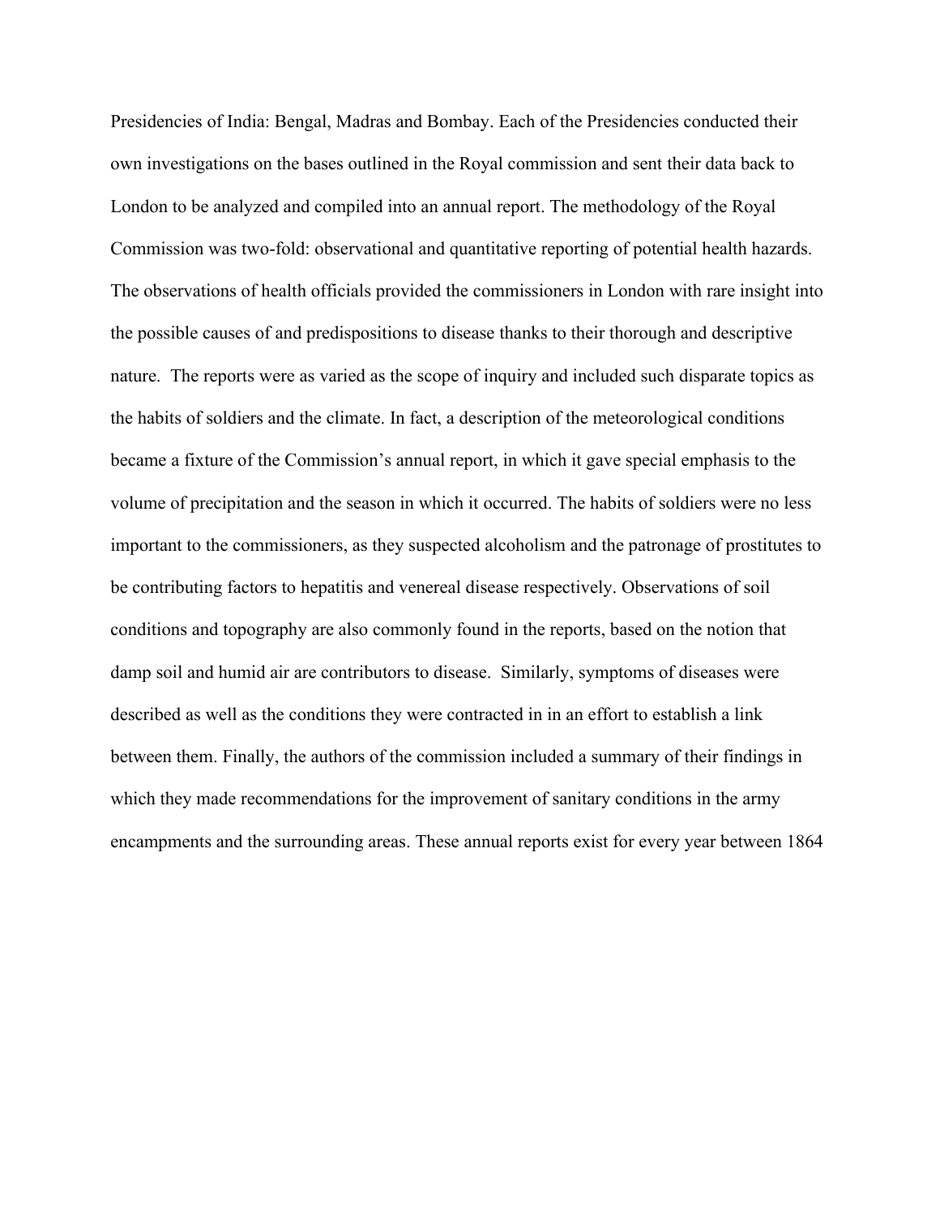Presidencies of India: Bengal, Madras and Bombay. Each of the Presidencies conducted their own investigations on the bases outlined in the Royal commission and sent their data back to London to be analyzed and compiled into an annual report. The methodology of the Royal Commission was two-fold: observational and quantitative reporting of potential health hazards. The observations of health officials provided the commissioners in London with rare insight into the possible causes of and predispositions to disease thanks to their thorough and descriptive nature. The reports were as varied as the scope of inquiry and included such disparate topics as the habits of soldiers and the climate. In fact, a description of the meteorological conditions became a fixture of the Commission's annual report, in which it gave special emphasis to the volume of precipitation and the season in which it occurred. The habits of soldiers were no less important to the commissioners, as they suspected alcoholism and the patronage of prostitutes to be contributing factors to hepatitis and venereal disease respectively. Observations of soil conditions and topography are also commonly found in the reports, based on the notion that damp soil and humid air are contributors to disease. Similarly, symptoms of diseases were described as well as the conditions they were contracted in in an effort to establish a link between them. Finally, the authors of the commission included a summary of their findings in which they made recommendations for the improvement of sanitary conditions in the army encampments and the surrounding areas. These annual reports exist for every year between 1864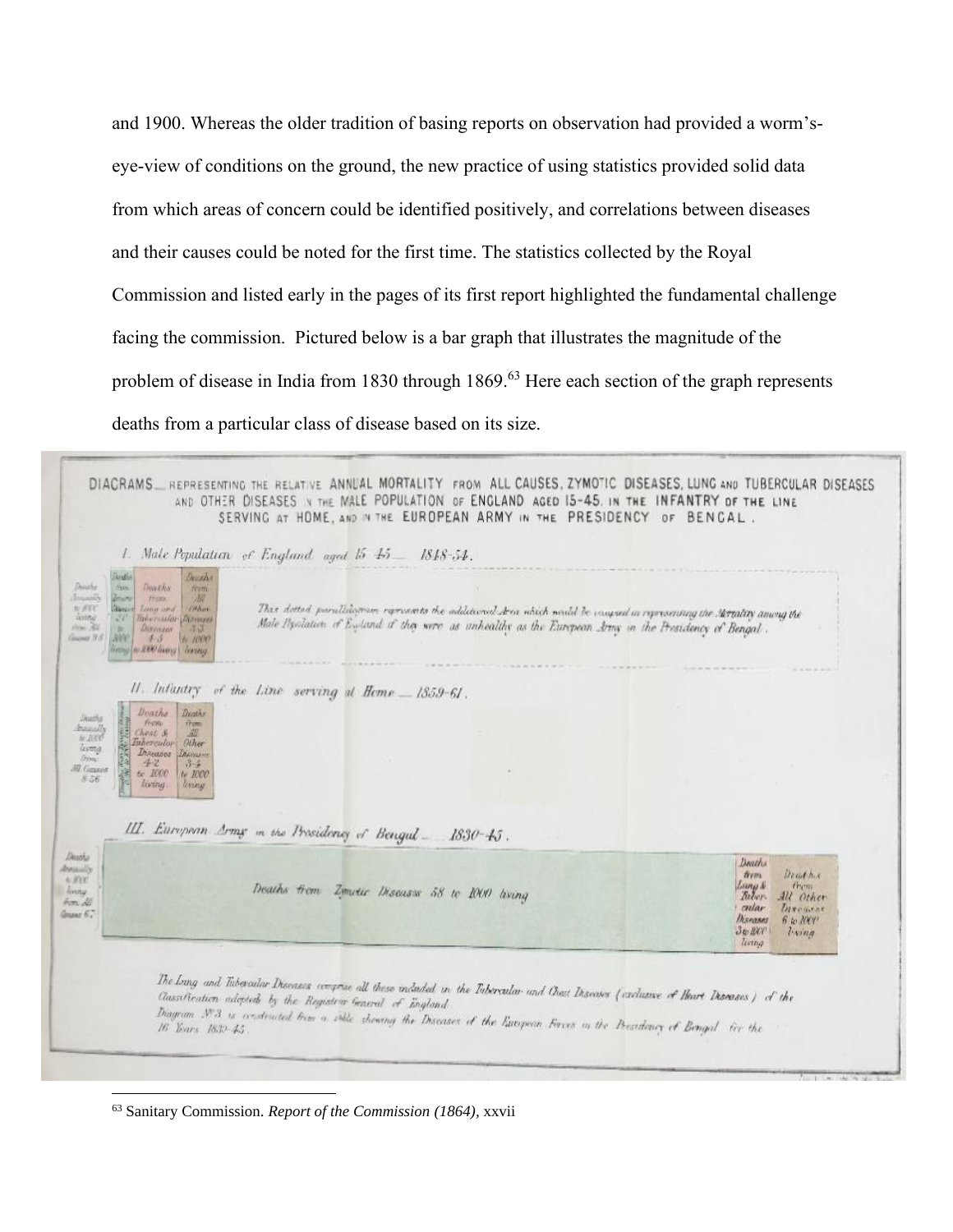and 1900. Whereas the older tradition of basing reports on observation had provided a worm's-eye-view of conditions on the ground, the new practice of using statistics provided solid data from which areas of concern could be identified positively, and correlations between diseases and their causes could be noted for the first time. The statistics collected by the Royal Commission and listed early in the pages of its first report highlighted the fundamental challenge facing the commission. Pictured below is a bar graph that illustrates the magnitude of the problem of disease in India from 1830 through 1869.[63] Here each section of the graph represents deaths from a particular class of disease based on its size.

[63] Sanitary Commission. *Report of the Commission (1864)*, xxvii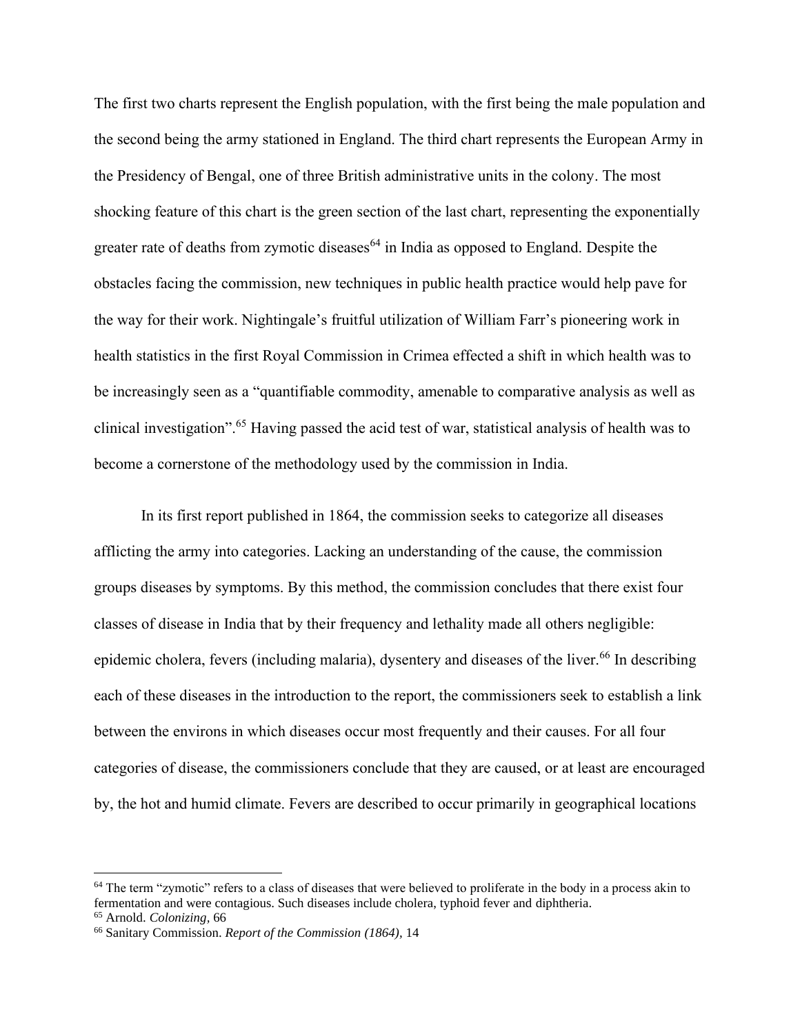The first two charts represent the English population, with the first being the male population and the second being the army stationed in England. The third chart represents the European Army in the Presidency of Bengal, one of three British administrative units in the colony. The most shocking feature of this chart is the green section of the last chart, representing the exponentially greater rate of deaths from zymotic diseases[64] in India as opposed to England. Despite the obstacles facing the commission, new techniques in public health practice would help pave for the way for their work. Nightingale's fruitful utilization of William Farr's pioneering work in health statistics in the first Royal Commission in Crimea effected a shift in which health was to be increasingly seen as a "quantifiable commodity, amenable to comparative analysis as well as clinical investigation".[65] Having passed the acid test of war, statistical analysis of health was to become a cornerstone of the methodology used by the commission in India.

In its first report published in 1864, the commission seeks to categorize all diseases afflicting the army into categories. Lacking an understanding of the cause, the commission groups diseases by symptoms. By this method, the commission concludes that there exist four classes of disease in India that by their frequency and lethality made all others negligible: epidemic cholera, fevers (including malaria), dysentery and diseases of the liver.[66] In describing each of these diseases in the introduction to the report, the commissioners seek to establish a link between the environs in which diseases occur most frequently and their causes. For all four categories of disease, the commissioners conclude that they are caused, or at least are encouraged by, the hot and humid climate. Fevers are described to occur primarily in geographical locations

---

[64] The term "zymotic" refers to a class of diseases that were believed to proliferate in the body in a process akin to fermentation and were contagious. Such diseases include cholera, typhoid fever and diphtheria.

[65] Arnold. *Colonizing,* 66

[66] Sanitary Commission. *Report of the Commission (1864),* 14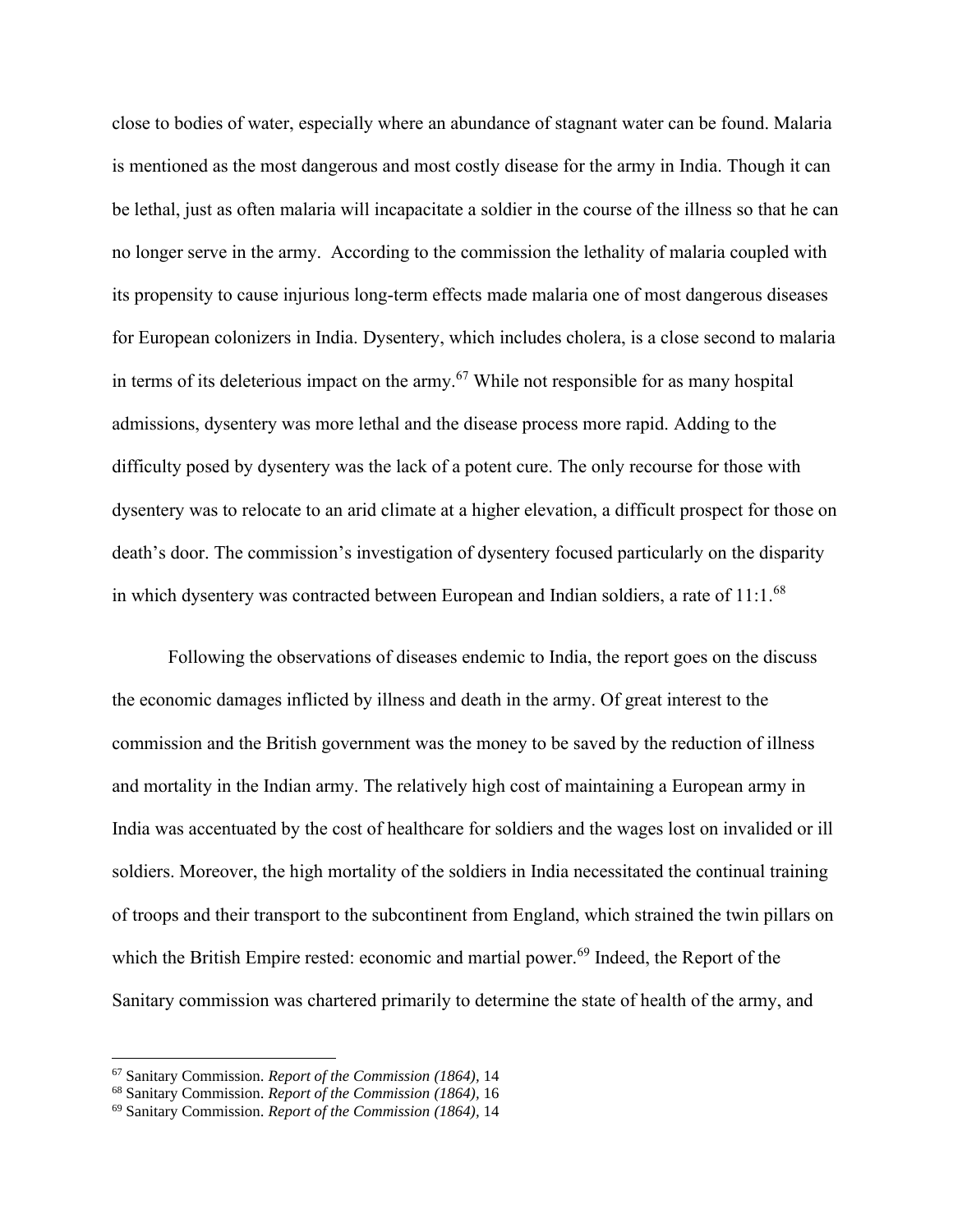close to bodies of water, especially where an abundance of stagnant water can be found. Malaria is mentioned as the most dangerous and most costly disease for the army in India. Though it can be lethal, just as often malaria will incapacitate a soldier in the course of the illness so that he can no longer serve in the army.  According to the commission the lethality of malaria coupled with its propensity to cause injurious long-term effects made malaria one of most dangerous diseases for European colonizers in India. Dysentery, which includes cholera, is a close second to malaria in terms of its deleterious impact on the army.[67] While not responsible for as many hospital admissions, dysentery was more lethal and the disease process more rapid. Adding to the difficulty posed by dysentery was the lack of a potent cure. The only recourse for those with dysentery was to relocate to an arid climate at a higher elevation, a difficult prospect for those on death's door. The commission's investigation of dysentery focused particularly on the disparity in which dysentery was contracted between European and Indian soldiers, a rate of 11:1.[68]

Following the observations of diseases endemic to India, the report goes on the discuss the economic damages inflicted by illness and death in the army. Of great interest to the commission and the British government was the money to be saved by the reduction of illness and mortality in the Indian army. The relatively high cost of maintaining a European army in India was accentuated by the cost of healthcare for soldiers and the wages lost on invalided or ill soldiers. Moreover, the high mortality of the soldiers in India necessitated the continual training of troops and their transport to the subcontinent from England, which strained the twin pillars on which the British Empire rested: economic and martial power.[69] Indeed, the Report of the Sanitary commission was chartered primarily to determine the state of health of the army, and

---

[67] Sanitary Commission. *Report of the Commission (1864),* 14

[68] Sanitary Commission. *Report of the Commission (1864),* 16

[69] Sanitary Commission. *Report of the Commission (1864),* 14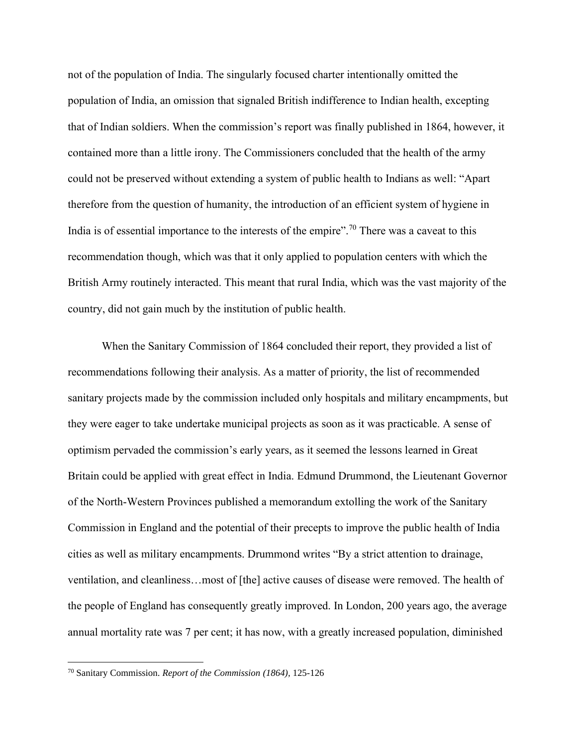not of the population of India. The singularly focused charter intentionally omitted the population of India, an omission that signaled British indifference to Indian health, excepting that of Indian soldiers. When the commission's report was finally published in 1864, however, it contained more than a little irony. The Commissioners concluded that the health of the army could not be preserved without extending a system of public health to Indians as well: "Apart therefore from the question of humanity, the introduction of an efficient system of hygiene in India is of essential importance to the interests of the empire".[70] There was a caveat to this recommendation though, which was that it only applied to population centers with which the British Army routinely interacted. This meant that rural India, which was the vast majority of the country, did not gain much by the institution of public health.

When the Sanitary Commission of 1864 concluded their report, they provided a list of recommendations following their analysis. As a matter of priority, the list of recommended sanitary projects made by the commission included only hospitals and military encampments, but they were eager to take undertake municipal projects as soon as it was practicable. A sense of optimism pervaded the commission's early years, as it seemed the lessons learned in Great Britain could be applied with great effect in India. Edmund Drummond, the Lieutenant Governor of the North-Western Provinces published a memorandum extolling the work of the Sanitary Commission in England and the potential of their precepts to improve the public health of India cities as well as military encampments. Drummond writes "By a strict attention to drainage, ventilation, and cleanliness…most of [the] active causes of disease were removed. The health of the people of England has consequently greatly improved. In London, 200 years ago, the average annual mortality rate was 7 per cent; it has now, with a greatly increased population, diminished

[70] Sanitary Commission. *Report of the Commission (1864),* 125-126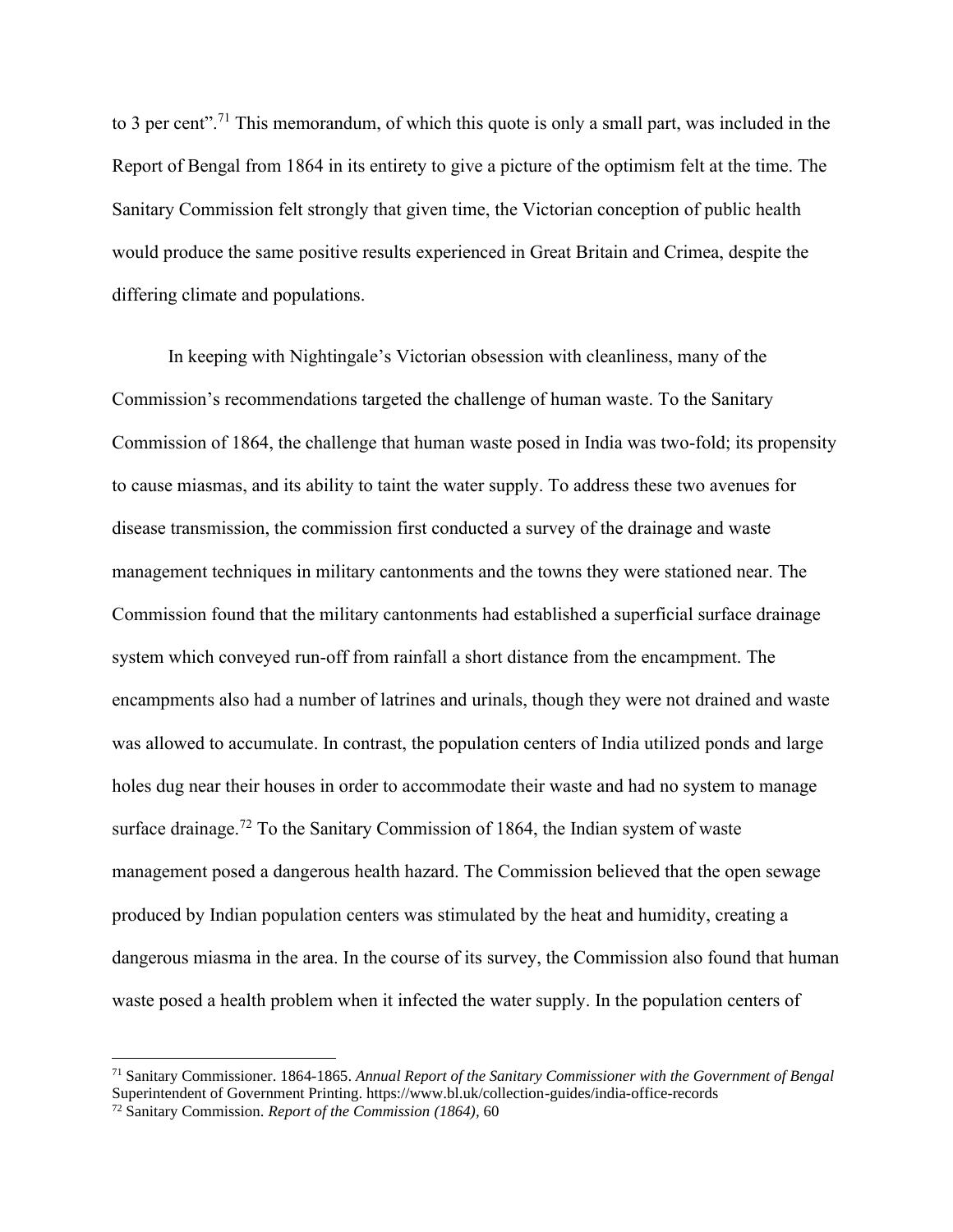to 3 per cent".[71] This memorandum, of which this quote is only a small part, was included in the Report of Bengal from 1864 in its entirety to give a picture of the optimism felt at the time. The Sanitary Commission felt strongly that given time, the Victorian conception of public health would produce the same positive results experienced in Great Britain and Crimea, despite the differing climate and populations.

In keeping with Nightingale's Victorian obsession with cleanliness, many of the Commission's recommendations targeted the challenge of human waste. To the Sanitary Commission of 1864, the challenge that human waste posed in India was two-fold; its propensity to cause miasmas, and its ability to taint the water supply. To address these two avenues for disease transmission, the commission first conducted a survey of the drainage and waste management techniques in military cantonments and the towns they were stationed near. The Commission found that the military cantonments had established a superficial surface drainage system which conveyed run-off from rainfall a short distance from the encampment. The encampments also had a number of latrines and urinals, though they were not drained and waste was allowed to accumulate. In contrast, the population centers of India utilized ponds and large holes dug near their houses in order to accommodate their waste and had no system to manage surface drainage.[72] To the Sanitary Commission of 1864, the Indian system of waste management posed a dangerous health hazard. The Commission believed that the open sewage produced by Indian population centers was stimulated by the heat and humidity, creating a dangerous miasma in the area. In the course of its survey, the Commission also found that human waste posed a health problem when it infected the water supply. In the population centers of

---

[71] Sanitary Commissioner. 1864-1865. *Annual Report of the Sanitary Commissioner with the Government of Bengal* Superintendent of Government Printing. https://www.bl.uk/collection-guides/india-office-records

[72] Sanitary Commission. *Report of the Commission (1864),* 60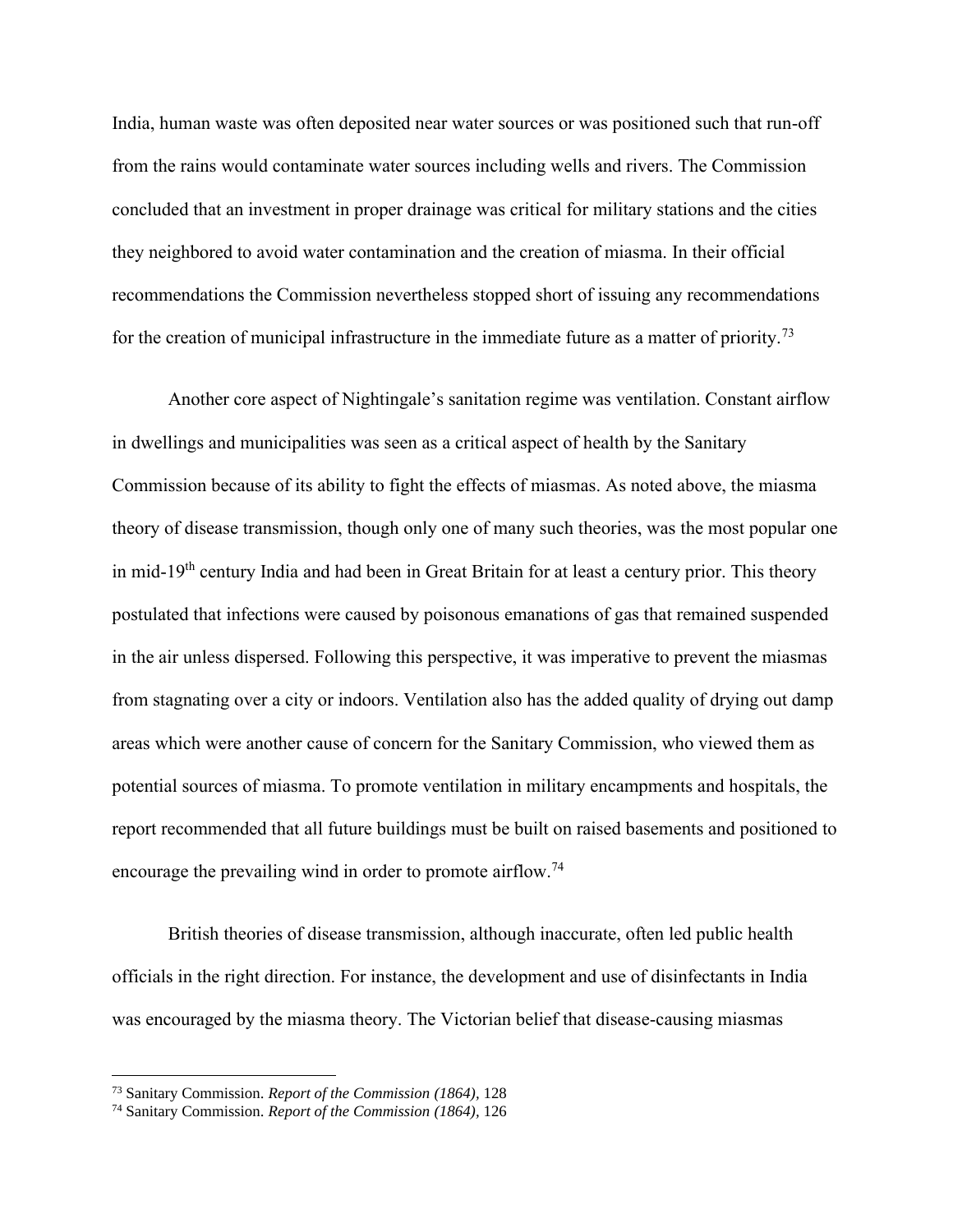India, human waste was often deposited near water sources or was positioned such that run-off from the rains would contaminate water sources including wells and rivers. The Commission concluded that an investment in proper drainage was critical for military stations and the cities they neighbored to avoid water contamination and the creation of miasma. In their official recommendations the Commission nevertheless stopped short of issuing any recommendations for the creation of municipal infrastructure in the immediate future as a matter of priority.[73]

Another core aspect of Nightingale's sanitation regime was ventilation. Constant airflow in dwellings and municipalities was seen as a critical aspect of health by the Sanitary Commission because of its ability to fight the effects of miasmas. As noted above, the miasma theory of disease transmission, though only one of many such theories, was the most popular one in mid-19th century India and had been in Great Britain for at least a century prior. This theory postulated that infections were caused by poisonous emanations of gas that remained suspended in the air unless dispersed. Following this perspective, it was imperative to prevent the miasmas from stagnating over a city or indoors. Ventilation also has the added quality of drying out damp areas which were another cause of concern for the Sanitary Commission, who viewed them as potential sources of miasma. To promote ventilation in military encampments and hospitals, the report recommended that all future buildings must be built on raised basements and positioned to encourage the prevailing wind in order to promote airflow.[74]

British theories of disease transmission, although inaccurate, often led public health officials in the right direction. For instance, the development and use of disinfectants in India was encouraged by the miasma theory. The Victorian belief that disease-causing miasmas

---

[73] Sanitary Commission. *Report of the Commission (1864),* 128

[74] Sanitary Commission. *Report of the Commission (1864),* 126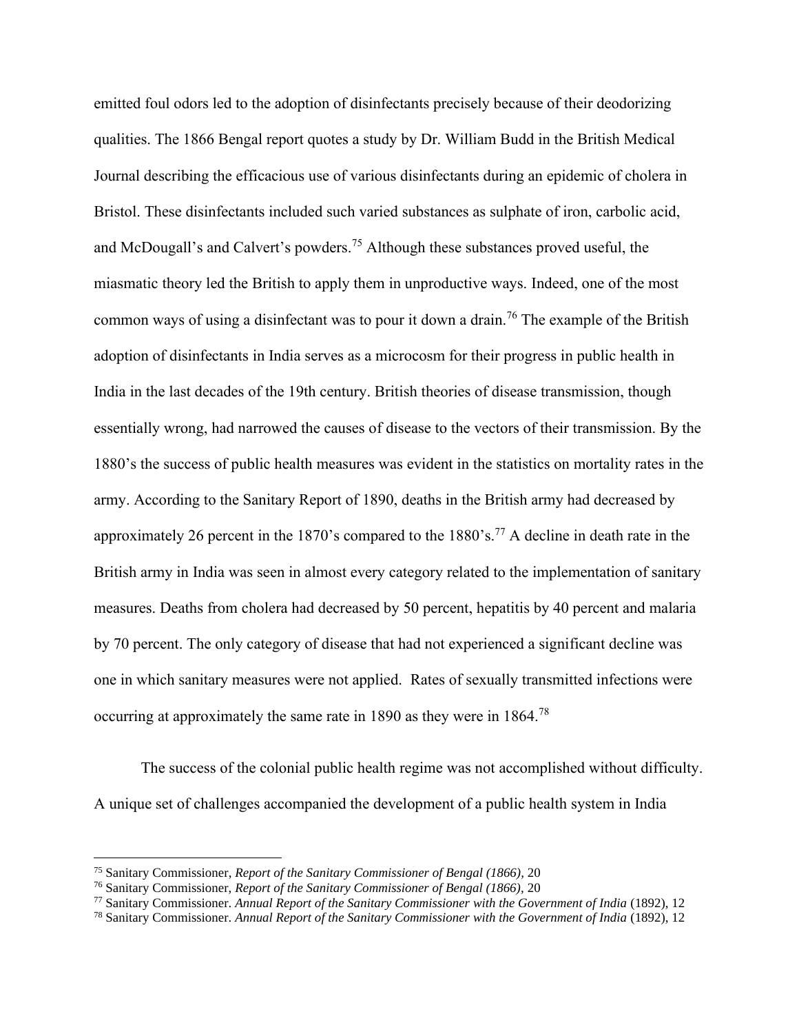emitted foul odors led to the adoption of disinfectants precisely because of their deodorizing qualities. The 1866 Bengal report quotes a study by Dr. William Budd in the British Medical Journal describing the efficacious use of various disinfectants during an epidemic of cholera in Bristol. These disinfectants included such varied substances as sulphate of iron, carbolic acid, and McDougall's and Calvert's powders.[75] Although these substances proved useful, the miasmatic theory led the British to apply them in unproductive ways. Indeed, one of the most common ways of using a disinfectant was to pour it down a drain.[76] The example of the British adoption of disinfectants in India serves as a microcosm for their progress in public health in India in the last decades of the 19th century. British theories of disease transmission, though essentially wrong, had narrowed the causes of disease to the vectors of their transmission. By the 1880's the success of public health measures was evident in the statistics on mortality rates in the army. According to the Sanitary Report of 1890, deaths in the British army had decreased by approximately 26 percent in the 1870's compared to the 1880's.[77] A decline in death rate in the British army in India was seen in almost every category related to the implementation of sanitary measures. Deaths from cholera had decreased by 50 percent, hepatitis by 40 percent and malaria by 70 percent. The only category of disease that had not experienced a significant decline was one in which sanitary measures were not applied. Rates of sexually transmitted infections were occurring at approximately the same rate in 1890 as they were in 1864.[78]

The success of the colonial public health regime was not accomplished without difficulty. A unique set of challenges accompanied the development of a public health system in India

---

[75] Sanitary Commissioner, *Report of the Sanitary Commissioner of Bengal (1866),* 20

[76] Sanitary Commissioner, *Report of the Sanitary Commissioner of Bengal (1866),* 20

[77] Sanitary Commissioner. *Annual Report of the Sanitary Commissioner with the Government of India* (1892), 12

[78] Sanitary Commissioner. *Annual Report of the Sanitary Commissioner with the Government of India* (1892), 12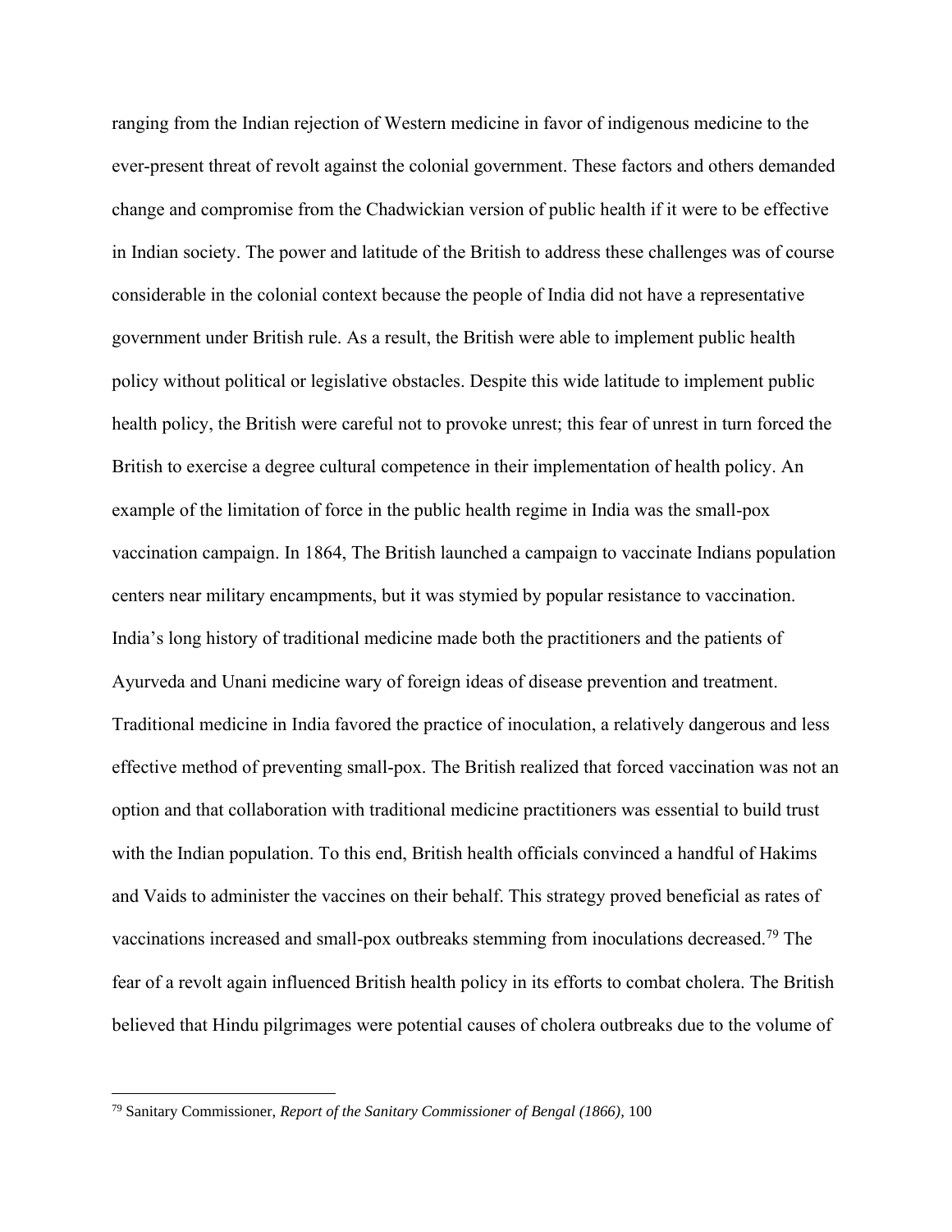ranging from the Indian rejection of Western medicine in favor of indigenous medicine to the ever-present threat of revolt against the colonial government. These factors and others demanded change and compromise from the Chadwickian version of public health if it were to be effective in Indian society. The power and latitude of the British to address these challenges was of course considerable in the colonial context because the people of India did not have a representative government under British rule. As a result, the British were able to implement public health policy without political or legislative obstacles. Despite this wide latitude to implement public health policy, the British were careful not to provoke unrest; this fear of unrest in turn forced the British to exercise a degree cultural competence in their implementation of health policy. An example of the limitation of force in the public health regime in India was the small-pox vaccination campaign. In 1864, The British launched a campaign to vaccinate Indians population centers near military encampments, but it was stymied by popular resistance to vaccination. India's long history of traditional medicine made both the practitioners and the patients of Ayurveda and Unani medicine wary of foreign ideas of disease prevention and treatment. Traditional medicine in India favored the practice of inoculation, a relatively dangerous and less effective method of preventing small-pox. The British realized that forced vaccination was not an option and that collaboration with traditional medicine practitioners was essential to build trust with the Indian population. To this end, British health officials convinced a handful of Hakims and Vaids to administer the vaccines on their behalf. This strategy proved beneficial as rates of vaccinations increased and small-pox outbreaks stemming from inoculations decreased.[79] The fear of a revolt again influenced British health policy in its efforts to combat cholera. The British believed that Hindu pilgrimages were potential causes of cholera outbreaks due to the volume of

---

[79] Sanitary Commissioner, *Report of the Sanitary Commissioner of Bengal (1866)*, 100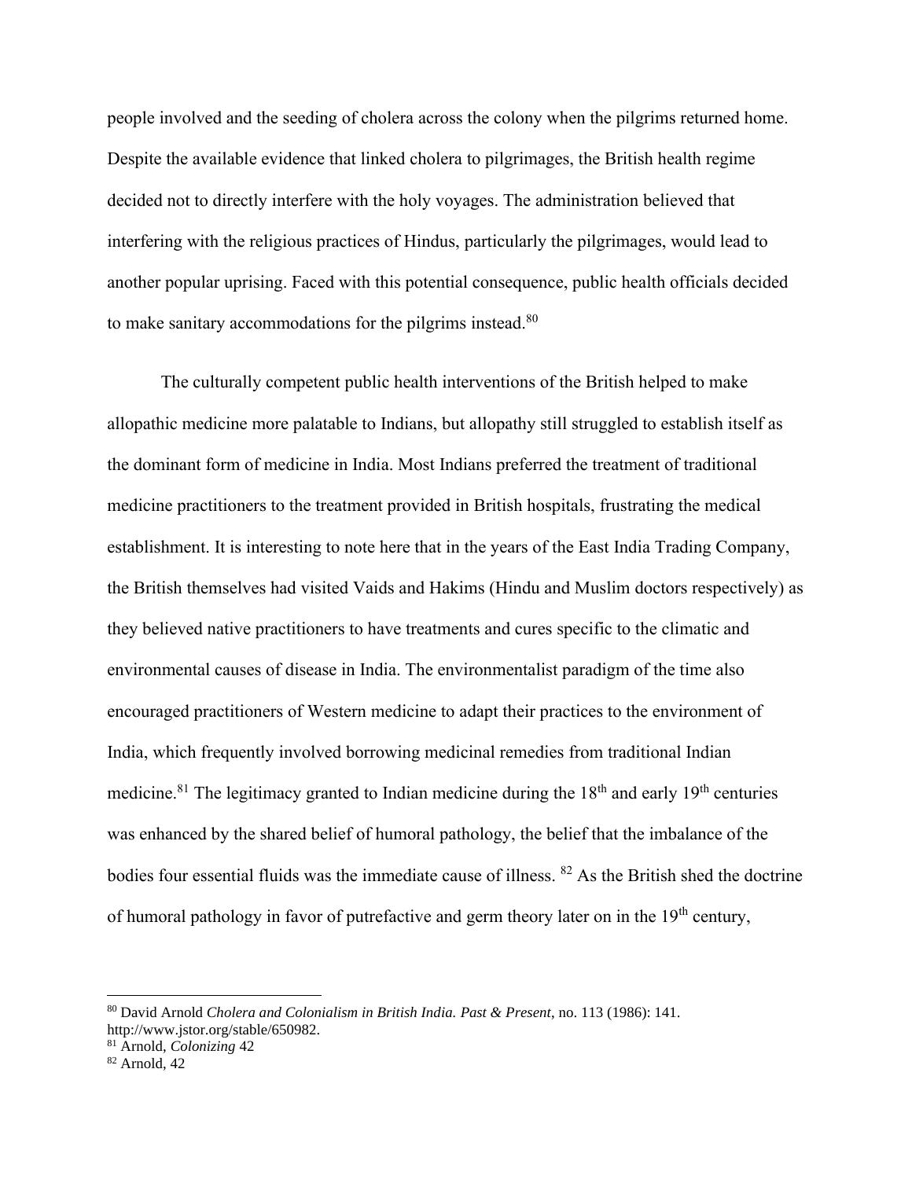people involved and the seeding of cholera across the colony when the pilgrims returned home. Despite the available evidence that linked cholera to pilgrimages, the British health regime decided not to directly interfere with the holy voyages. The administration believed that interfering with the religious practices of Hindus, particularly the pilgrimages, would lead to another popular uprising. Faced with this potential consequence, public health officials decided to make sanitary accommodations for the pilgrims instead.[80]

The culturally competent public health interventions of the British helped to make allopathic medicine more palatable to Indians, but allopathy still struggled to establish itself as the dominant form of medicine in India. Most Indians preferred the treatment of traditional medicine practitioners to the treatment provided in British hospitals, frustrating the medical establishment. It is interesting to note here that in the years of the East India Trading Company, the British themselves had visited Vaids and Hakims (Hindu and Muslim doctors respectively) as they believed native practitioners to have treatments and cures specific to the climatic and environmental causes of disease in India. The environmentalist paradigm of the time also encouraged practitioners of Western medicine to adapt their practices to the environment of India, which frequently involved borrowing medicinal remedies from traditional Indian medicine.[81] The legitimacy granted to Indian medicine during the 18th and early 19th centuries was enhanced by the shared belief of humoral pathology, the belief that the imbalance of the bodies four essential fluids was the immediate cause of illness. [82] As the British shed the doctrine of humoral pathology in favor of putrefactive and germ theory later on in the 19th century,

---

[80] David Arnold *Cholera and Colonialism in British India. Past & Present*, no. 113 (1986): 141. http://www.jstor.org/stable/650982.

[81] Arnold, *Colonizing* 42

[82] Arnold, 42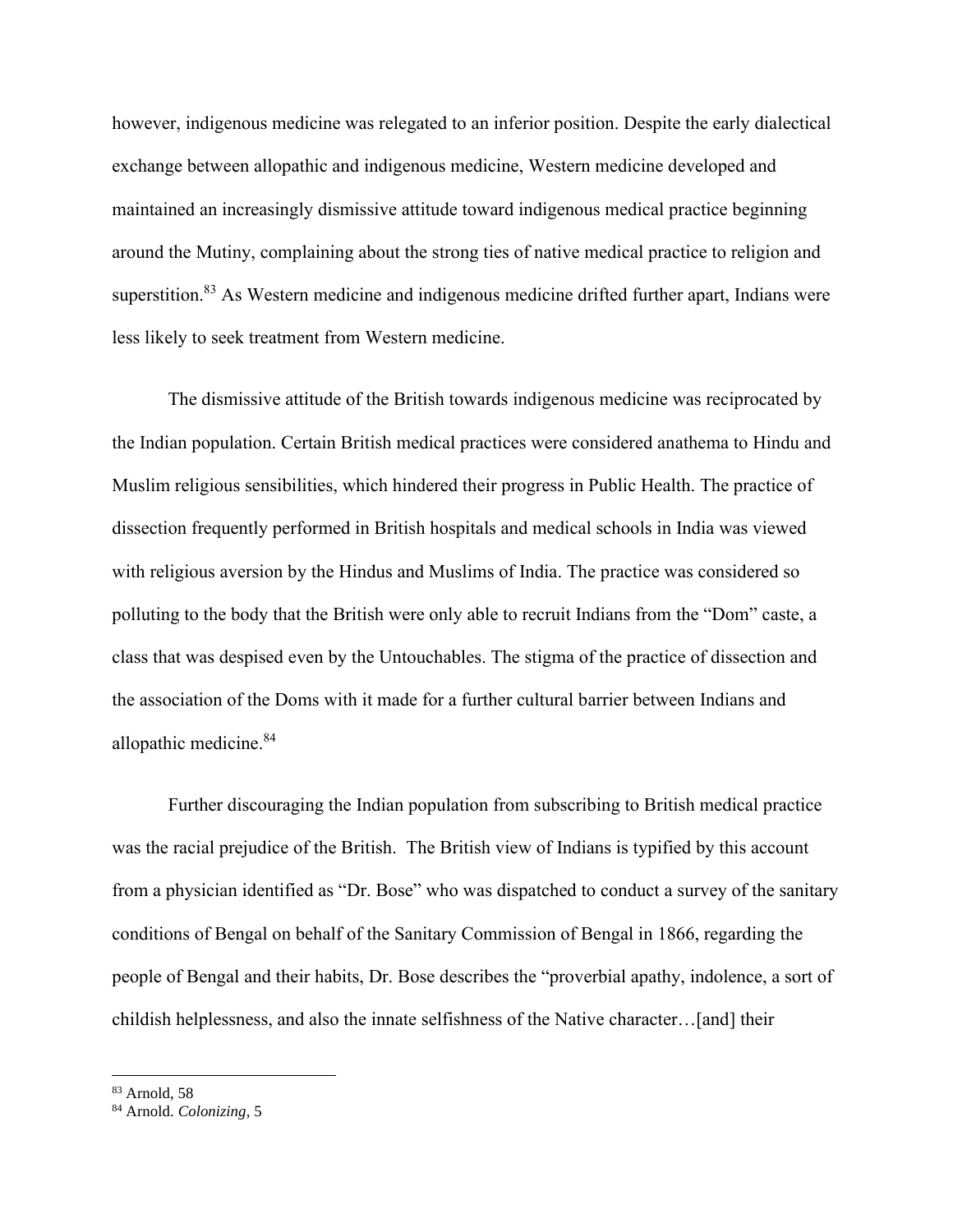however, indigenous medicine was relegated to an inferior position. Despite the early dialectical exchange between allopathic and indigenous medicine, Western medicine developed and maintained an increasingly dismissive attitude toward indigenous medical practice beginning around the Mutiny, complaining about the strong ties of native medical practice to religion and superstition.[83] As Western medicine and indigenous medicine drifted further apart, Indians were less likely to seek treatment from Western medicine.

The dismissive attitude of the British towards indigenous medicine was reciprocated by the Indian population. Certain British medical practices were considered anathema to Hindu and Muslim religious sensibilities, which hindered their progress in Public Health. The practice of dissection frequently performed in British hospitals and medical schools in India was viewed with religious aversion by the Hindus and Muslims of India. The practice was considered so polluting to the body that the British were only able to recruit Indians from the "Dom" caste, a class that was despised even by the Untouchables. The stigma of the practice of dissection and the association of the Doms with it made for a further cultural barrier between Indians and allopathic medicine.[84]

Further discouraging the Indian population from subscribing to British medical practice was the racial prejudice of the British. The British view of Indians is typified by this account from a physician identified as "Dr. Bose" who was dispatched to conduct a survey of the sanitary conditions of Bengal on behalf of the Sanitary Commission of Bengal in 1866, regarding the people of Bengal and their habits, Dr. Bose describes the "proverbial apathy, indolence, a sort of childish helplessness, and also the innate selfishness of the Native character…[and] their

---

[83] Arnold, 58

[84] Arnold. *Colonizing,* 5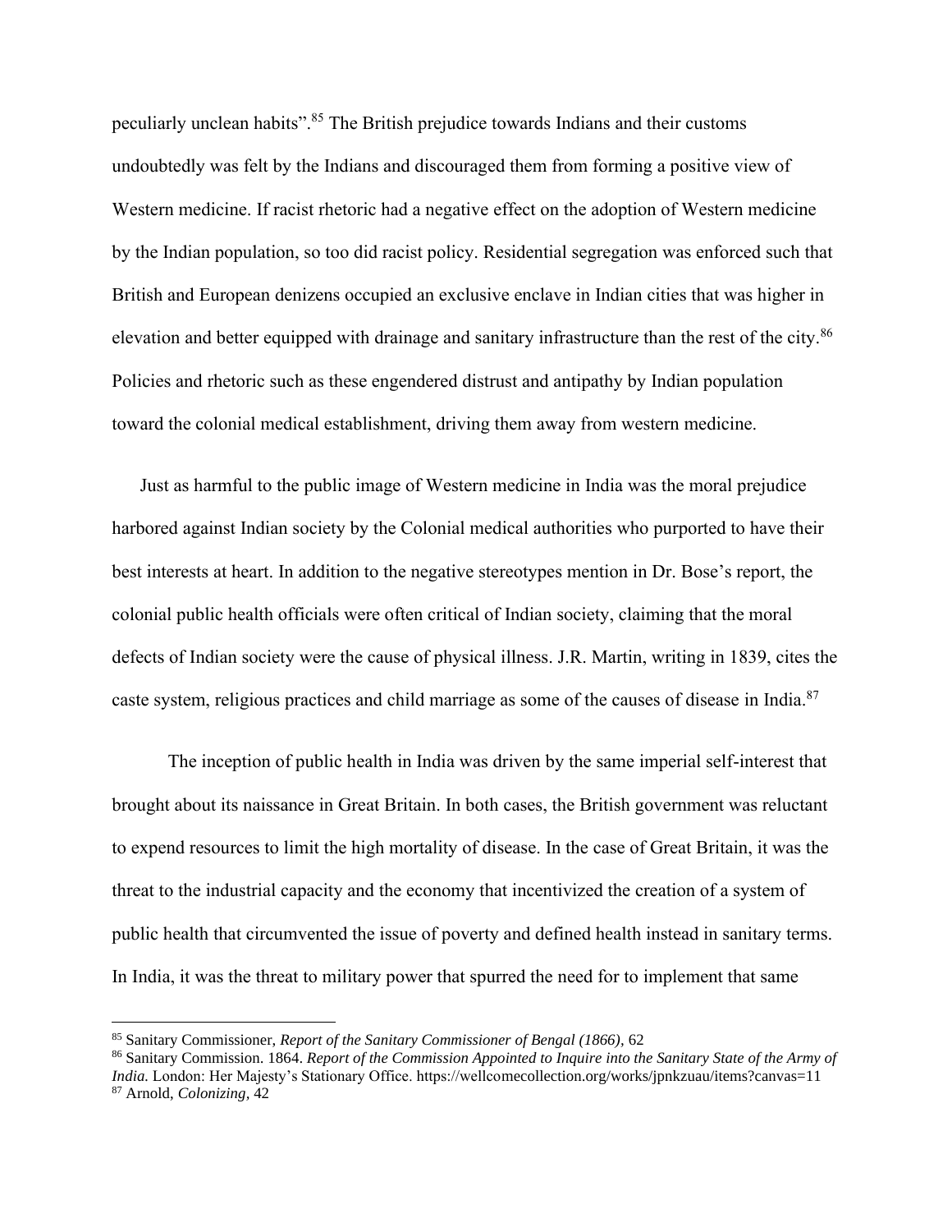peculiarly unclean habits".[85] The British prejudice towards Indians and their customs undoubtedly was felt by the Indians and discouraged them from forming a positive view of Western medicine. If racist rhetoric had a negative effect on the adoption of Western medicine by the Indian population, so too did racist policy. Residential segregation was enforced such that British and European denizens occupied an exclusive enclave in Indian cities that was higher in elevation and better equipped with drainage and sanitary infrastructure than the rest of the city.[86] Policies and rhetoric such as these engendered distrust and antipathy by Indian population toward the colonial medical establishment, driving them away from western medicine.

Just as harmful to the public image of Western medicine in India was the moral prejudice harbored against Indian society by the Colonial medical authorities who purported to have their best interests at heart. In addition to the negative stereotypes mention in Dr. Bose's report, the colonial public health officials were often critical of Indian society, claiming that the moral defects of Indian society were the cause of physical illness. J.R. Martin, writing in 1839, cites the caste system, religious practices and child marriage as some of the causes of disease in India.[87]

The inception of public health in India was driven by the same imperial self-interest that brought about its naissance in Great Britain. In both cases, the British government was reluctant to expend resources to limit the high mortality of disease. In the case of Great Britain, it was the threat to the industrial capacity and the economy that incentivized the creation of a system of public health that circumvented the issue of poverty and defined health instead in sanitary terms. In India, it was the threat to military power that spurred the need for to implement that same

---

[85] Sanitary Commissioner, *Report of the Sanitary Commissioner of Bengal (1866),* 62

[86] Sanitary Commission. 1864. *Report of the Commission Appointed to Inquire into the Sanitary State of the Army of India.* London: Her Majesty's Stationary Office. https://wellcomecollection.org/works/jpnkzuau/items?canvas=11

[87] Arnold, *Colonizing,* 42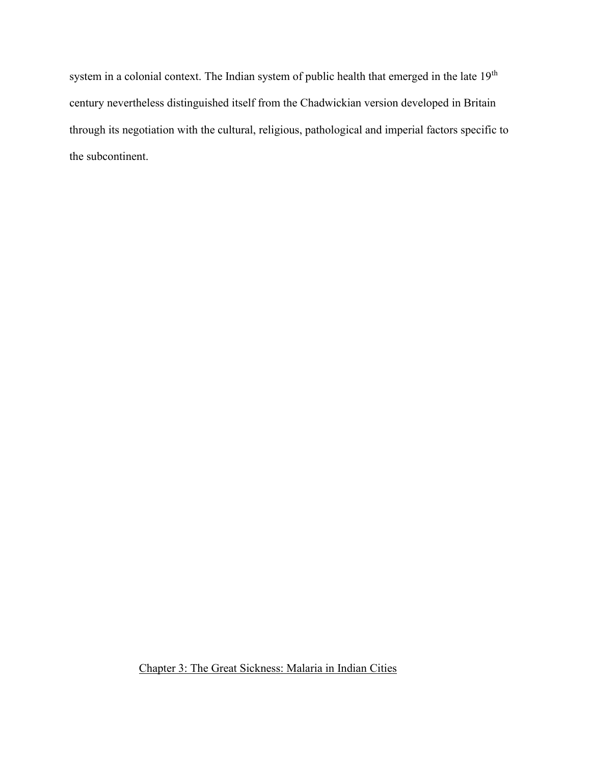system in a colonial context. The Indian system of public health that emerged in the late 19th century nevertheless distinguished itself from the Chadwickian version developed in Britain through its negotiation with the cultural, religious, pathological and imperial factors specific to the subcontinent.

## Chapter 3: The Great Sickness: Malaria in Indian Cities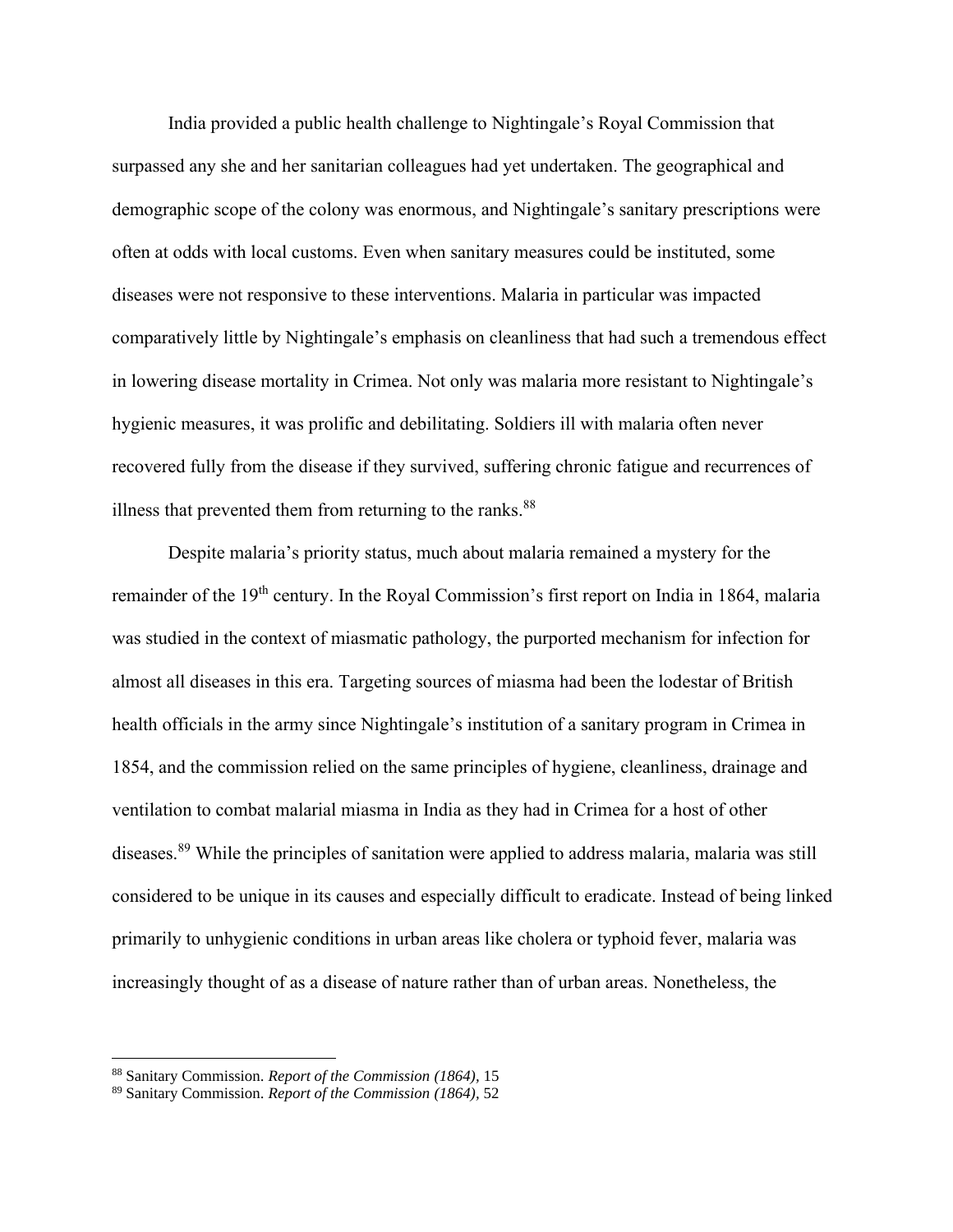India provided a public health challenge to Nightingale's Royal Commission that surpassed any she and her sanitarian colleagues had yet undertaken. The geographical and demographic scope of the colony was enormous, and Nightingale's sanitary prescriptions were often at odds with local customs. Even when sanitary measures could be instituted, some diseases were not responsive to these interventions. Malaria in particular was impacted comparatively little by Nightingale's emphasis on cleanliness that had such a tremendous effect in lowering disease mortality in Crimea. Not only was malaria more resistant to Nightingale's hygienic measures, it was prolific and debilitating. Soldiers ill with malaria often never recovered fully from the disease if they survived, suffering chronic fatigue and recurrences of illness that prevented them from returning to the ranks.[88]

Despite malaria's priority status, much about malaria remained a mystery for the remainder of the 19th century. In the Royal Commission's first report on India in 1864, malaria was studied in the context of miasmatic pathology, the purported mechanism for infection for almost all diseases in this era. Targeting sources of miasma had been the lodestar of British health officials in the army since Nightingale's institution of a sanitary program in Crimea in 1854, and the commission relied on the same principles of hygiene, cleanliness, drainage and ventilation to combat malarial miasma in India as they had in Crimea for a host of other diseases.[89] While the principles of sanitation were applied to address malaria, malaria was still considered to be unique in its causes and especially difficult to eradicate. Instead of being linked primarily to unhygienic conditions in urban areas like cholera or typhoid fever, malaria was increasingly thought of as a disease of nature rather than of urban areas. Nonetheless, the

---

[88] Sanitary Commission. *Report of the Commission (1864),* 15

[89] Sanitary Commission. *Report of the Commission (1864),* 52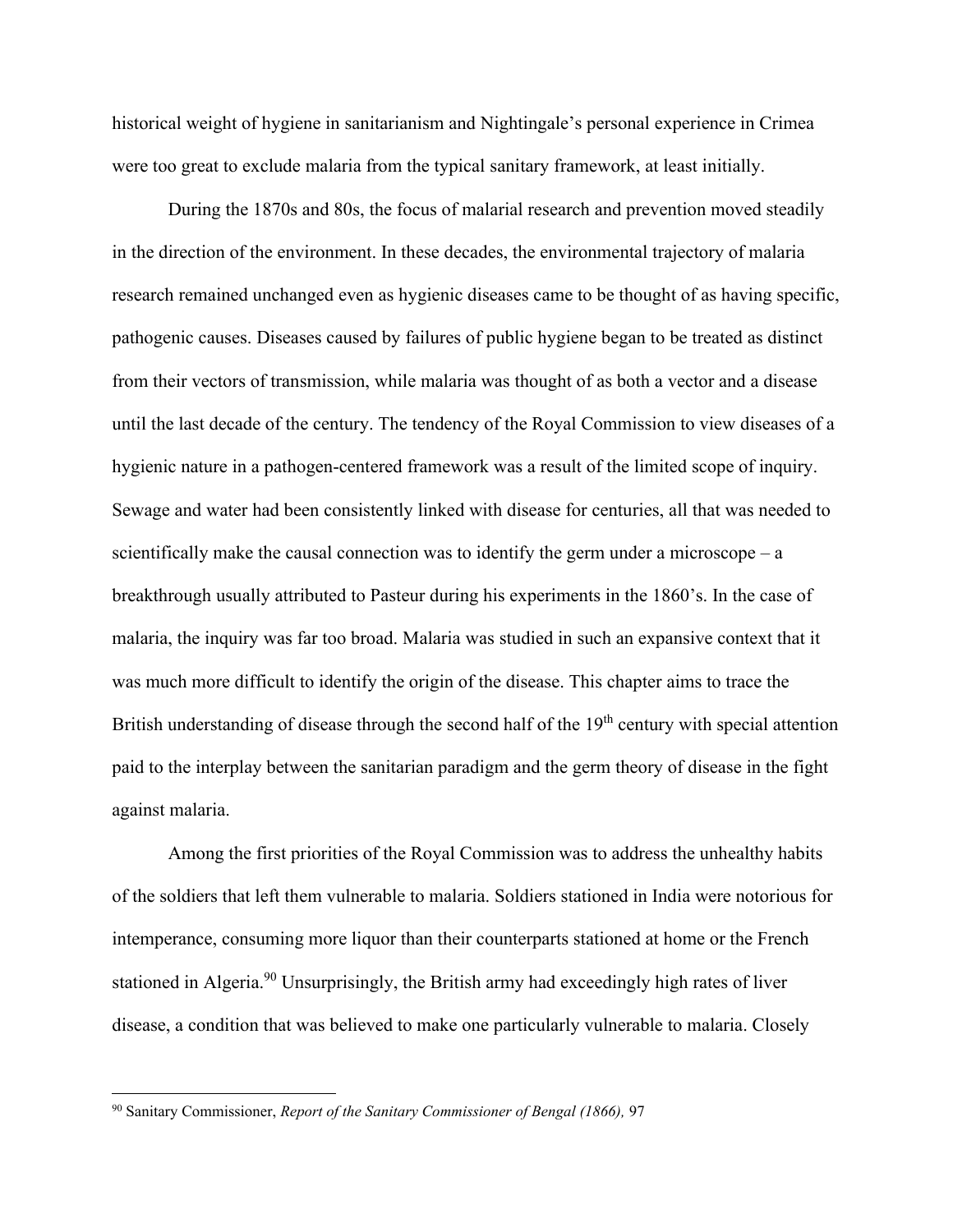historical weight of hygiene in sanitarianism and Nightingale's personal experience in Crimea were too great to exclude malaria from the typical sanitary framework, at least initially.

During the 1870s and 80s, the focus of malarial research and prevention moved steadily in the direction of the environment. In these decades, the environmental trajectory of malaria research remained unchanged even as hygienic diseases came to be thought of as having specific, pathogenic causes. Diseases caused by failures of public hygiene began to be treated as distinct from their vectors of transmission, while malaria was thought of as both a vector and a disease until the last decade of the century. The tendency of the Royal Commission to view diseases of a hygienic nature in a pathogen-centered framework was a result of the limited scope of inquiry. Sewage and water had been consistently linked with disease for centuries, all that was needed to scientifically make the causal connection was to identify the germ under a microscope – a breakthrough usually attributed to Pasteur during his experiments in the 1860's. In the case of malaria, the inquiry was far too broad. Malaria was studied in such an expansive context that it was much more difficult to identify the origin of the disease. This chapter aims to trace the British understanding of disease through the second half of the 19th century with special attention paid to the interplay between the sanitarian paradigm and the germ theory of disease in the fight against malaria.

Among the first priorities of the Royal Commission was to address the unhealthy habits of the soldiers that left them vulnerable to malaria. Soldiers stationed in India were notorious for intemperance, consuming more liquor than their counterparts stationed at home or the French stationed in Algeria.[90] Unsurprisingly, the British army had exceedingly high rates of liver disease, a condition that was believed to make one particularly vulnerable to malaria. Closely

---

[90] Sanitary Commissioner, *Report of the Sanitary Commissioner of Bengal (1866),* 97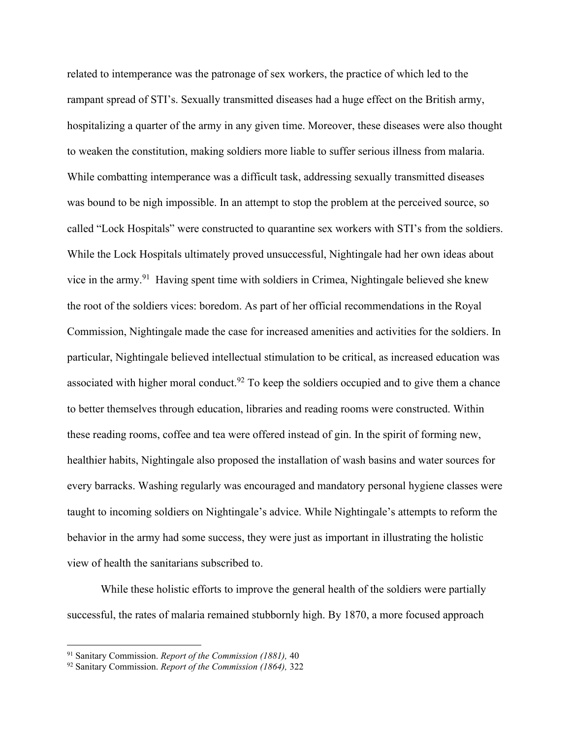related to intemperance was the patronage of sex workers, the practice of which led to the rampant spread of STI's. Sexually transmitted diseases had a huge effect on the British army, hospitalizing a quarter of the army in any given time. Moreover, these diseases were also thought to weaken the constitution, making soldiers more liable to suffer serious illness from malaria. While combatting intemperance was a difficult task, addressing sexually transmitted diseases was bound to be nigh impossible. In an attempt to stop the problem at the perceived source, so called "Lock Hospitals" were constructed to quarantine sex workers with STI's from the soldiers. While the Lock Hospitals ultimately proved unsuccessful, Nightingale had her own ideas about vice in the army.[91] Having spent time with soldiers in Crimea, Nightingale believed she knew the root of the soldiers vices: boredom. As part of her official recommendations in the Royal Commission, Nightingale made the case for increased amenities and activities for the soldiers. In particular, Nightingale believed intellectual stimulation to be critical, as increased education was associated with higher moral conduct.[92] To keep the soldiers occupied and to give them a chance to better themselves through education, libraries and reading rooms were constructed. Within these reading rooms, coffee and tea were offered instead of gin. In the spirit of forming new, healthier habits, Nightingale also proposed the installation of wash basins and water sources for every barracks. Washing regularly was encouraged and mandatory personal hygiene classes were taught to incoming soldiers on Nightingale's advice. While Nightingale's attempts to reform the behavior in the army had some success, they were just as important in illustrating the holistic view of health the sanitarians subscribed to.

While these holistic efforts to improve the general health of the soldiers were partially successful, the rates of malaria remained stubbornly high. By 1870, a more focused approach

---

[91] Sanitary Commission. *Report of the Commission (1881),* 40

[92] Sanitary Commission. *Report of the Commission (1864),* 322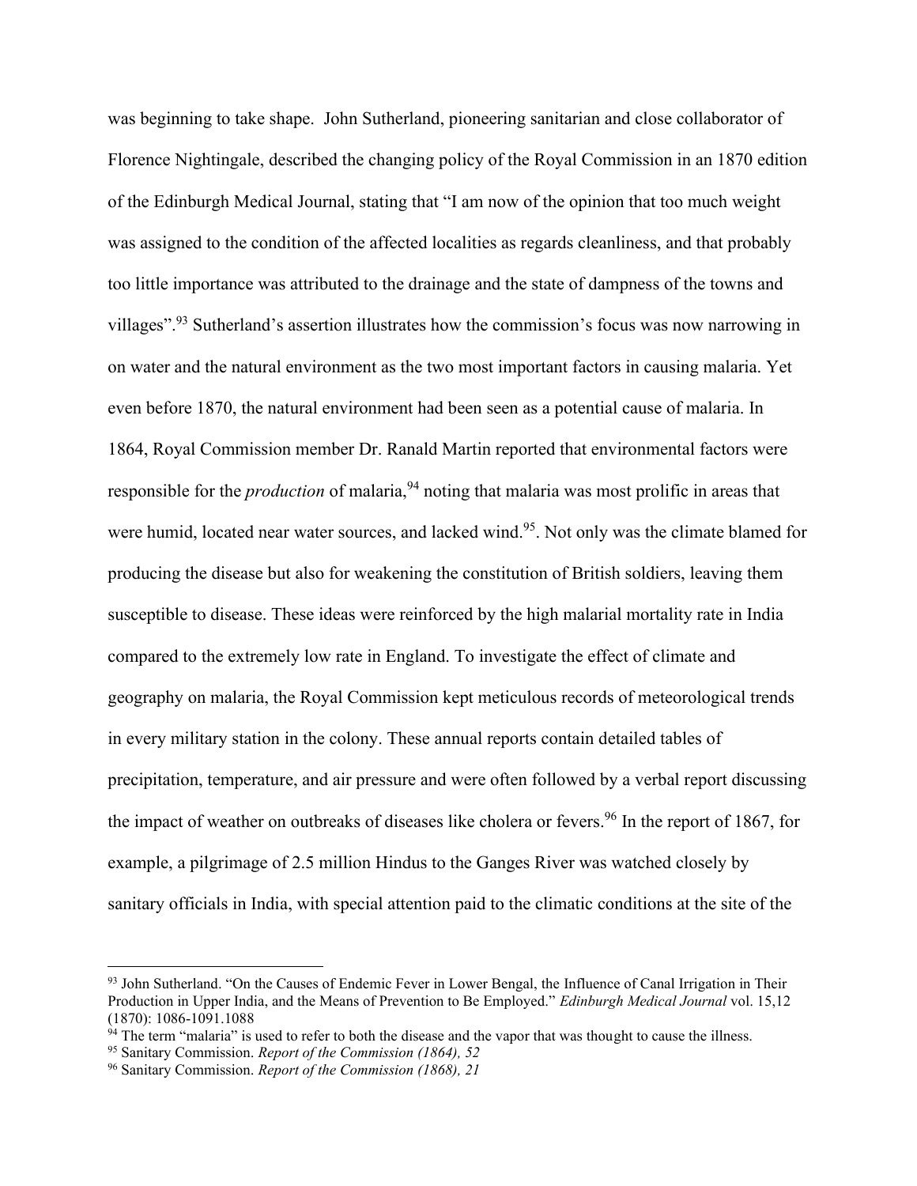was beginning to take shape. John Sutherland, pioneering sanitarian and close collaborator of Florence Nightingale, described the changing policy of the Royal Commission in an 1870 edition of the Edinburgh Medical Journal, stating that "I am now of the opinion that too much weight was assigned to the condition of the affected localities as regards cleanliness, and that probably too little importance was attributed to the drainage and the state of dampness of the towns and villages".[93] Sutherland's assertion illustrates how the commission's focus was now narrowing in on water and the natural environment as the two most important factors in causing malaria. Yet even before 1870, the natural environment had been seen as a potential cause of malaria. In 1864, Royal Commission member Dr. Ranald Martin reported that environmental factors were responsible for the *production* of malaria,[94] noting that malaria was most prolific in areas that were humid, located near water sources, and lacked wind.[95]. Not only was the climate blamed for producing the disease but also for weakening the constitution of British soldiers, leaving them susceptible to disease. These ideas were reinforced by the high malarial mortality rate in India compared to the extremely low rate in England. To investigate the effect of climate and geography on malaria, the Royal Commission kept meticulous records of meteorological trends in every military station in the colony. These annual reports contain detailed tables of precipitation, temperature, and air pressure and were often followed by a verbal report discussing the impact of weather on outbreaks of diseases like cholera or fevers.[96] In the report of 1867, for example, a pilgrimage of 2.5 million Hindus to the Ganges River was watched closely by sanitary officials in India, with special attention paid to the climatic conditions at the site of the

---

[93] John Sutherland. "On the Causes of Endemic Fever in Lower Bengal, the Influence of Canal Irrigation in Their Production in Upper India, and the Means of Prevention to Be Employed." *Edinburgh Medical Journal* vol. 15,12 (1870): 1086-1091.1088

[94] The term "malaria" is used to refer to both the disease and the vapor that was thought to cause the illness.

[95] Sanitary Commission. *Report of the Commission (1864), 52*

[96] Sanitary Commission. *Report of the Commission (1868), 21*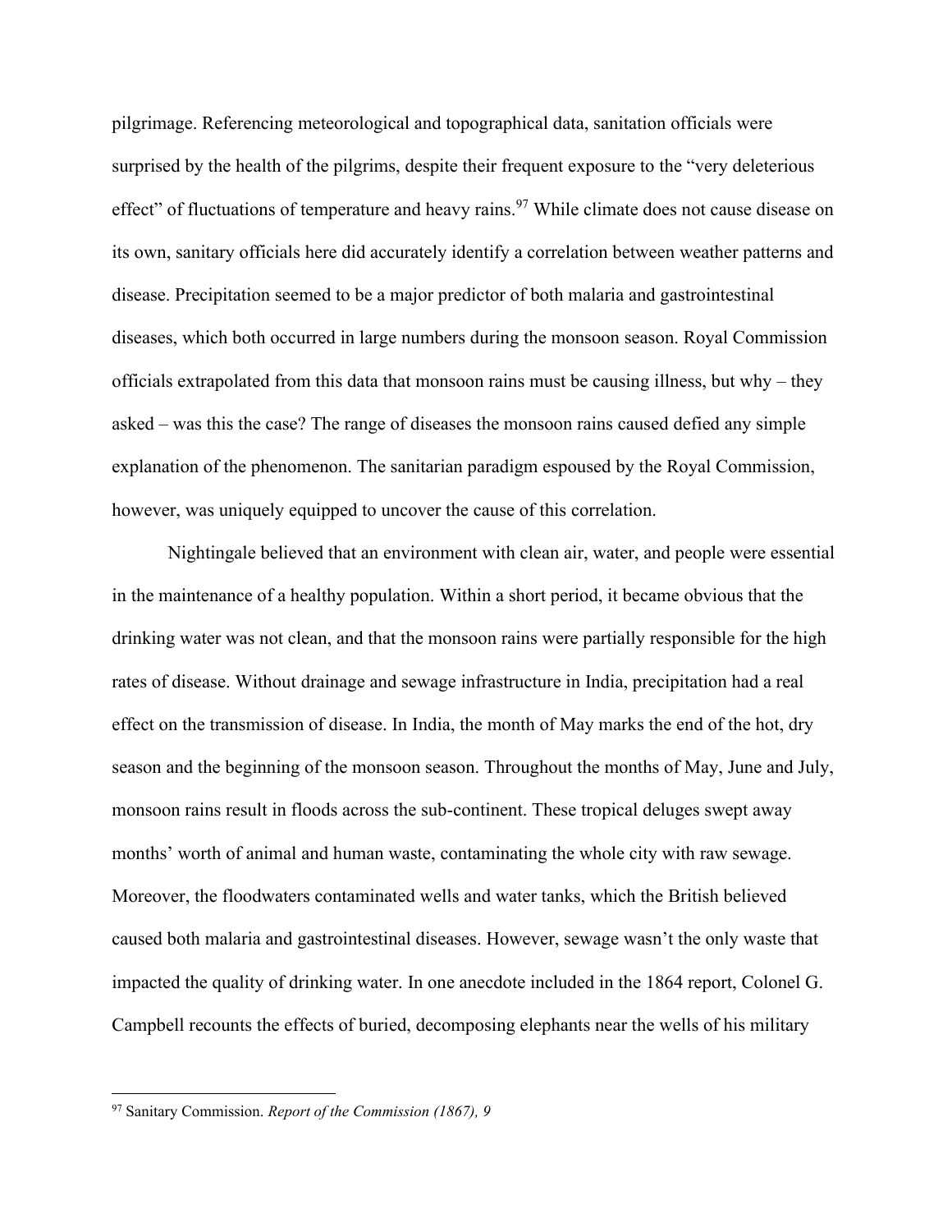pilgrimage. Referencing meteorological and topographical data, sanitation officials were surprised by the health of the pilgrims, despite their frequent exposure to the "very deleterious effect" of fluctuations of temperature and heavy rains.[97] While climate does not cause disease on its own, sanitary officials here did accurately identify a correlation between weather patterns and disease. Precipitation seemed to be a major predictor of both malaria and gastrointestinal diseases, which both occurred in large numbers during the monsoon season. Royal Commission officials extrapolated from this data that monsoon rains must be causing illness, but why – they asked – was this the case? The range of diseases the monsoon rains caused defied any simple explanation of the phenomenon. The sanitarian paradigm espoused by the Royal Commission, however, was uniquely equipped to uncover the cause of this correlation.

Nightingale believed that an environment with clean air, water, and people were essential in the maintenance of a healthy population. Within a short period, it became obvious that the drinking water was not clean, and that the monsoon rains were partially responsible for the high rates of disease. Without drainage and sewage infrastructure in India, precipitation had a real effect on the transmission of disease. In India, the month of May marks the end of the hot, dry season and the beginning of the monsoon season. Throughout the months of May, June and July, monsoon rains result in floods across the sub-continent. These tropical deluges swept away months' worth of animal and human waste, contaminating the whole city with raw sewage. Moreover, the floodwaters contaminated wells and water tanks, which the British believed caused both malaria and gastrointestinal diseases. However, sewage wasn't the only waste that impacted the quality of drinking water. In one anecdote included in the 1864 report, Colonel G. Campbell recounts the effects of buried, decomposing elephants near the wells of his military

---

[97] Sanitary Commission. *Report of the Commission (1867), 9*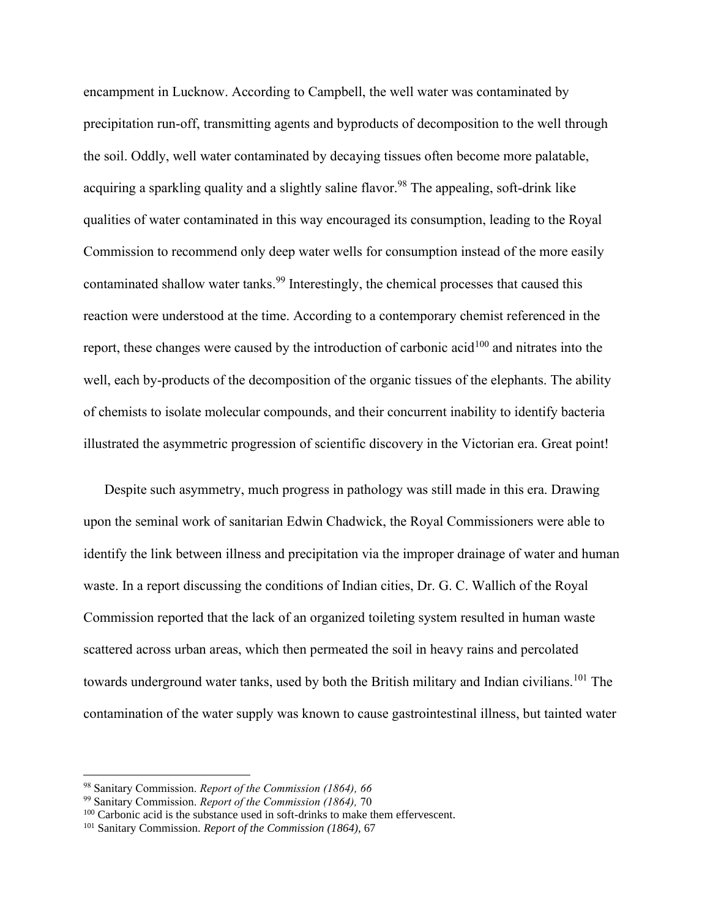encampment in Lucknow. According to Campbell, the well water was contaminated by precipitation run-off, transmitting agents and byproducts of decomposition to the well through the soil. Oddly, well water contaminated by decaying tissues often become more palatable, acquiring a sparkling quality and a slightly saline flavor.[98] The appealing, soft-drink like qualities of water contaminated in this way encouraged its consumption, leading to the Royal Commission to recommend only deep water wells for consumption instead of the more easily contaminated shallow water tanks.[99] Interestingly, the chemical processes that caused this reaction were understood at the time. According to a contemporary chemist referenced in the report, these changes were caused by the introduction of carbonic acid[100] and nitrates into the well, each by-products of the decomposition of the organic tissues of the elephants. The ability of chemists to isolate molecular compounds, and their concurrent inability to identify bacteria illustrated the asymmetric progression of scientific discovery in the Victorian era. Great point!

Despite such asymmetry, much progress in pathology was still made in this era. Drawing upon the seminal work of sanitarian Edwin Chadwick, the Royal Commissioners were able to identify the link between illness and precipitation via the improper drainage of water and human waste. In a report discussing the conditions of Indian cities, Dr. G. C. Wallich of the Royal Commission reported that the lack of an organized toileting system resulted in human waste scattered across urban areas, which then permeated the soil in heavy rains and percolated towards underground water tanks, used by both the British military and Indian civilians.[101] The contamination of the water supply was known to cause gastrointestinal illness, but tainted water

---

[98] Sanitary Commission. *Report of the Commission (1864), 66*

[99] Sanitary Commission. *Report of the Commission (1864),* 70

[100] Carbonic acid is the substance used in soft-drinks to make them effervescent.

[101] Sanitary Commission. *Report of the Commission (1864),* 67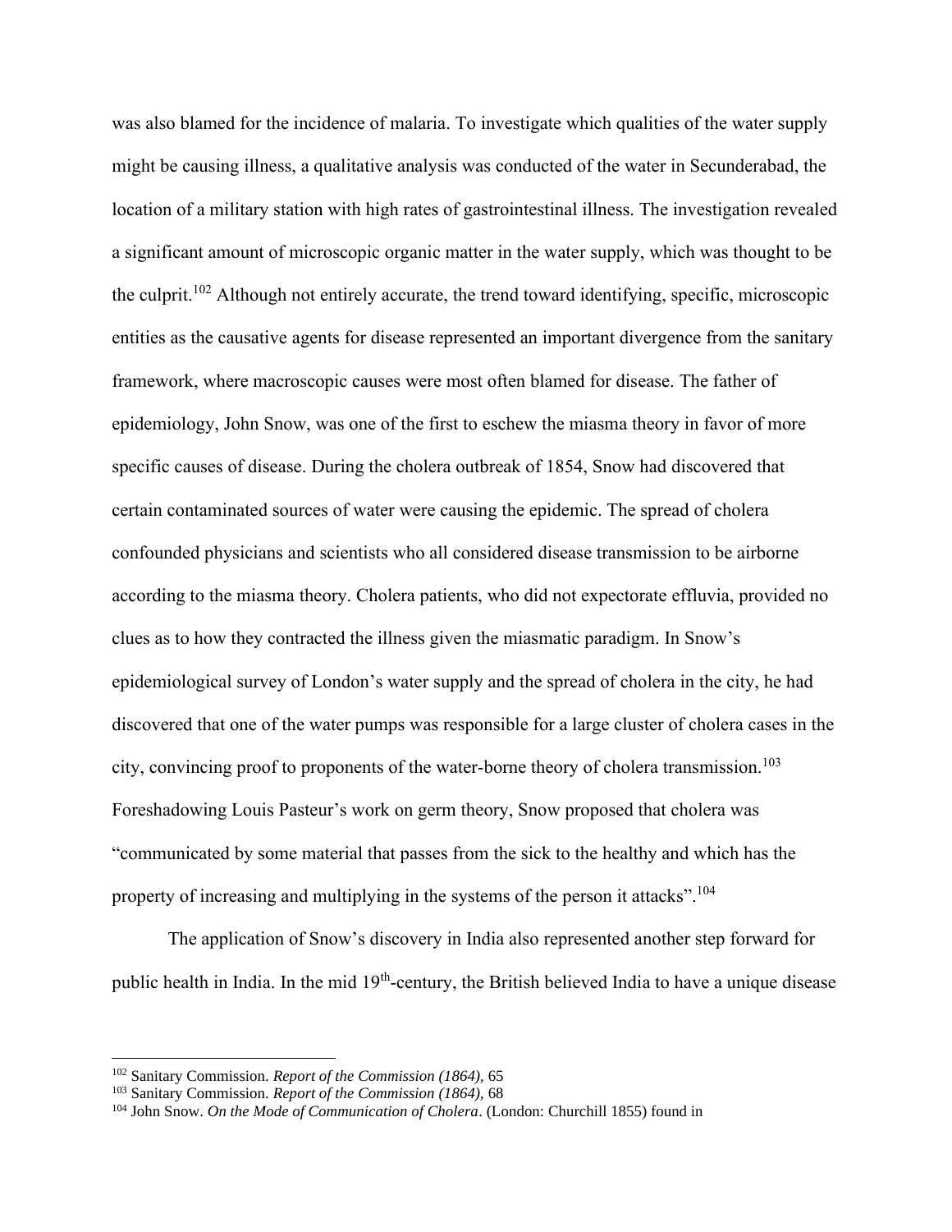was also blamed for the incidence of malaria. To investigate which qualities of the water supply might be causing illness, a qualitative analysis was conducted of the water in Secunderabad, the location of a military station with high rates of gastrointestinal illness. The investigation revealed a significant amount of microscopic organic matter in the water supply, which was thought to be the culprit.[102] Although not entirely accurate, the trend toward identifying, specific, microscopic entities as the causative agents for disease represented an important divergence from the sanitary framework, where macroscopic causes were most often blamed for disease. The father of epidemiology, John Snow, was one of the first to eschew the miasma theory in favor of more specific causes of disease. During the cholera outbreak of 1854, Snow had discovered that certain contaminated sources of water were causing the epidemic. The spread of cholera confounded physicians and scientists who all considered disease transmission to be airborne according to the miasma theory. Cholera patients, who did not expectorate effluvia, provided no clues as to how they contracted the illness given the miasmatic paradigm. In Snow's epidemiological survey of London's water supply and the spread of cholera in the city, he had discovered that one of the water pumps was responsible for a large cluster of cholera cases in the city, convincing proof to proponents of the water-borne theory of cholera transmission.[103] Foreshadowing Louis Pasteur's work on germ theory, Snow proposed that cholera was "communicated by some material that passes from the sick to the healthy and which has the property of increasing and multiplying in the systems of the person it attacks".[104]

The application of Snow's discovery in India also represented another step forward for public health in India. In the mid 19th-century, the British believed India to have a unique disease

---

[102] Sanitary Commission. *Report of the Commission (1864),* 65

[103] Sanitary Commission. *Report of the Commission (1864),* 68

[104] John Snow. *On the Mode of Communication of Cholera*. (London: Churchill 1855) found in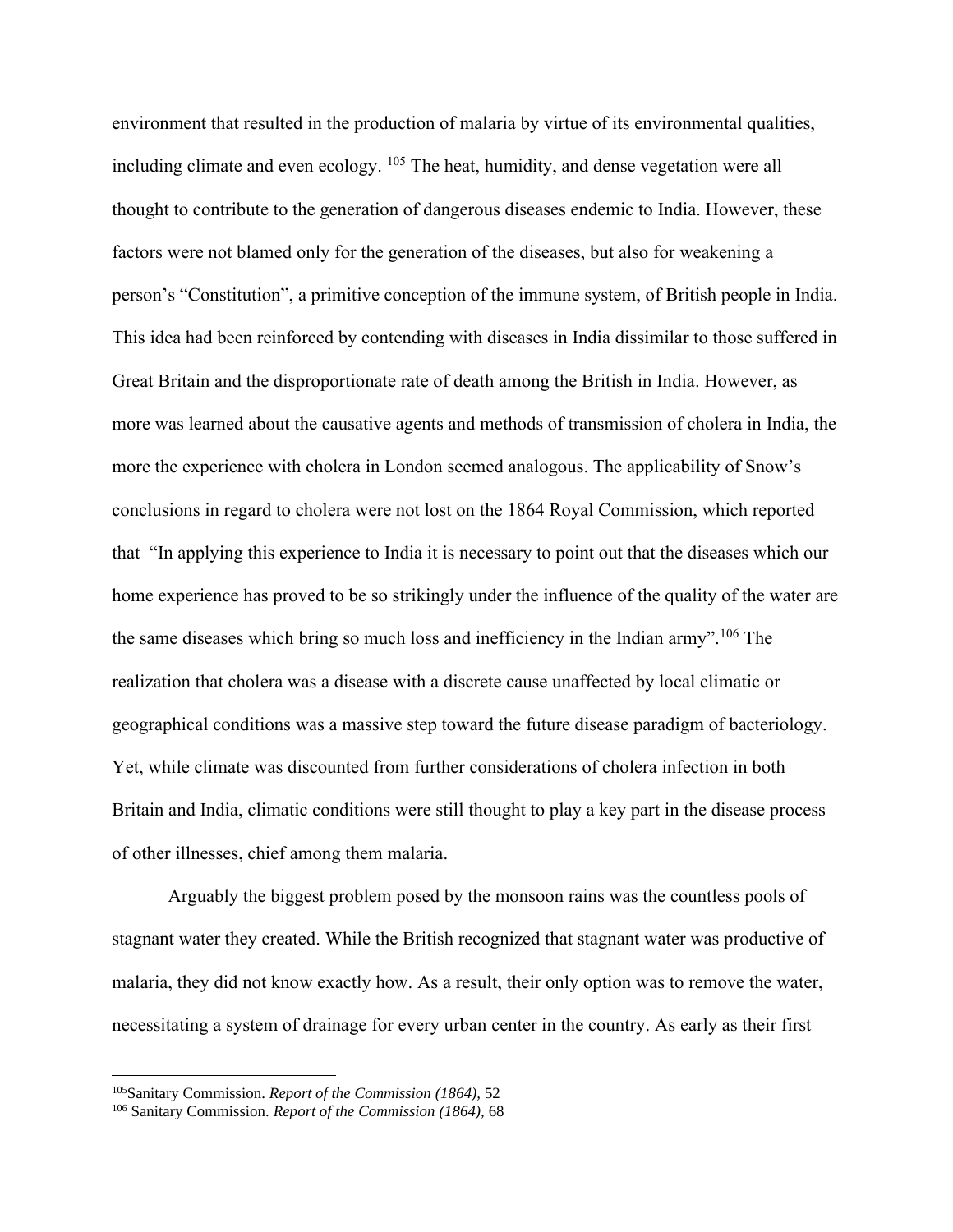environment that resulted in the production of malaria by virtue of its environmental qualities, including climate and even ecology. [105] The heat, humidity, and dense vegetation were all thought to contribute to the generation of dangerous diseases endemic to India. However, these factors were not blamed only for the generation of the diseases, but also for weakening a person's "Constitution", a primitive conception of the immune system, of British people in India. This idea had been reinforced by contending with diseases in India dissimilar to those suffered in Great Britain and the disproportionate rate of death among the British in India. However, as more was learned about the causative agents and methods of transmission of cholera in India, the more the experience with cholera in London seemed analogous. The applicability of Snow's conclusions in regard to cholera were not lost on the 1864 Royal Commission, which reported that "In applying this experience to India it is necessary to point out that the diseases which our home experience has proved to be so strikingly under the influence of the quality of the water are the same diseases which bring so much loss and inefficiency in the Indian army".[106] The realization that cholera was a disease with a discrete cause unaffected by local climatic or geographical conditions was a massive step toward the future disease paradigm of bacteriology. Yet, while climate was discounted from further considerations of cholera infection in both Britain and India, climatic conditions were still thought to play a key part in the disease process of other illnesses, chief among them malaria.

Arguably the biggest problem posed by the monsoon rains was the countless pools of stagnant water they created. While the British recognized that stagnant water was productive of malaria, they did not know exactly how. As a result, their only option was to remove the water, necessitating a system of drainage for every urban center in the country. As early as their first

---

[105] Sanitary Commission. *Report of the Commission (1864),* 52

[106] Sanitary Commission. *Report of the Commission (1864),* 68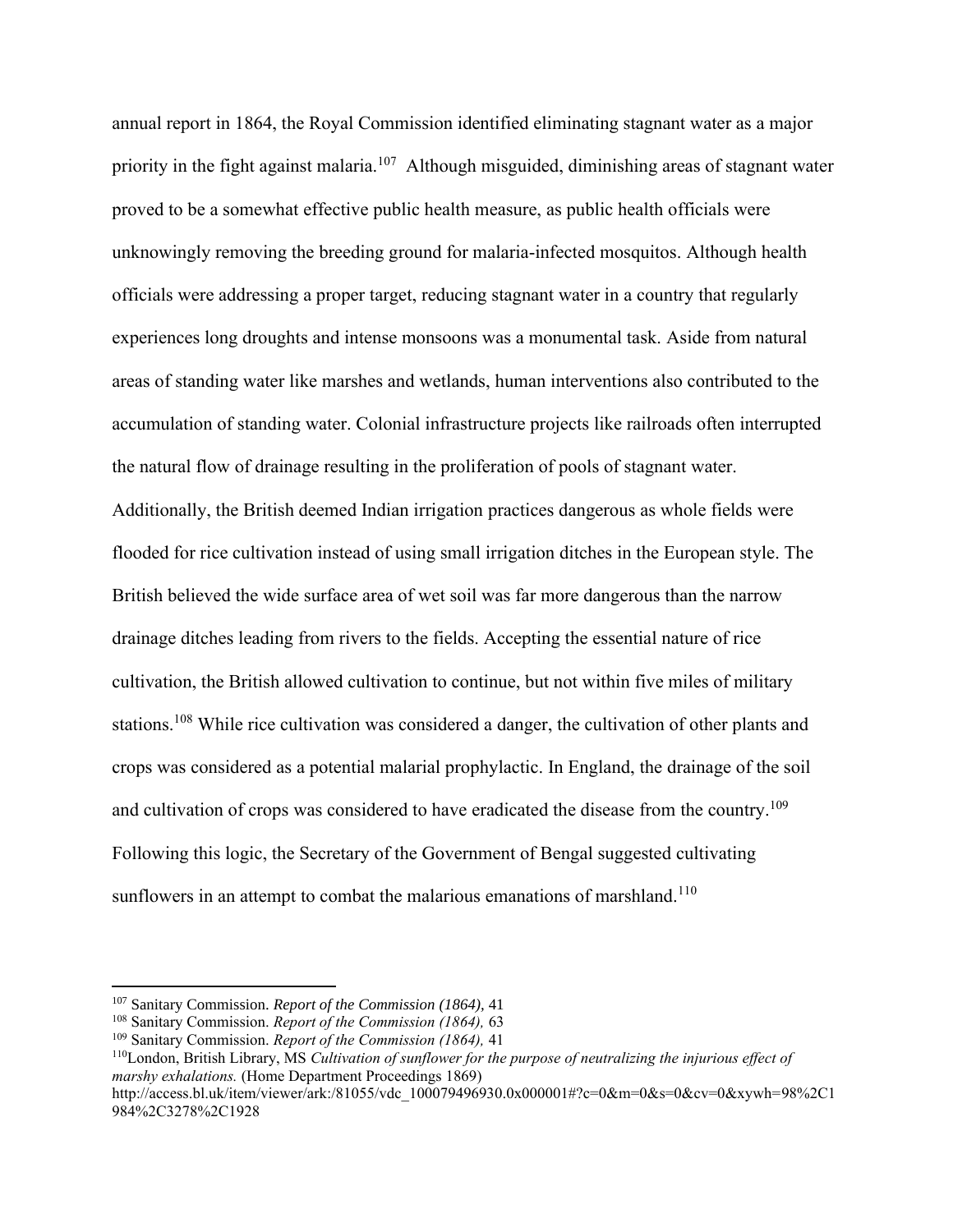annual report in 1864, the Royal Commission identified eliminating stagnant water as a major priority in the fight against malaria.[107] Although misguided, diminishing areas of stagnant water proved to be a somewhat effective public health measure, as public health officials were unknowingly removing the breeding ground for malaria-infected mosquitos. Although health officials were addressing a proper target, reducing stagnant water in a country that regularly experiences long droughts and intense monsoons was a monumental task. Aside from natural areas of standing water like marshes and wetlands, human interventions also contributed to the accumulation of standing water. Colonial infrastructure projects like railroads often interrupted the natural flow of drainage resulting in the proliferation of pools of stagnant water. Additionally, the British deemed Indian irrigation practices dangerous as whole fields were flooded for rice cultivation instead of using small irrigation ditches in the European style. The British believed the wide surface area of wet soil was far more dangerous than the narrow drainage ditches leading from rivers to the fields. Accepting the essential nature of rice cultivation, the British allowed cultivation to continue, but not within five miles of military stations.[108] While rice cultivation was considered a danger, the cultivation of other plants and crops was considered as a potential malarial prophylactic. In England, the drainage of the soil and cultivation of crops was considered to have eradicated the disease from the country.[109] Following this logic, the Secretary of the Government of Bengal suggested cultivating sunflowers in an attempt to combat the malarious emanations of marshland.[110]

---

[107] Sanitary Commission. *Report of the Commission (1864),* 41

[108] Sanitary Commission. *Report of the Commission (1864),* 63

[109] Sanitary Commission. *Report of the Commission (1864),* 41

[110] London, British Library, MS *Cultivation of sunflower for the purpose of neutralizing the injurious effect of marshy exhalations.* (Home Department Proceedings 1869) http://access.bl.uk/item/viewer/ark:/81055/vdc_100079496930.0x000001#?c=0&m=0&s=0&cv=0&xywh=98%2C1984%2C3278%2C1928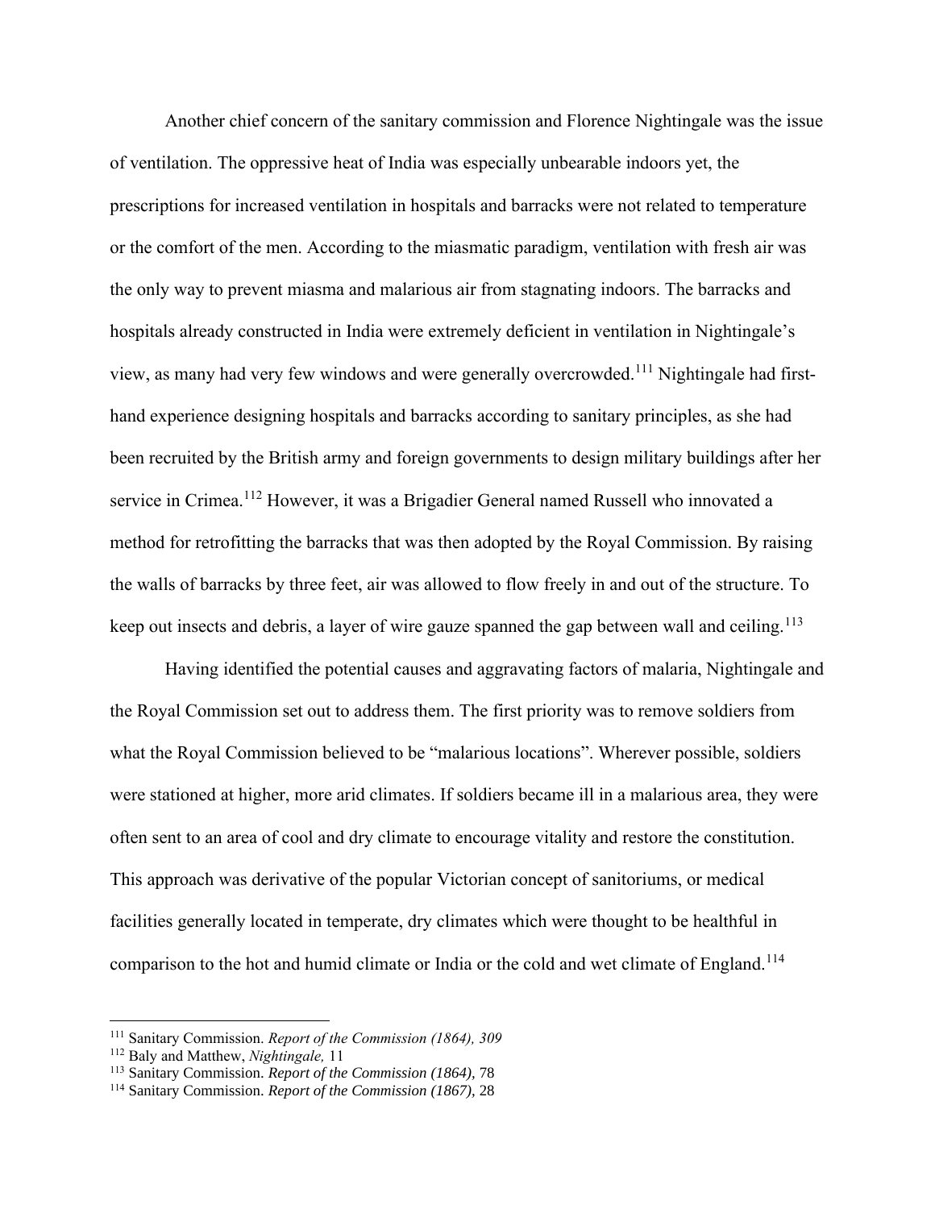Another chief concern of the sanitary commission and Florence Nightingale was the issue of ventilation. The oppressive heat of India was especially unbearable indoors yet, the prescriptions for increased ventilation in hospitals and barracks were not related to temperature or the comfort of the men. According to the miasmatic paradigm, ventilation with fresh air was the only way to prevent miasma and malarious air from stagnating indoors. The barracks and hospitals already constructed in India were extremely deficient in ventilation in Nightingale's view, as many had very few windows and were generally overcrowded.[111] Nightingale had first-hand experience designing hospitals and barracks according to sanitary principles, as she had been recruited by the British army and foreign governments to design military buildings after her service in Crimea.[112] However, it was a Brigadier General named Russell who innovated a method for retrofitting the barracks that was then adopted by the Royal Commission. By raising the walls of barracks by three feet, air was allowed to flow freely in and out of the structure. To keep out insects and debris, a layer of wire gauze spanned the gap between wall and ceiling.[113]

Having identified the potential causes and aggravating factors of malaria, Nightingale and the Royal Commission set out to address them. The first priority was to remove soldiers from what the Royal Commission believed to be "malarious locations". Wherever possible, soldiers were stationed at higher, more arid climates. If soldiers became ill in a malarious area, they were often sent to an area of cool and dry climate to encourage vitality and restore the constitution. This approach was derivative of the popular Victorian concept of sanitoriums, or medical facilities generally located in temperate, dry climates which were thought to be healthful in comparison to the hot and humid climate or India or the cold and wet climate of England.[114]

---

[111] Sanitary Commission. *Report of the Commission (1864), 309*

[112] Baly and Matthew, *Nightingale,* 11

[113] Sanitary Commission. *Report of the Commission (1864),* 78

[114] Sanitary Commission. *Report of the Commission (1867),* 28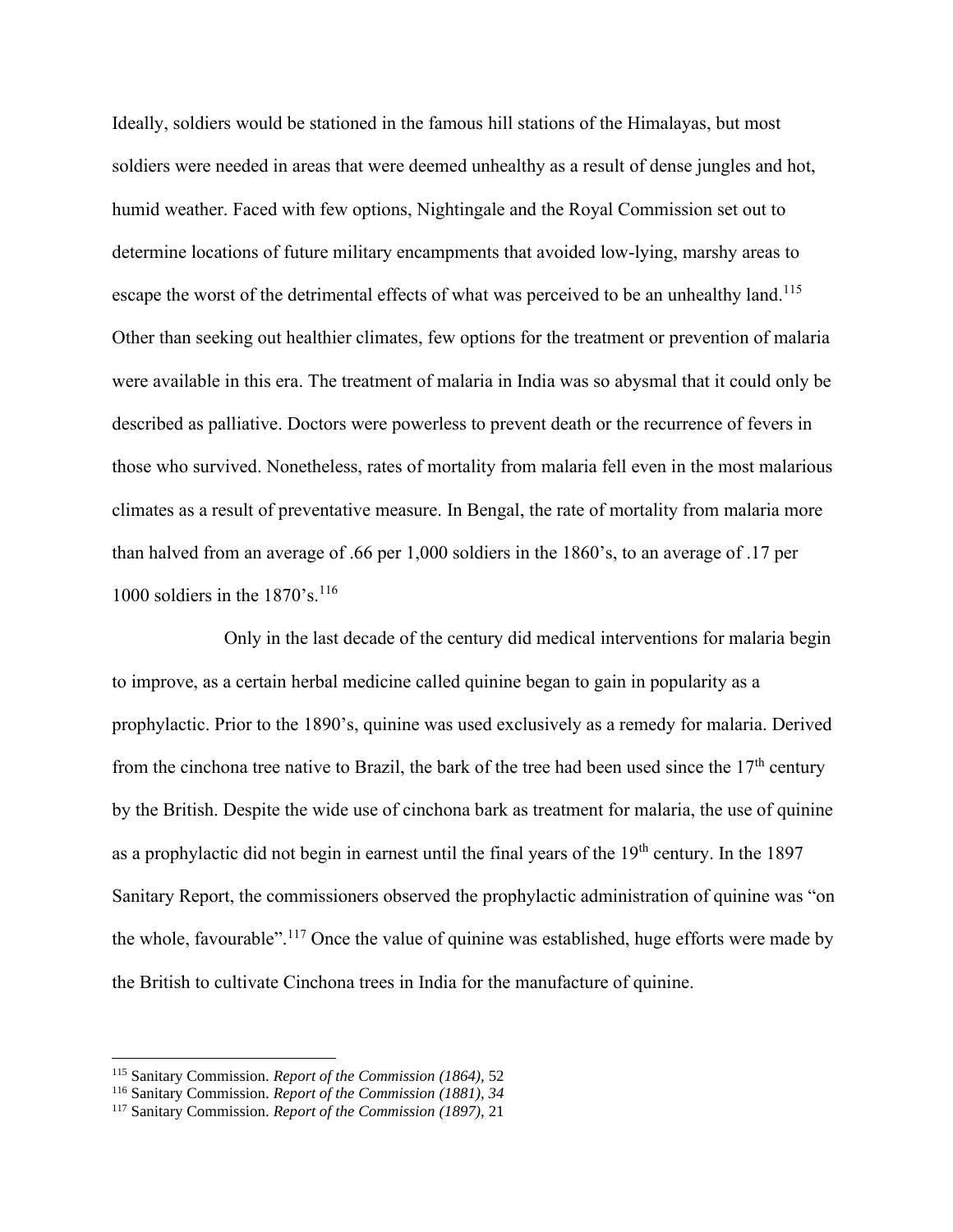Ideally, soldiers would be stationed in the famous hill stations of the Himalayas, but most soldiers were needed in areas that were deemed unhealthy as a result of dense jungles and hot, humid weather. Faced with few options, Nightingale and the Royal Commission set out to determine locations of future military encampments that avoided low-lying, marshy areas to escape the worst of the detrimental effects of what was perceived to be an unhealthy land.[115] Other than seeking out healthier climates, few options for the treatment or prevention of malaria were available in this era. The treatment of malaria in India was so abysmal that it could only be described as palliative. Doctors were powerless to prevent death or the recurrence of fevers in those who survived. Nonetheless, rates of mortality from malaria fell even in the most malarious climates as a result of preventative measure. In Bengal, the rate of mortality from malaria more than halved from an average of .66 per 1,000 soldiers in the 1860's, to an average of .17 per 1000 soldiers in the 1870's.[116]

Only in the last decade of the century did medical interventions for malaria begin to improve, as a certain herbal medicine called quinine began to gain in popularity as a prophylactic. Prior to the 1890's, quinine was used exclusively as a remedy for malaria. Derived from the cinchona tree native to Brazil, the bark of the tree had been used since the 17th century by the British. Despite the wide use of cinchona bark as treatment for malaria, the use of quinine as a prophylactic did not begin in earnest until the final years of the 19th century. In the 1897 Sanitary Report, the commissioners observed the prophylactic administration of quinine was "on the whole, favourable".[117] Once the value of quinine was established, huge efforts were made by the British to cultivate Cinchona trees in India for the manufacture of quinine.

---

[115] Sanitary Commission. *Report of the Commission (1864),* 52

[116] Sanitary Commission. *Report of the Commission (1881), 34*

[117] Sanitary Commission. *Report of the Commission (1897),* 21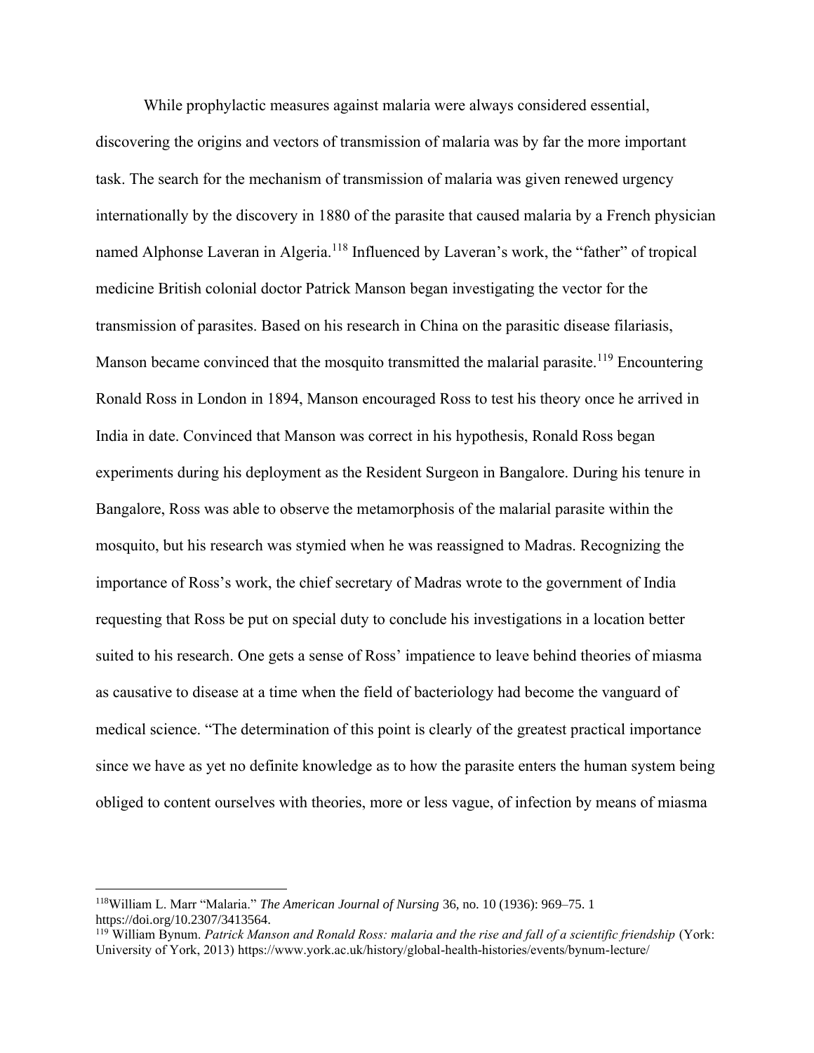While prophylactic measures against malaria were always considered essential, discovering the origins and vectors of transmission of malaria was by far the more important task. The search for the mechanism of transmission of malaria was given renewed urgency internationally by the discovery in 1880 of the parasite that caused malaria by a French physician named Alphonse Laveran in Algeria.[118] Influenced by Laveran's work, the "father" of tropical medicine British colonial doctor Patrick Manson began investigating the vector for the transmission of parasites. Based on his research in China on the parasitic disease filariasis, Manson became convinced that the mosquito transmitted the malarial parasite.[119] Encountering Ronald Ross in London in 1894, Manson encouraged Ross to test his theory once he arrived in India in date. Convinced that Manson was correct in his hypothesis, Ronald Ross began experiments during his deployment as the Resident Surgeon in Bangalore. During his tenure in Bangalore, Ross was able to observe the metamorphosis of the malarial parasite within the mosquito, but his research was stymied when he was reassigned to Madras. Recognizing the importance of Ross's work, the chief secretary of Madras wrote to the government of India requesting that Ross be put on special duty to conclude his investigations in a location better suited to his research. One gets a sense of Ross' impatience to leave behind theories of miasma as causative to disease at a time when the field of bacteriology had become the vanguard of medical science. "The determination of this point is clearly of the greatest practical importance since we have as yet no definite knowledge as to how the parasite enters the human system being obliged to content ourselves with theories, more or less vague, of infection by means of miasma

---

[118] William L. Marr "Malaria." *The American Journal of Nursing* 36, no. 10 (1936): 969–75. 1 https://doi.org/10.2307/3413564.

[119] William Bynum. *Patrick Manson and Ronald Ross: malaria and the rise and fall of a scientific friendship* (York: University of York, 2013) https://www.york.ac.uk/history/global-health-histories/events/bynum-lecture/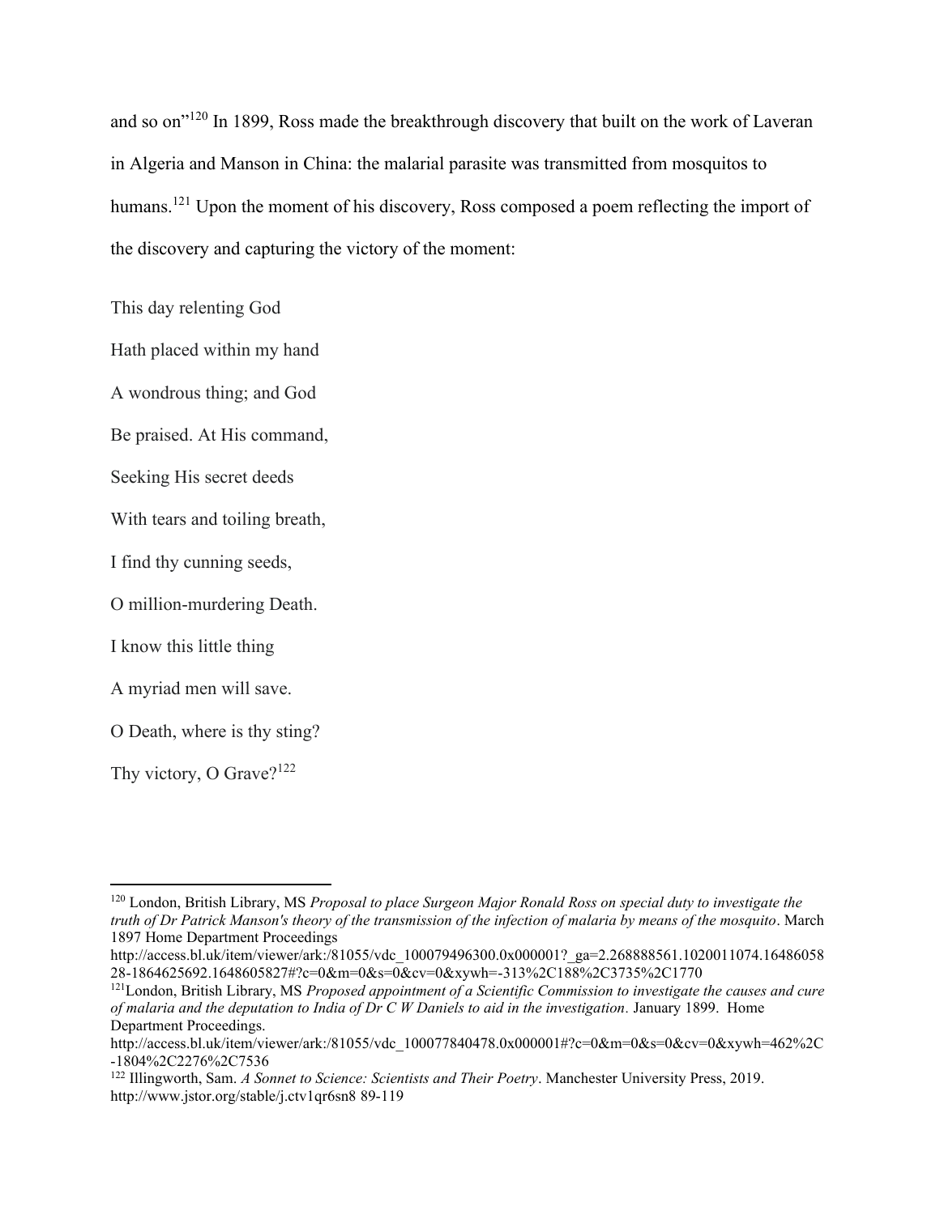and so on"[120] In 1899, Ross made the breakthrough discovery that built on the work of Laveran in Algeria and Manson in China: the malarial parasite was transmitted from mosquitos to humans.[121] Upon the moment of his discovery, Ross composed a poem reflecting the import of the discovery and capturing the victory of the moment:

This day relenting God

Hath placed within my hand

A wondrous thing; and God

Be praised. At His command,

Seeking His secret deeds

With tears and toiling breath,

I find thy cunning seeds,

O million-murdering Death.

I know this little thing

A myriad men will save.

O Death, where is thy sting?

Thy victory, O Grave?[122]

---

[120] London, British Library, MS *Proposal to place Surgeon Major Ronald Ross on special duty to investigate the truth of Dr Patrick Manson's theory of the transmission of the infection of malaria by means of the mosquito*. March 1897 Home Department Proceedings http://access.bl.uk/item/viewer/ark:/81055/vdc_100079496300.0x000001?_ga=2.268888561.1020011074.1648605828-1864625692.1648605827#?c=0&m=0&s=0&cv=0&xywh=-313%2C188%2C3735%2C1770

[121] London, British Library, MS *Proposed appointment of a Scientific Commission to investigate the causes and cure of malaria and the deputation to India of Dr C W Daniels to aid in the investigation*. January 1899. Home Department Proceedings. http://access.bl.uk/item/viewer/ark:/81055/vdc_100077840478.0x000001#?c=0&m=0&s=0&cv=0&xywh=462%2C-1804%2C2276%2C7536

[122] Illingworth, Sam. *A Sonnet to Science: Scientists and Their Poetry*. Manchester University Press, 2019. http://www.jstor.org/stable/j.ctv1qr6sn8 89-119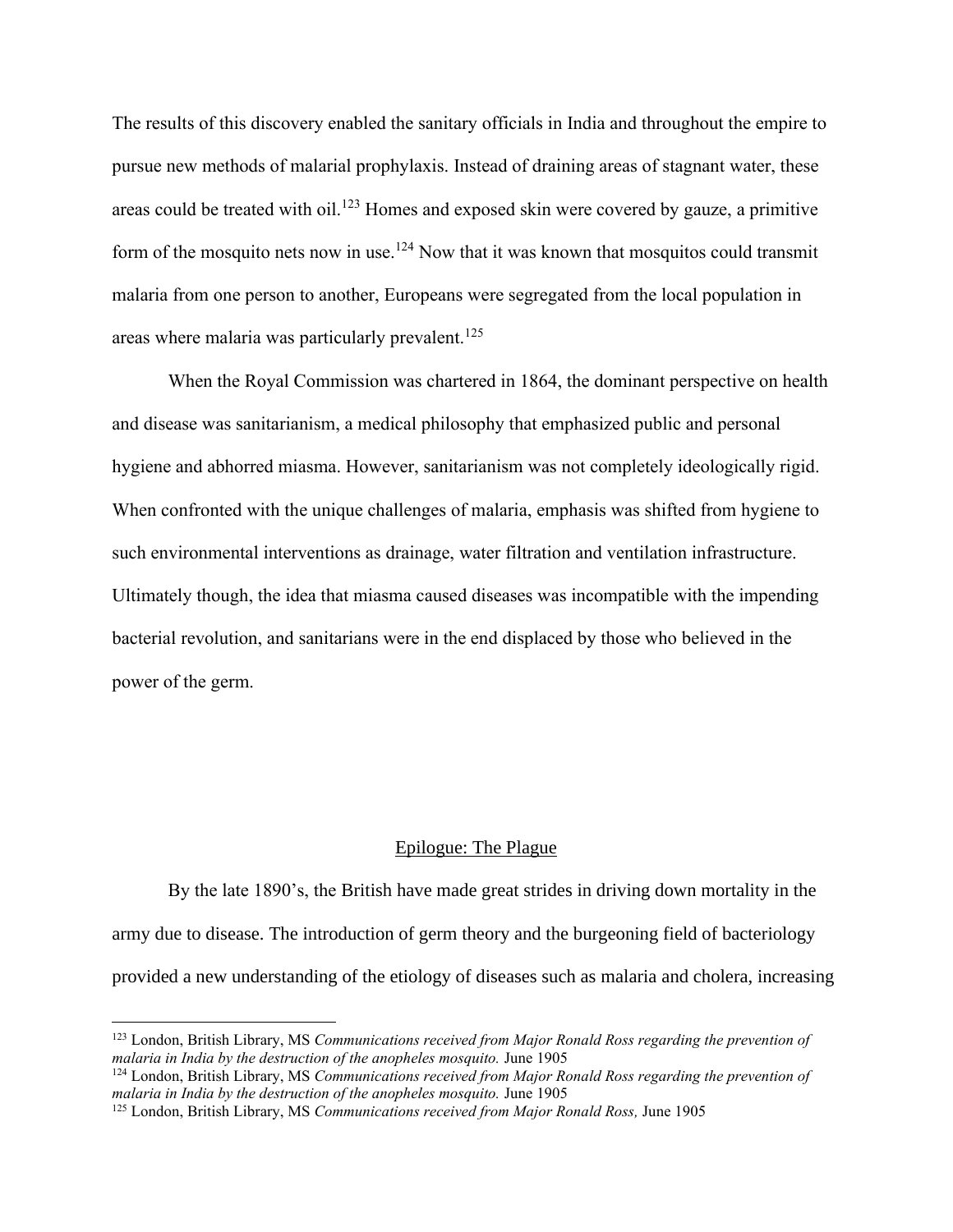The results of this discovery enabled the sanitary officials in India and throughout the empire to pursue new methods of malarial prophylaxis. Instead of draining areas of stagnant water, these areas could be treated with oil.[123] Homes and exposed skin were covered by gauze, a primitive form of the mosquito nets now in use.[124] Now that it was known that mosquitos could transmit malaria from one person to another, Europeans were segregated from the local population in areas where malaria was particularly prevalent.[125]

When the Royal Commission was chartered in 1864, the dominant perspective on health and disease was sanitarianism, a medical philosophy that emphasized public and personal hygiene and abhorred miasma. However, sanitarianism was not completely ideologically rigid. When confronted with the unique challenges of malaria, emphasis was shifted from hygiene to such environmental interventions as drainage, water filtration and ventilation infrastructure. Ultimately though, the idea that miasma caused diseases was incompatible with the impending bacterial revolution, and sanitarians were in the end displaced by those who believed in the power of the germ.

## Epilogue: The Plague

By the late 1890's, the British have made great strides in driving down mortality in the army due to disease. The introduction of germ theory and the burgeoning field of bacteriology provided a new understanding of the etiology of diseases such as malaria and cholera, increasing

---

[123] London, British Library, MS *Communications received from Major Ronald Ross regarding the prevention of malaria in India by the destruction of the anopheles mosquito.* June 1905

[124] London, British Library, MS *Communications received from Major Ronald Ross regarding the prevention of malaria in India by the destruction of the anopheles mosquito.* June 1905

[125] London, British Library, MS *Communications received from Major Ronald Ross,* June 1905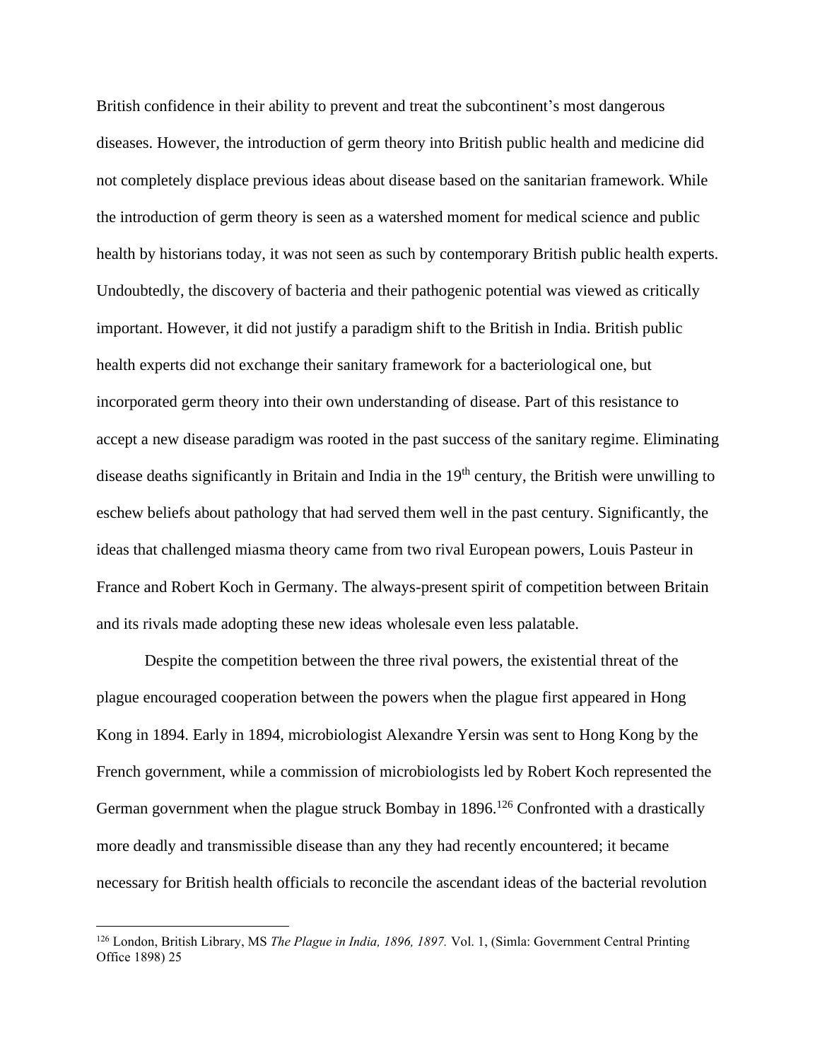British confidence in their ability to prevent and treat the subcontinent's most dangerous diseases. However, the introduction of germ theory into British public health and medicine did not completely displace previous ideas about disease based on the sanitarian framework. While the introduction of germ theory is seen as a watershed moment for medical science and public health by historians today, it was not seen as such by contemporary British public health experts. Undoubtedly, the discovery of bacteria and their pathogenic potential was viewed as critically important. However, it did not justify a paradigm shift to the British in India. British public health experts did not exchange their sanitary framework for a bacteriological one, but incorporated germ theory into their own understanding of disease. Part of this resistance to accept a new disease paradigm was rooted in the past success of the sanitary regime. Eliminating disease deaths significantly in Britain and India in the 19th century, the British were unwilling to eschew beliefs about pathology that had served them well in the past century. Significantly, the ideas that challenged miasma theory came from two rival European powers, Louis Pasteur in France and Robert Koch in Germany. The always-present spirit of competition between Britain and its rivals made adopting these new ideas wholesale even less palatable.

Despite the competition between the three rival powers, the existential threat of the plague encouraged cooperation between the powers when the plague first appeared in Hong Kong in 1894. Early in 1894, microbiologist Alexandre Yersin was sent to Hong Kong by the French government, while a commission of microbiologists led by Robert Koch represented the German government when the plague struck Bombay in 1896.[126] Confronted with a drastically more deadly and transmissible disease than any they had recently encountered; it became necessary for British health officials to reconcile the ascendant ideas of the bacterial revolution

[126] London, British Library, MS *The Plague in India, 1896, 1897.* Vol. 1, (Simla: Government Central Printing Office 1898) 25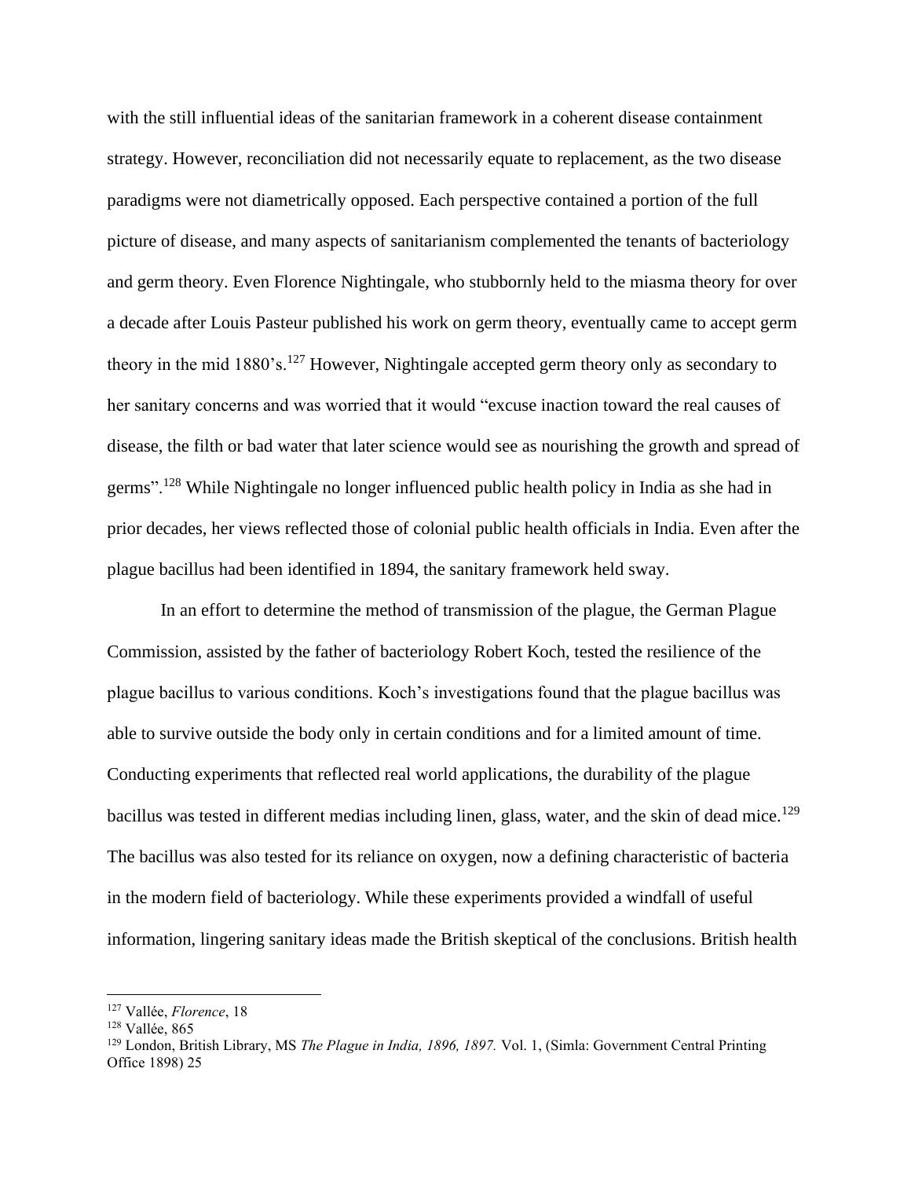with the still influential ideas of the sanitarian framework in a coherent disease containment strategy. However, reconciliation did not necessarily equate to replacement, as the two disease paradigms were not diametrically opposed. Each perspective contained a portion of the full picture of disease, and many aspects of sanitarianism complemented the tenants of bacteriology and germ theory. Even Florence Nightingale, who stubbornly held to the miasma theory for over a decade after Louis Pasteur published his work on germ theory, eventually came to accept germ theory in the mid 1880's.[127] However, Nightingale accepted germ theory only as secondary to her sanitary concerns and was worried that it would "excuse inaction toward the real causes of disease, the filth or bad water that later science would see as nourishing the growth and spread of germs".[128] While Nightingale no longer influenced public health policy in India as she had in prior decades, her views reflected those of colonial public health officials in India. Even after the plague bacillus had been identified in 1894, the sanitary framework held sway.

In an effort to determine the method of transmission of the plague, the German Plague Commission, assisted by the father of bacteriology Robert Koch, tested the resilience of the plague bacillus to various conditions. Koch's investigations found that the plague bacillus was able to survive outside the body only in certain conditions and for a limited amount of time. Conducting experiments that reflected real world applications, the durability of the plague bacillus was tested in different medias including linen, glass, water, and the skin of dead mice.[129] The bacillus was also tested for its reliance on oxygen, now a defining characteristic of bacteria in the modern field of bacteriology. While these experiments provided a windfall of useful information, lingering sanitary ideas made the British skeptical of the conclusions. British health

---

[127] Vallée, *Florence*, 18

[128] Vallée, 865

[129] London, British Library, MS *The Plague in India, 1896, 1897.* Vol. 1, (Simla: Government Central Printing Office 1898) 25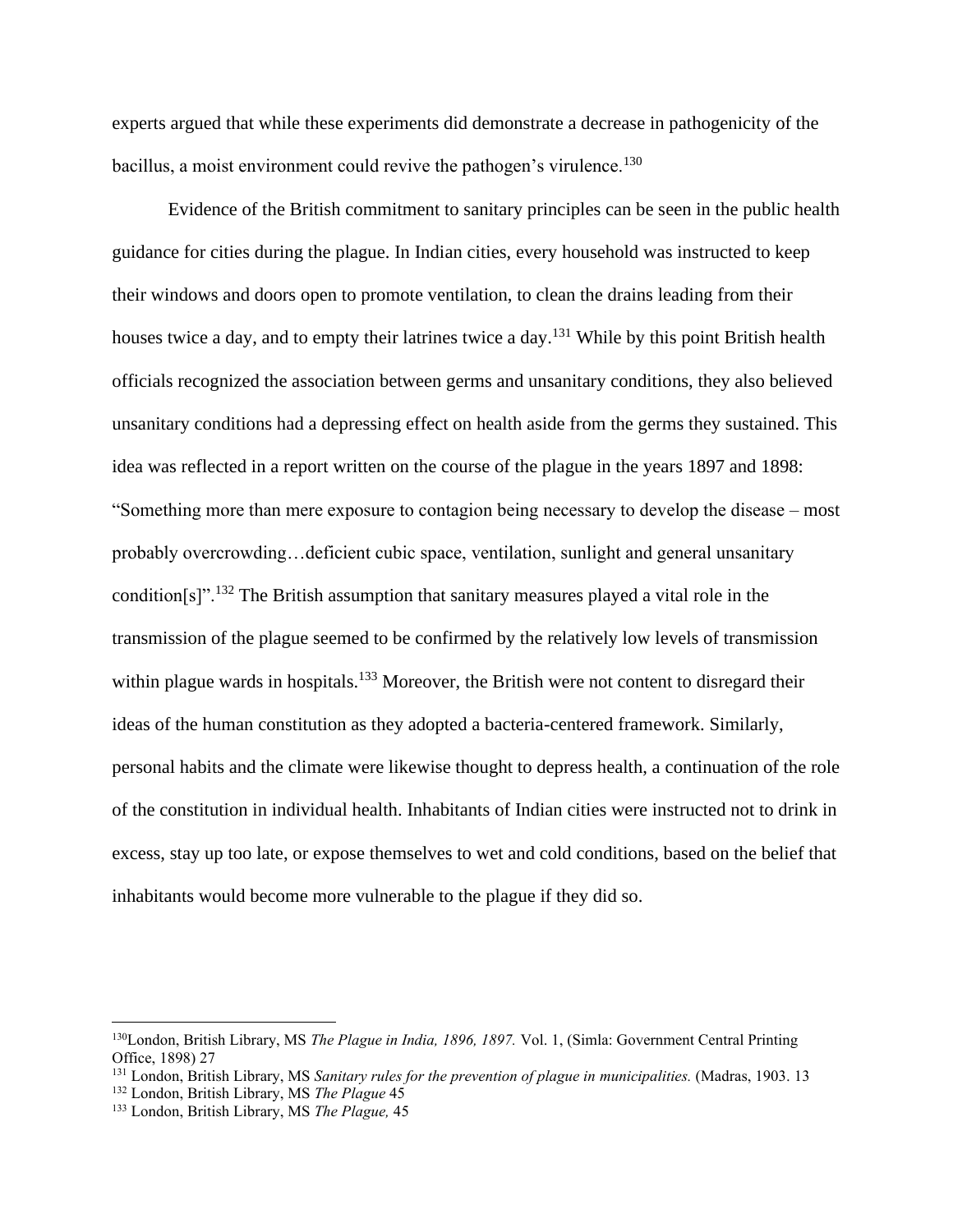experts argued that while these experiments did demonstrate a decrease in pathogenicity of the bacillus, a moist environment could revive the pathogen's virulence.[130]

Evidence of the British commitment to sanitary principles can be seen in the public health guidance for cities during the plague. In Indian cities, every household was instructed to keep their windows and doors open to promote ventilation, to clean the drains leading from their houses twice a day, and to empty their latrines twice a day.[131] While by this point British health officials recognized the association between germs and unsanitary conditions, they also believed unsanitary conditions had a depressing effect on health aside from the germs they sustained. This idea was reflected in a report written on the course of the plague in the years 1897 and 1898: "Something more than mere exposure to contagion being necessary to develop the disease – most probably overcrowding…deficient cubic space, ventilation, sunlight and general unsanitary condition[s]".[132] The British assumption that sanitary measures played a vital role in the transmission of the plague seemed to be confirmed by the relatively low levels of transmission within plague wards in hospitals.[133] Moreover, the British were not content to disregard their ideas of the human constitution as they adopted a bacteria-centered framework. Similarly, personal habits and the climate were likewise thought to depress health, a continuation of the role of the constitution in individual health. Inhabitants of Indian cities were instructed not to drink in excess, stay up too late, or expose themselves to wet and cold conditions, based on the belief that inhabitants would become more vulnerable to the plague if they did so.

---

[130]London, British Library, MS *The Plague in India, 1896, 1897.* Vol. 1, (Simla: Government Central Printing Office, 1898) 27

[131] London, British Library, MS *Sanitary rules for the prevention of plague in municipalities.* (Madras, 1903. 13

[132] London, British Library, MS *The Plague* 45

[133] London, British Library, MS *The Plague,* 45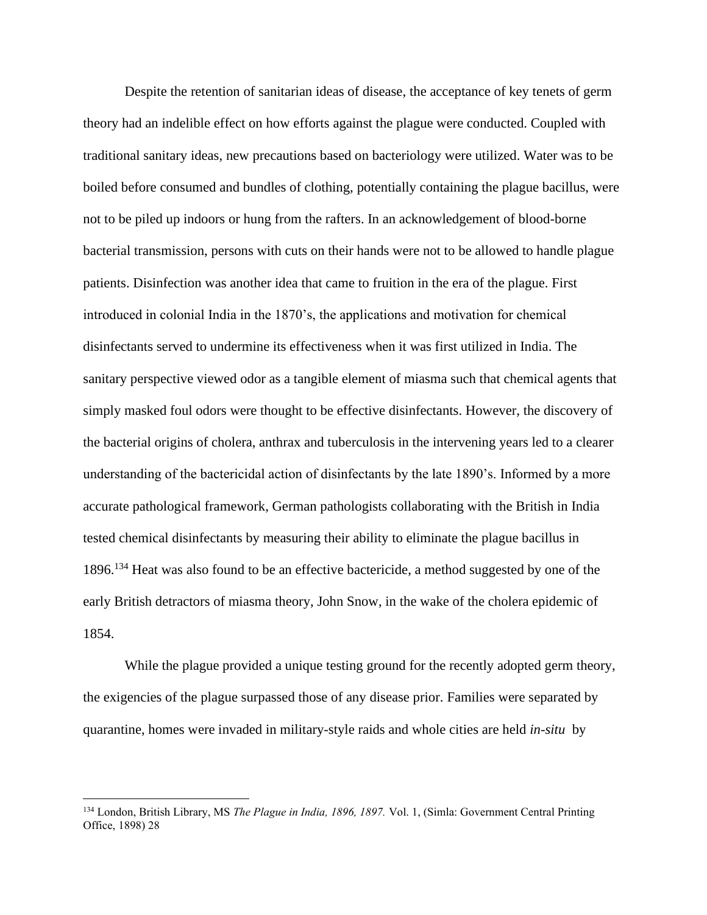Despite the retention of sanitarian ideas of disease, the acceptance of key tenets of germ theory had an indelible effect on how efforts against the plague were conducted. Coupled with traditional sanitary ideas, new precautions based on bacteriology were utilized. Water was to be boiled before consumed and bundles of clothing, potentially containing the plague bacillus, were not to be piled up indoors or hung from the rafters. In an acknowledgement of blood-borne bacterial transmission, persons with cuts on their hands were not to be allowed to handle plague patients. Disinfection was another idea that came to fruition in the era of the plague. First introduced in colonial India in the 1870's, the applications and motivation for chemical disinfectants served to undermine its effectiveness when it was first utilized in India. The sanitary perspective viewed odor as a tangible element of miasma such that chemical agents that simply masked foul odors were thought to be effective disinfectants. However, the discovery of the bacterial origins of cholera, anthrax and tuberculosis in the intervening years led to a clearer understanding of the bactericidal action of disinfectants by the late 1890's. Informed by a more accurate pathological framework, German pathologists collaborating with the British in India tested chemical disinfectants by measuring their ability to eliminate the plague bacillus in 1896.[134] Heat was also found to be an effective bactericide, a method suggested by one of the early British detractors of miasma theory, John Snow, in the wake of the cholera epidemic of 1854.

While the plague provided a unique testing ground for the recently adopted germ theory, the exigencies of the plague surpassed those of any disease prior. Families were separated by quarantine, homes were invaded in military-style raids and whole cities are held *in-situ* by

---

[134] London, British Library, MS *The Plague in India, 1896, 1897.* Vol. 1, (Simla: Government Central Printing Office, 1898) 28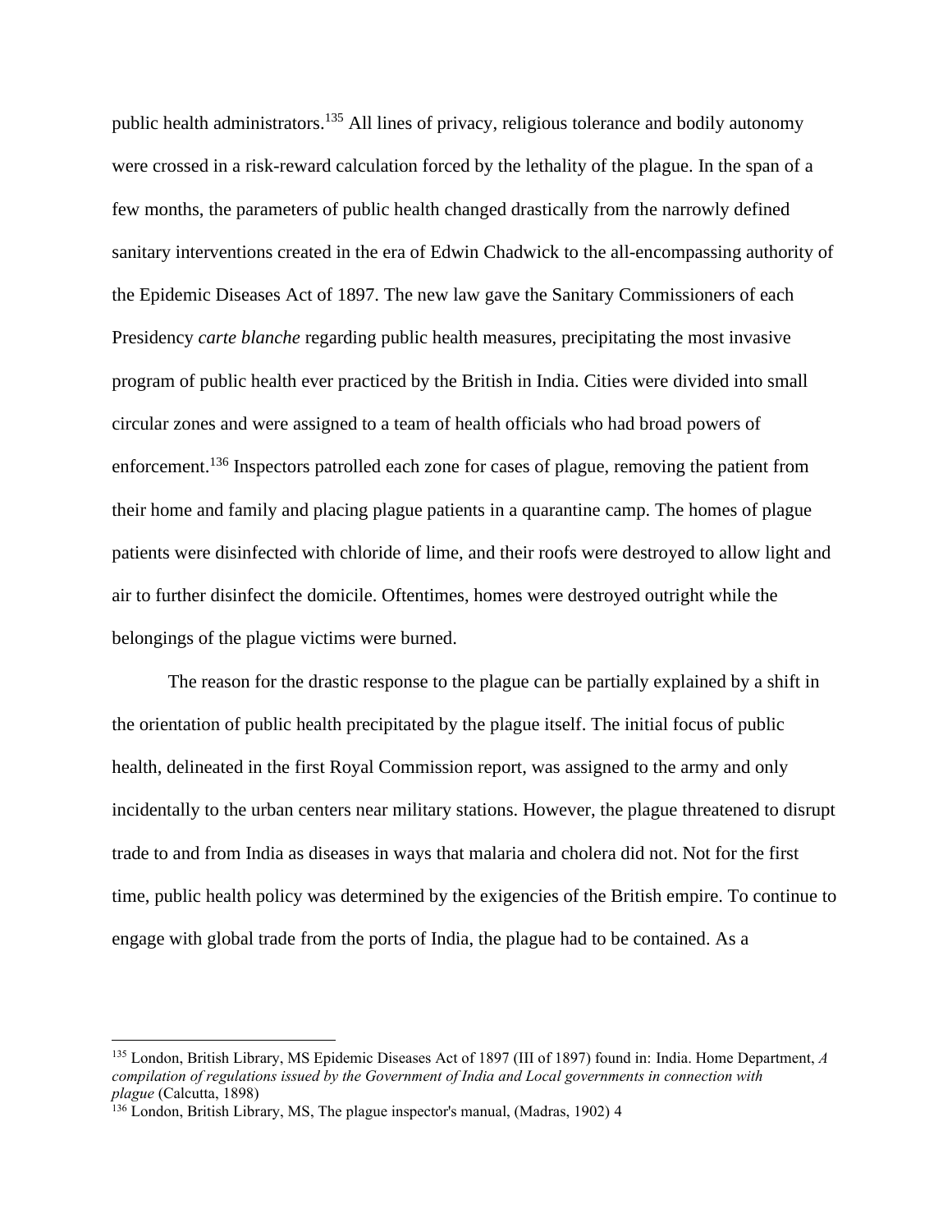public health administrators.[135] All lines of privacy, religious tolerance and bodily autonomy were crossed in a risk-reward calculation forced by the lethality of the plague. In the span of a few months, the parameters of public health changed drastically from the narrowly defined sanitary interventions created in the era of Edwin Chadwick to the all-encompassing authority of the Epidemic Diseases Act of 1897. The new law gave the Sanitary Commissioners of each Presidency *carte blanche* regarding public health measures, precipitating the most invasive program of public health ever practiced by the British in India. Cities were divided into small circular zones and were assigned to a team of health officials who had broad powers of enforcement.[136] Inspectors patrolled each zone for cases of plague, removing the patient from their home and family and placing plague patients in a quarantine camp. The homes of plague patients were disinfected with chloride of lime, and their roofs were destroyed to allow light and air to further disinfect the domicile. Oftentimes, homes were destroyed outright while the belongings of the plague victims were burned.

The reason for the drastic response to the plague can be partially explained by a shift in the orientation of public health precipitated by the plague itself. The initial focus of public health, delineated in the first Royal Commission report, was assigned to the army and only incidentally to the urban centers near military stations. However, the plague threatened to disrupt trade to and from India as diseases in ways that malaria and cholera did not. Not for the first time, public health policy was determined by the exigencies of the British empire. To continue to engage with global trade from the ports of India, the plague had to be contained. As a

---

[135] London, British Library, MS Epidemic Diseases Act of 1897 (III of 1897) found in: India. Home Department, *A compilation of regulations issued by the Government of India and Local governments in connection with plague* (Calcutta, 1898)

[136] London, British Library, MS, The plague inspector's manual, (Madras, 1902) 4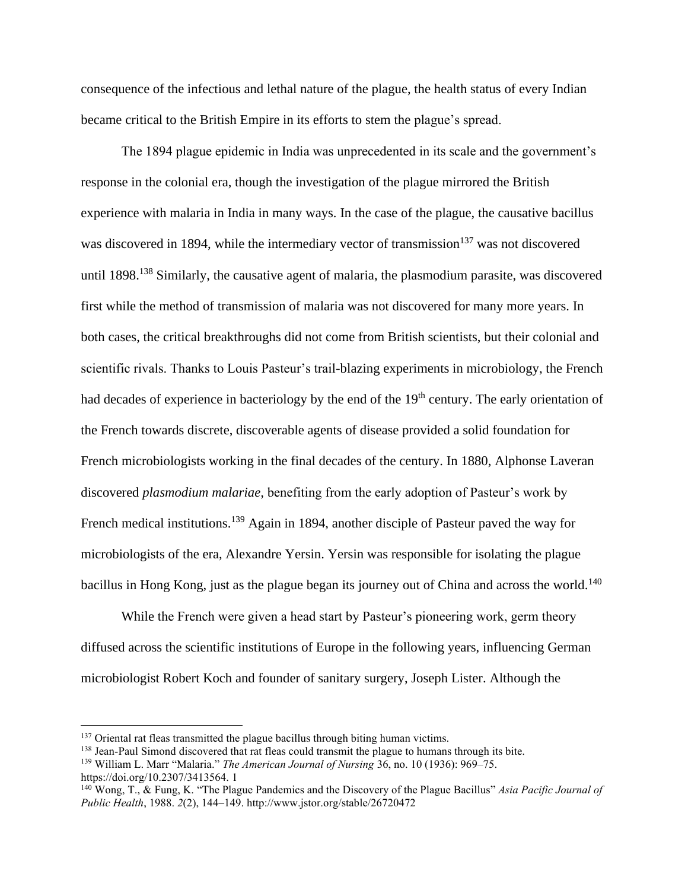consequence of the infectious and lethal nature of the plague, the health status of every Indian became critical to the British Empire in its efforts to stem the plague's spread.

The 1894 plague epidemic in India was unprecedented in its scale and the government's response in the colonial era, though the investigation of the plague mirrored the British experience with malaria in India in many ways. In the case of the plague, the causative bacillus was discovered in 1894, while the intermediary vector of transmission[137] was not discovered until 1898.[138] Similarly, the causative agent of malaria, the plasmodium parasite, was discovered first while the method of transmission of malaria was not discovered for many more years. In both cases, the critical breakthroughs did not come from British scientists, but their colonial and scientific rivals. Thanks to Louis Pasteur's trail-blazing experiments in microbiology, the French had decades of experience in bacteriology by the end of the 19th century. The early orientation of the French towards discrete, discoverable agents of disease provided a solid foundation for French microbiologists working in the final decades of the century. In 1880, Alphonse Laveran discovered *plasmodium malariae*, benefiting from the early adoption of Pasteur's work by French medical institutions.[139] Again in 1894, another disciple of Pasteur paved the way for microbiologists of the era, Alexandre Yersin. Yersin was responsible for isolating the plague bacillus in Hong Kong, just as the plague began its journey out of China and across the world.[140]

While the French were given a head start by Pasteur's pioneering work, germ theory diffused across the scientific institutions of Europe in the following years, influencing German microbiologist Robert Koch and founder of sanitary surgery, Joseph Lister. Although the

---

[137] Oriental rat fleas transmitted the plague bacillus through biting human victims.

[138] Jean-Paul Simond discovered that rat fleas could transmit the plague to humans through its bite.

[139] William L. Marr "Malaria." *The American Journal of Nursing* 36, no. 10 (1936): 969–75. https://doi.org/10.2307/3413564. 1

[140] Wong, T., & Fung, K. "The Plague Pandemics and the Discovery of the Plague Bacillus" *Asia Pacific Journal of Public Health*, 1988. *2*(2), 144–149. http://www.jstor.org/stable/26720472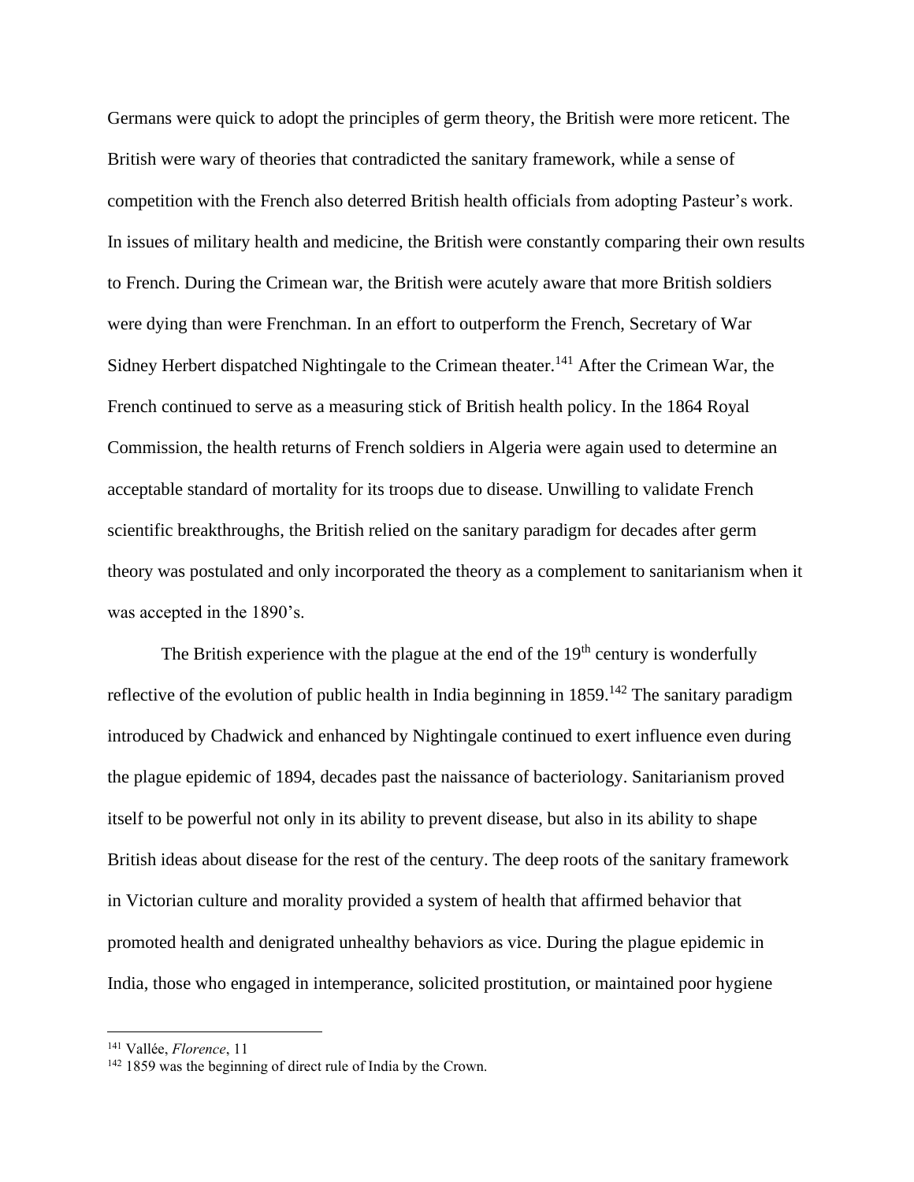Germans were quick to adopt the principles of germ theory, the British were more reticent. The British were wary of theories that contradicted the sanitary framework, while a sense of competition with the French also deterred British health officials from adopting Pasteur's work. In issues of military health and medicine, the British were constantly comparing their own results to French. During the Crimean war, the British were acutely aware that more British soldiers were dying than were Frenchman. In an effort to outperform the French, Secretary of War Sidney Herbert dispatched Nightingale to the Crimean theater.[141] After the Crimean War, the French continued to serve as a measuring stick of British health policy. In the 1864 Royal Commission, the health returns of French soldiers in Algeria were again used to determine an acceptable standard of mortality for its troops due to disease. Unwilling to validate French scientific breakthroughs, the British relied on the sanitary paradigm for decades after germ theory was postulated and only incorporated the theory as a complement to sanitarianism when it was accepted in the 1890's.

The British experience with the plague at the end of the 19th century is wonderfully reflective of the evolution of public health in India beginning in 1859.[142] The sanitary paradigm introduced by Chadwick and enhanced by Nightingale continued to exert influence even during the plague epidemic of 1894, decades past the naissance of bacteriology. Sanitarianism proved itself to be powerful not only in its ability to prevent disease, but also in its ability to shape British ideas about disease for the rest of the century. The deep roots of the sanitary framework in Victorian culture and morality provided a system of health that affirmed behavior that promoted health and denigrated unhealthy behaviors as vice. During the plague epidemic in India, those who engaged in intemperance, solicited prostitution, or maintained poor hygiene

---

[141] Vallée, *Florence*, 11

[142] 1859 was the beginning of direct rule of India by the Crown.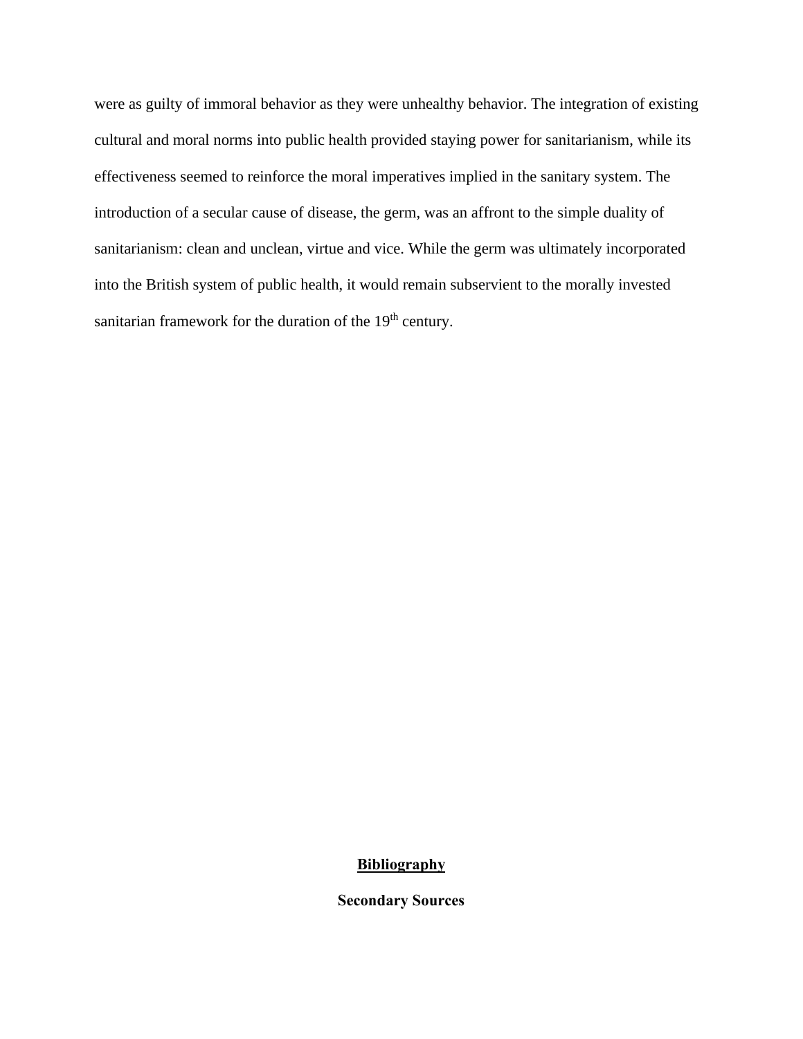were as guilty of immoral behavior as they were unhealthy behavior. The integration of existing cultural and moral norms into public health provided staying power for sanitarianism, while its effectiveness seemed to reinforce the moral imperatives implied in the sanitary system. The introduction of a secular cause of disease, the germ, was an affront to the simple duality of sanitarianism: clean and unclean, virtue and vice. While the germ was ultimately incorporated into the British system of public health, it would remain subservient to the morally invested sanitarian framework for the duration of the $19^{th}$ century.

# Bibliography

## Secondary Sources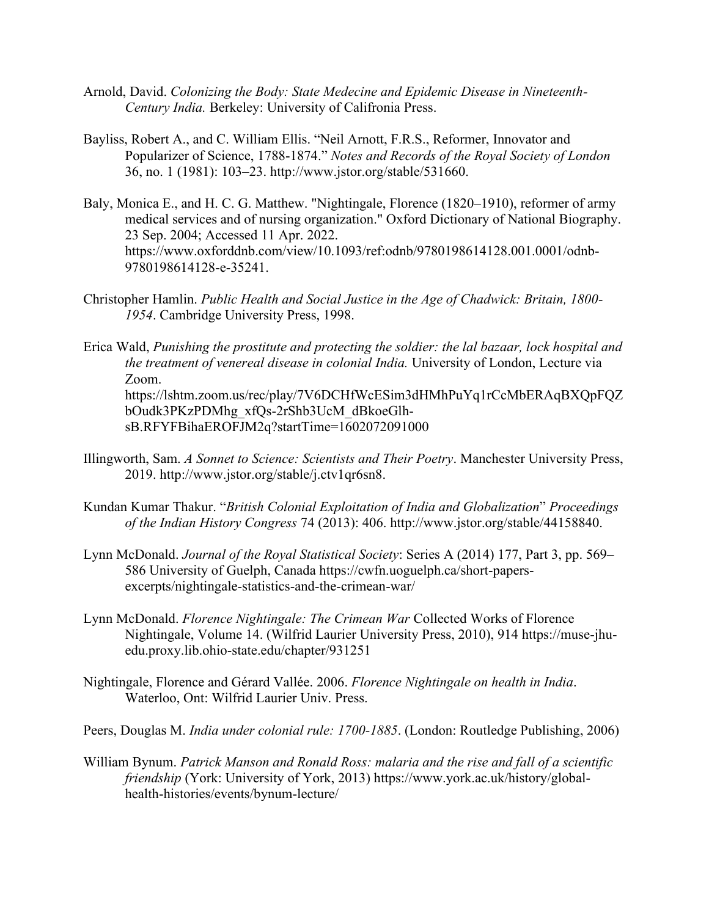Arnold, David. *Colonizing the Body: State Medecine and Epidemic Disease in Nineteenth-Century India.* Berkeley: University of Califronia Press.

Bayliss, Robert A., and C. William Ellis. "Neil Arnott, F.R.S., Reformer, Innovator and Popularizer of Science, 1788-1874." *Notes and Records of the Royal Society of London* 36, no. 1 (1981): 103–23. http://www.jstor.org/stable/531660.

Baly, Monica E., and H. C. G. Matthew. "Nightingale, Florence (1820–1910), reformer of army medical services and of nursing organization." Oxford Dictionary of National Biography. 23 Sep. 2004; Accessed 11 Apr. 2022. https://www.oxforddnb.com/view/10.1093/ref:odnb/9780198614128.001.0001/odnb-9780198614128-e-35241.

Christopher Hamlin. *Public Health and Social Justice in the Age of Chadwick: Britain, 1800-1954*. Cambridge University Press, 1998.

Erica Wald, *Punishing the prostitute and protecting the soldier: the lal bazaar, lock hospital and the treatment of venereal disease in colonial India.* University of London, Lecture via Zoom. https://lshtm.zoom.us/rec/play/7V6DCHfWcESim3dHMhPuYq1rCcMbERAqBXQpFQZbOudk3PKzPDMhg_xfQs-2rShb3UcM_dBkoeGlh-sB.RFYFBihaEROFJM2q?startTime=1602072091000

Illingworth, Sam. *A Sonnet to Science: Scientists and Their Poetry*. Manchester University Press, 2019. http://www.jstor.org/stable/j.ctv1qr6sn8.

Kundan Kumar Thakur. "*British Colonial Exploitation of India and Globalization*" *Proceedings of the Indian History Congress* 74 (2013): 406. http://www.jstor.org/stable/44158840.

Lynn McDonald. *Journal of the Royal Statistical Society*: Series A (2014) 177, Part 3, pp. 569–586 University of Guelph, Canada https://cwfn.uoguelph.ca/short-papers-excerpts/nightingale-statistics-and-the-crimean-war/

Lynn McDonald. *Florence Nightingale: The Crimean War* Collected Works of Florence Nightingale, Volume 14. (Wilfrid Laurier University Press, 2010), 914 https://muse-jhu-edu.proxy.lib.ohio-state.edu/chapter/931251

Nightingale, Florence and Gérard Vallée. 2006. *Florence Nightingale on health in India*. Waterloo, Ont: Wilfrid Laurier Univ. Press.

Peers, Douglas M. *India under colonial rule: 1700-1885*. (London: Routledge Publishing, 2006)

William Bynum. *Patrick Manson and Ronald Ross: malaria and the rise and fall of a scientific friendship* (York: University of York, 2013) https://www.york.ac.uk/history/global-health-histories/events/bynum-lecture/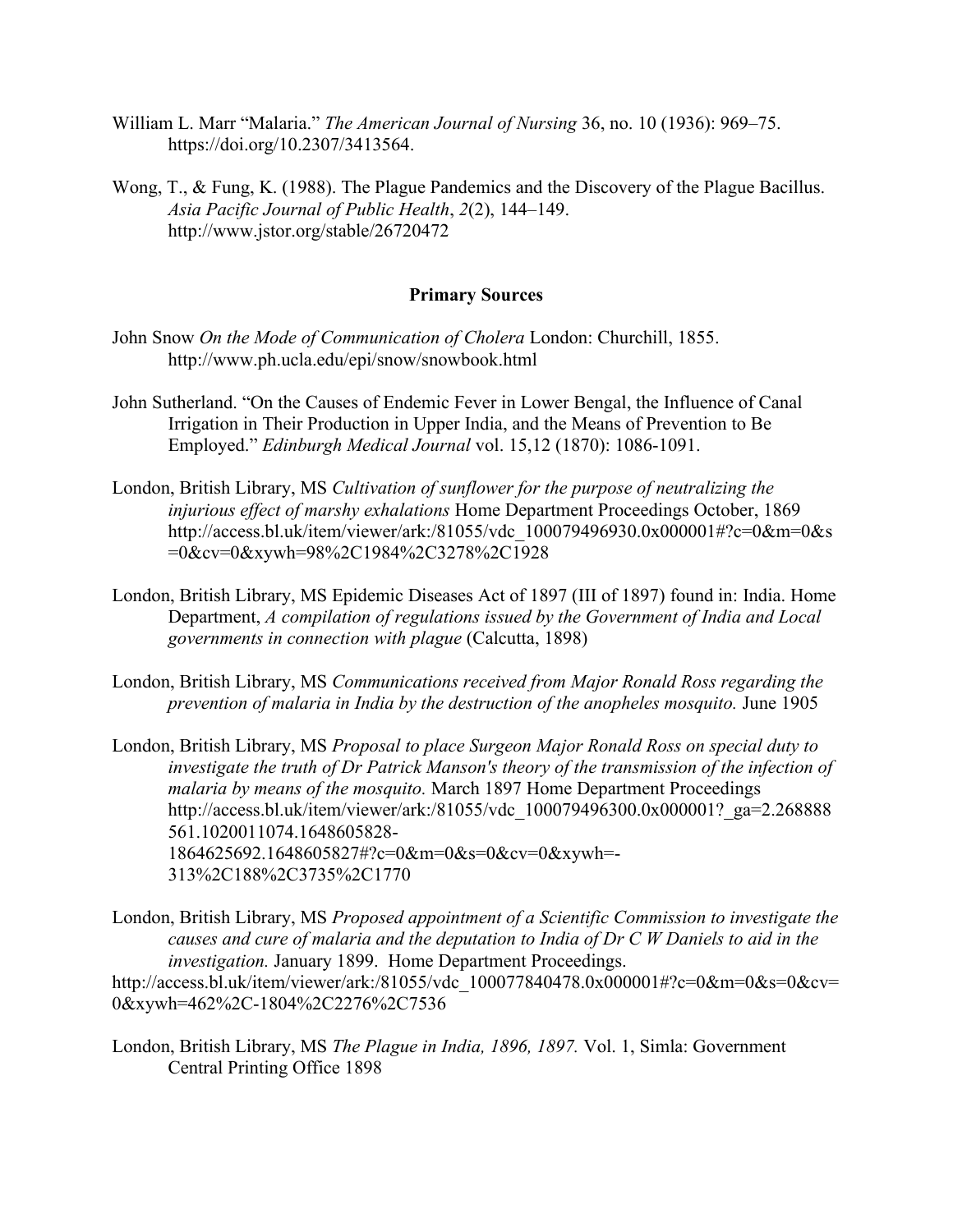William L. Marr "Malaria." *The American Journal of Nursing* 36, no. 10 (1936): 969–75. https://doi.org/10.2307/3413564.

Wong, T., & Fung, K. (1988). The Plague Pandemics and the Discovery of the Plague Bacillus. *Asia Pacific Journal of Public Health*, *2*(2), 144–149. http://www.jstor.org/stable/26720472

**Primary Sources**

John Snow *On the Mode of Communication of Cholera* London: Churchill, 1855. http://www.ph.ucla.edu/epi/snow/snowbook.html

John Sutherland. "On the Causes of Endemic Fever in Lower Bengal, the Influence of Canal Irrigation in Their Production in Upper India, and the Means of Prevention to Be Employed." *Edinburgh Medical Journal* vol. 15,12 (1870): 1086-1091.

London, British Library, MS *Cultivation of sunflower for the purpose of neutralizing the injurious effect of marshy exhalations* Home Department Proceedings October, 1869 http://access.bl.uk/item/viewer/ark:/81055/vdc_100079496930.0x000001#?c=0&m=0&s=0&cv=0&xywh=98%2C1984%2C3278%2C1928

London, British Library, MS Epidemic Diseases Act of 1897 (III of 1897) found in: India. Home Department, *A compilation of regulations issued by the Government of India and Local governments in connection with plague* (Calcutta, 1898)

London, British Library, MS *Communications received from Major Ronald Ross regarding the prevention of malaria in India by the destruction of the anopheles mosquito.* June 1905

London, British Library, MS *Proposal to place Surgeon Major Ronald Ross on special duty to investigate the truth of Dr Patrick Manson's theory of the transmission of the infection of malaria by means of the mosquito.* March 1897 Home Department Proceedings http://access.bl.uk/item/viewer/ark:/81055/vdc_100079496300.0x000001?_ga=2.268888561.1020011074.1648605828-1864625692.1648605827#?c=0&m=0&s=0&cv=0&xywh=-313%2C188%2C3735%2C1770

London, British Library, MS *Proposed appointment of a Scientific Commission to investigate the causes and cure of malaria and the deputation to India of Dr C W Daniels to aid in the investigation.* January 1899. Home Department Proceedings. http://access.bl.uk/item/viewer/ark:/81055/vdc_100077840478.0x000001#?c=0&m=0&s=0&cv=0&xywh=462%2C-1804%2C2276%2C7536

London, British Library, MS *The Plague in India, 1896, 1897.* Vol. 1, Simla: Government Central Printing Office 1898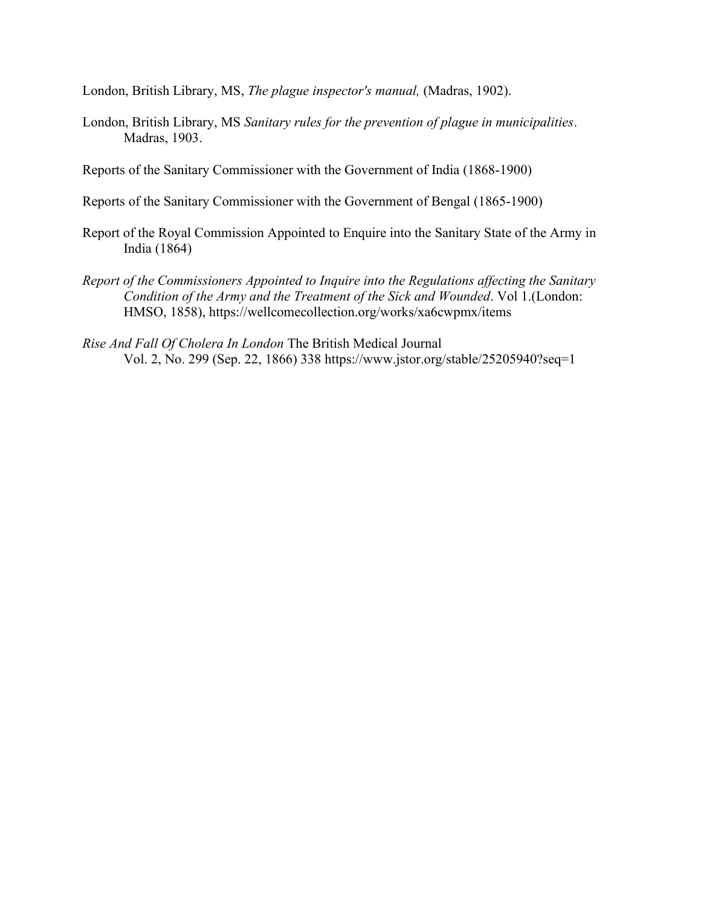London, British Library, MS, *The plague inspector's manual,* (Madras, 1902).

London, British Library, MS *Sanitary rules for the prevention of plague in municipalities*. Madras, 1903.

Reports of the Sanitary Commissioner with the Government of India (1868-1900)

Reports of the Sanitary Commissioner with the Government of Bengal (1865-1900)

Report of the Royal Commission Appointed to Enquire into the Sanitary State of the Army in India (1864)

*Report of the Commissioners Appointed to Inquire into the Regulations affecting the Sanitary Condition of the Army and the Treatment of the Sick and Wounded*. Vol 1.(London: HMSO, 1858), https://wellcomecollection.org/works/xa6cwpmx/items

*Rise And Fall Of Cholera In London* The British Medical Journal Vol. 2, No. 299 (Sep. 22, 1866) 338 https://www.jstor.org/stable/25205940?seq=1